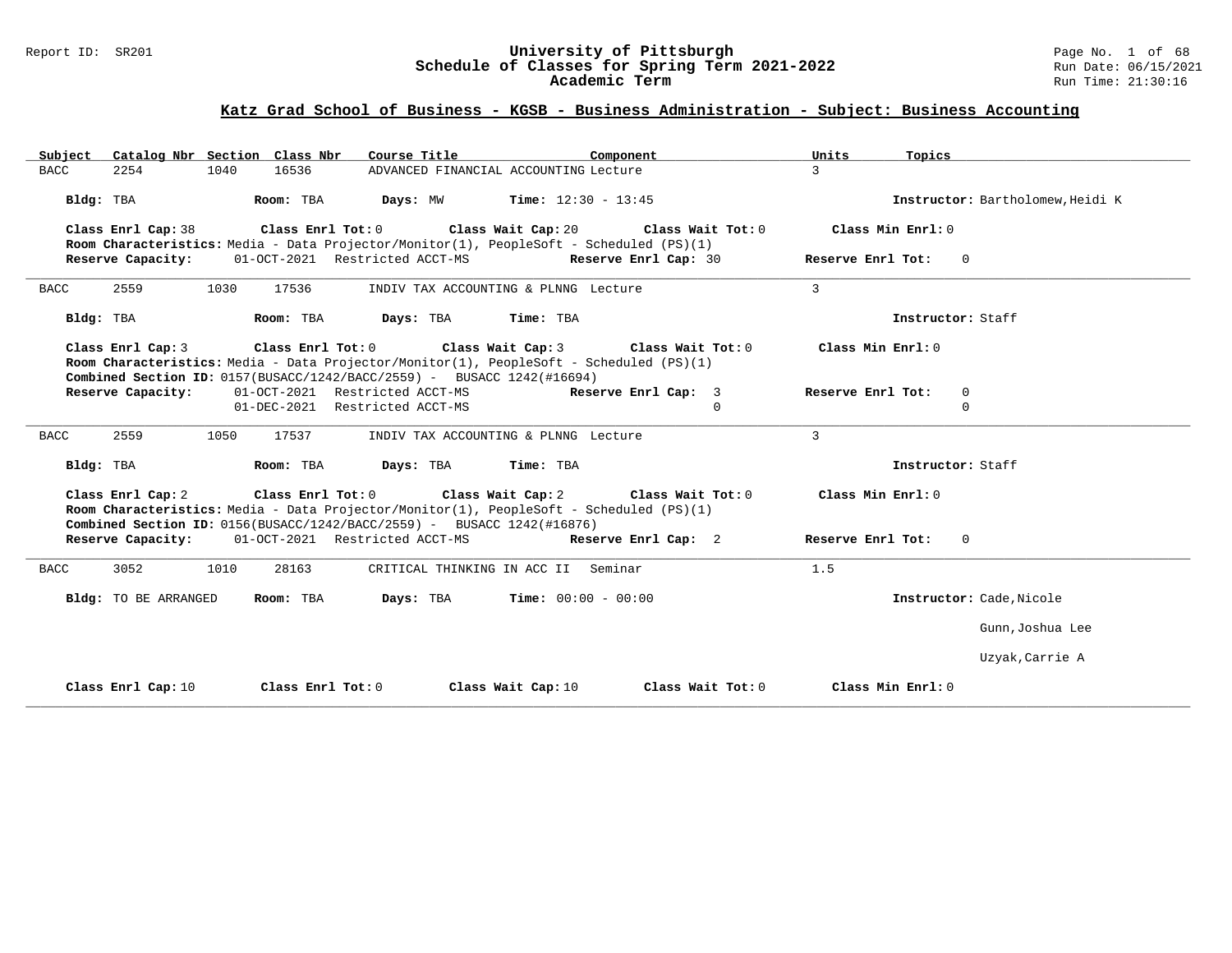# University of Pittsburgh
## Schedule of Classes for Spring Term 2021-2022
### Academic Term

Report ID: SR201

Run Date: 06/15/2021
Run Time: 21:30:16

## Katz Grad School of Business - KGSB - Business Administration - Subject: Business Accounting

| Subject | Catalog Nbr | Section | Class Nbr | Course Title | Component | Units | Topics |
|---|---|---|---|---|---|---|---|
| BACC | 2254 | 1040 | 16536 | ADVANCED FINANCIAL ACCOUNTING | Lecture | 3 | |

**Bldg:** TBA **Room:** TBA **Days:** MW **Time:** 12:30 - 13:45 **Instructor:** Bartholomew,Heidi K

**Class Enrl Cap:** 38 **Class Enrl Tot:** 0 **Class Wait Cap:** 20 **Class Wait Tot:** 0 **Class Min Enrl:** 0

**Room Characteristics:** Media - Data Projector/Monitor(1), PeopleSoft - Scheduled (PS)(1)

**Reserve Capacity:** 01-OCT-2021 Restricted ACCT-MS **Reserve Enrl Cap:** 30 **Reserve Enrl Tot:** 0

---

| Subject | Catalog Nbr | Section | Class Nbr | Course Title | Component | Units | Topics |
|---|---|---|---|---|---|---|---|
| BACC | 2559 | 1030 | 17536 | INDIV TAX ACCOUNTING & PLNNG | Lecture | 3 | |

**Bldg:** TBA **Room:** TBA **Days:** TBA **Time:** TBA **Instructor:** Staff

**Class Enrl Cap:** 3 **Class Enrl Tot:** 0 **Class Wait Cap:** 3 **Class Wait Tot:** 0 **Class Min Enrl:** 0

**Room Characteristics:** Media - Data Projector/Monitor(1), PeopleSoft - Scheduled (PS)(1)

**Combined Section ID:** 0157(BUSACC/1242/BACC/2559) - BUSACC 1242(#16694)

| Reserve Capacity | | Reserve Enrl Cap | Reserve Enrl Tot |
|---|---|---|---|
| 01-OCT-2021 | Restricted ACCT-MS | 3 | 0 |
| 01-DEC-2021 | Restricted ACCT-MS | 0 | 0 |

---

| Subject | Catalog Nbr | Section | Class Nbr | Course Title | Component | Units | Topics |
|---|---|---|---|---|---|---|---|
| BACC | 2559 | 1050 | 17537 | INDIV TAX ACCOUNTING & PLNNG | Lecture | 3 | |

**Bldg:** TBA **Room:** TBA **Days:** TBA **Time:** TBA **Instructor:** Staff

**Class Enrl Cap:** 2 **Class Enrl Tot:** 0 **Class Wait Cap:** 2 **Class Wait Tot:** 0 **Class Min Enrl:** 0

**Room Characteristics:** Media - Data Projector/Monitor(1), PeopleSoft - Scheduled (PS)(1)

**Combined Section ID:** 0156(BUSACC/1242/BACC/2559) - BUSACC 1242(#16876)

**Reserve Capacity:** 01-OCT-2021 Restricted ACCT-MS **Reserve Enrl Cap:** 2 **Reserve Enrl Tot:** 0

---

| Subject | Catalog Nbr | Section | Class Nbr | Course Title | Component | Units | Topics |
|---|---|---|---|---|---|---|---|
| BACC | 3052 | 1010 | 28163 | CRITICAL THINKING IN ACC II | Seminar | 1.5 | |

**Bldg:** TO BE ARRANGED **Room:** TBA **Days:** TBA **Time:** 00:00 - 00:00 **Instructor:** Cade,Nicole; Gunn,Joshua Lee; Uzyak,Carrie A

**Class Enrl Cap:** 10 **Class Enrl Tot:** 0 **Class Wait Cap:** 10 **Class Wait Tot:** 0 **Class Min Enrl:** 0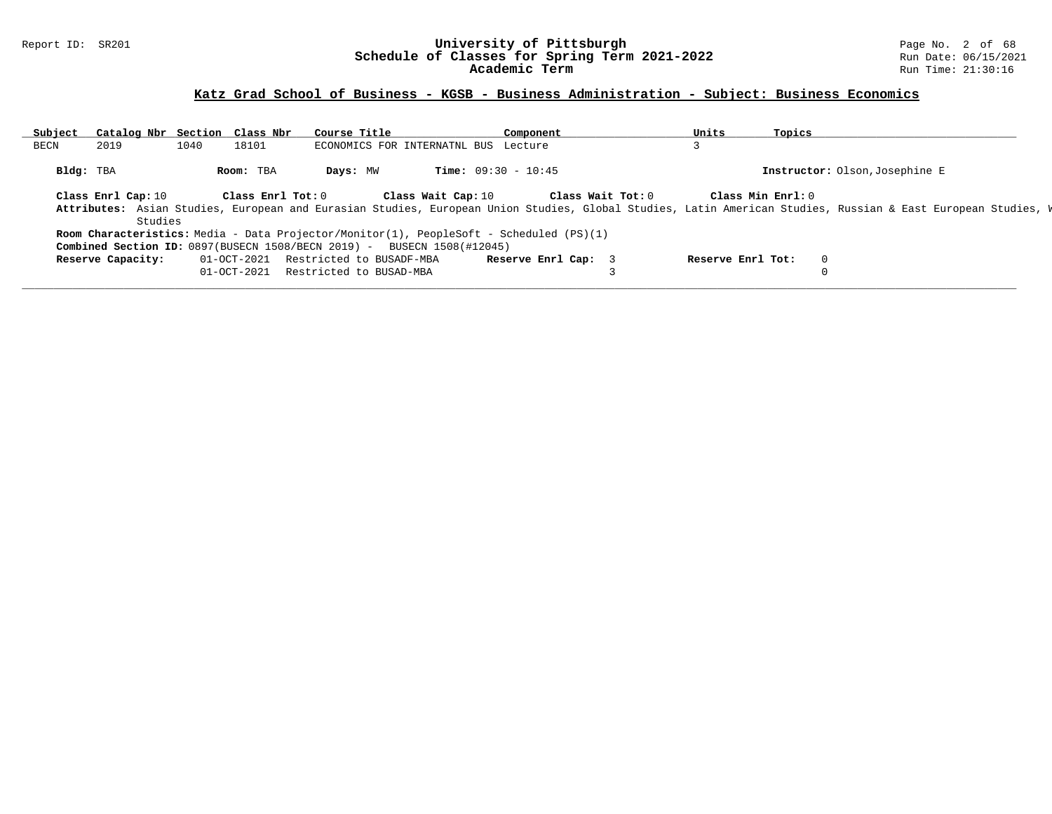## Katz Grad School of Business - KGSB - Business Administration - Subject: Business Economics

| Subject | Catalog Nbr | Section | Class Nbr | Course Title | Component | Units | Topics |
|---|---|---|---|---|---|---|---|
| BECN | 2019 | 1040 | 18101 | ECONOMICS FOR INTERNATNL BUS | Lecture | 3 | |

**Bldg:** TBA **Room:** TBA **Days:** MW **Time:** 09:30 - 10:45 **Instructor:** Olson,Josephine E

**Class Enrl Cap:** 10 **Class Enrl Tot:** 0 **Class Wait Cap:** 10 **Class Wait Tot:** 0 **Class Min Enrl:** 0

**Attributes:** Asian Studies, European and Eurasian Studies, European Union Studies, Global Studies, Latin American Studies, Russian & East European Studies, W Studies

**Room Characteristics:** Media - Data Projector/Monitor(1), PeopleSoft - Scheduled (PS)(1)

**Combined Section ID:** 0897(BUSECN 1508/BECN 2019) - BUSECN 1508(#12045)

| Reserve Capacity: | | Reserve Enrl Cap: | Reserve Enrl Tot: |
|---|---|---|---|
| 01-OCT-2021 | Restricted to BUSADF-MBA | 3 | 0 |
| 01-OCT-2021 | Restricted to BUSAD-MBA | 3 | 0 |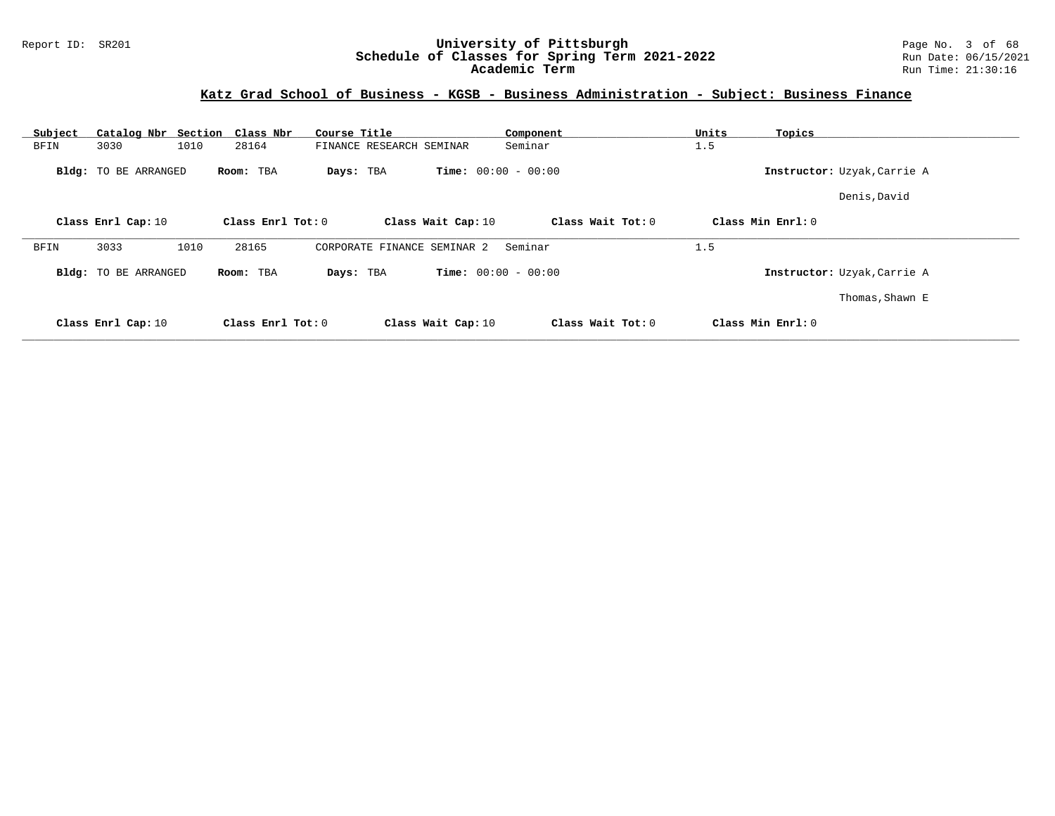## Katz Grad School of Business - KGSB - Business Administration - Subject: Business Finance

| Subject | Catalog Nbr | Section | Class Nbr | Course Title | Component | Units | Topics |
|---|---|---|---|---|---|---|---|
| BFIN | 3030 | 1010 | 28164 | FINANCE RESEARCH SEMINAR | Seminar | 1.5 | |

**Bldg:** TO BE ARRANGED **Room:** TBA **Days:** TBA **Time:** 00:00 - 00:00 **Instructor:** Uzyak,Carrie A

Denis,David

**Class Enrl Cap:** 10 **Class Enrl Tot:** 0 **Class Wait Cap:** 10 **Class Wait Tot:** 0 **Class Min Enrl:** 0

---

| Subject | Catalog Nbr | Section | Class Nbr | Course Title | Component | Units | Topics |
|---|---|---|---|---|---|---|---|
| BFIN | 3033 | 1010 | 28165 | CORPORATE FINANCE SEMINAR 2 | Seminar | 1.5 | |

**Bldg:** TO BE ARRANGED **Room:** TBA **Days:** TBA **Time:** 00:00 - 00:00 **Instructor:** Uzyak,Carrie A

Thomas,Shawn E

**Class Enrl Cap:** 10 **Class Enrl Tot:** 0 **Class Wait Cap:** 10 **Class Wait Tot:** 0 **Class Min Enrl:** 0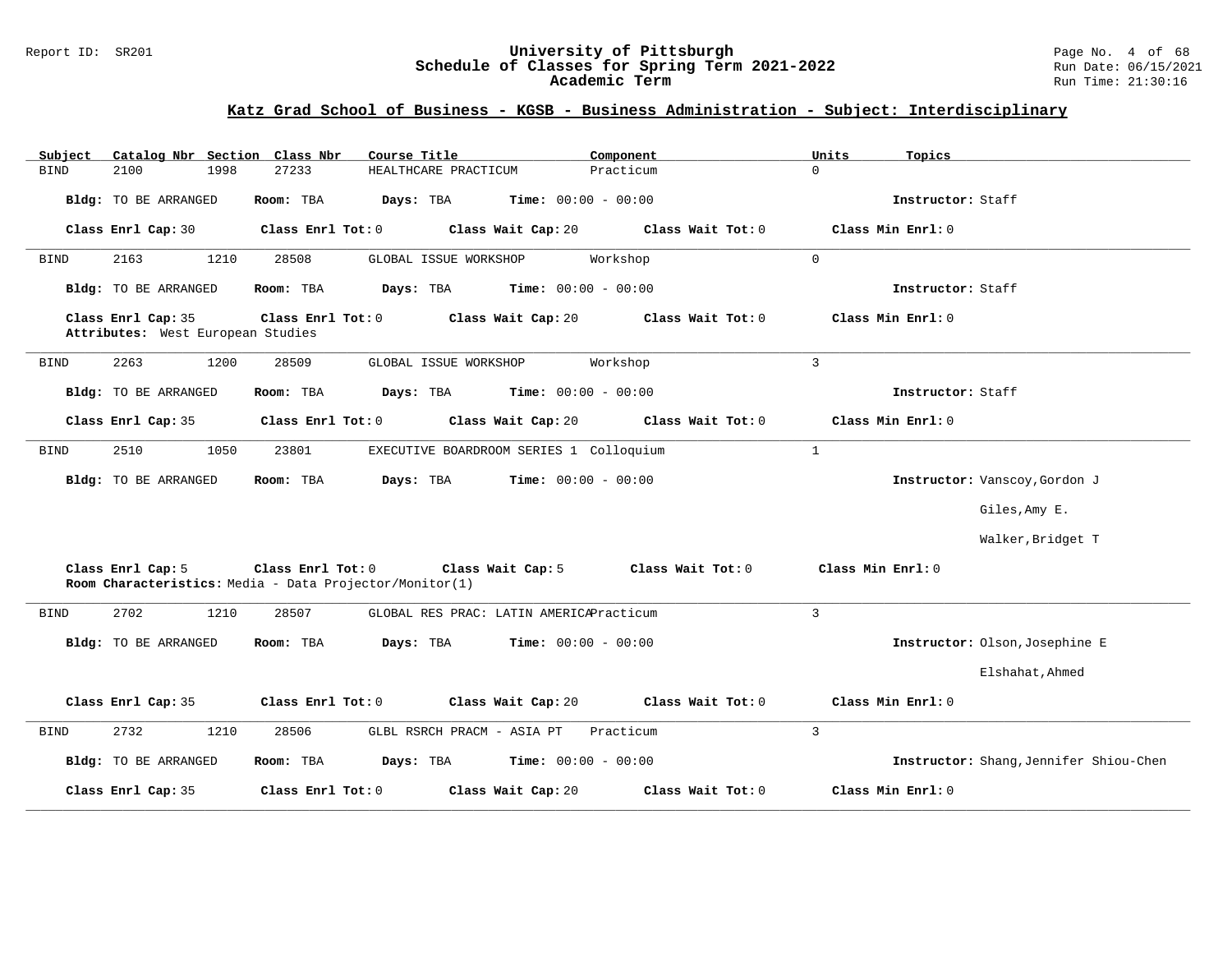## Katz Grad School of Business - KGSB - Business Administration - Subject: Interdisciplinary

| Subject | Catalog Nbr | Section | Class Nbr | Course Title | Component | Units | Topics |
|---|---|---|---|---|---|---|---|
| BIND | 2100 | 1998 | 27233 | HEALTHCARE PRACTICUM | Practicum | 0 | |

**Bldg:** TO BE ARRANGED **Room:** TBA **Days:** TBA **Time:** 00:00 - 00:00 **Instructor:** Staff

**Class Enrl Cap:** 30 **Class Enrl Tot:** 0 **Class Wait Cap:** 20 **Class Wait Tot:** 0 **Class Min Enrl:** 0

---

| Subject | Catalog Nbr | Section | Class Nbr | Course Title | Component | Units | Topics |
|---|---|---|---|---|---|---|---|
| BIND | 2163 | 1210 | 28508 | GLOBAL ISSUE WORKSHOP | Workshop | 0 | |

**Bldg:** TO BE ARRANGED **Room:** TBA **Days:** TBA **Time:** 00:00 - 00:00 **Instructor:** Staff

**Class Enrl Cap:** 35 **Class Enrl Tot:** 0 **Class Wait Cap:** 20 **Class Wait Tot:** 0 **Class Min Enrl:** 0
**Attributes:** West European Studies

---

| Subject | Catalog Nbr | Section | Class Nbr | Course Title | Component | Units | Topics |
|---|---|---|---|---|---|---|---|
| BIND | 2263 | 1200 | 28509 | GLOBAL ISSUE WORKSHOP | Workshop | 3 | |

**Bldg:** TO BE ARRANGED **Room:** TBA **Days:** TBA **Time:** 00:00 - 00:00 **Instructor:** Staff

**Class Enrl Cap:** 35 **Class Enrl Tot:** 0 **Class Wait Cap:** 20 **Class Wait Tot:** 0 **Class Min Enrl:** 0

---

| Subject | Catalog Nbr | Section | Class Nbr | Course Title | Component | Units | Topics |
|---|---|---|---|---|---|---|---|
| BIND | 2510 | 1050 | 23801 | EXECUTIVE BOARDROOM SERIES 1 | Colloquium | 1 | |

**Bldg:** TO BE ARRANGED **Room:** TBA **Days:** TBA **Time:** 00:00 - 00:00 **Instructor:** Vanscoy,Gordon J

Giles,Amy E.

Walker,Bridget T

**Class Enrl Cap:** 5 **Class Enrl Tot:** 0 **Class Wait Cap:** 5 **Class Wait Tot:** 0 **Class Min Enrl:** 0
**Room Characteristics:** Media - Data Projector/Monitor(1)

---

| Subject | Catalog Nbr | Section | Class Nbr | Course Title | Component | Units | Topics |
|---|---|---|---|---|---|---|---|
| BIND | 2702 | 1210 | 28507 | GLOBAL RES PRAC: LATIN AMERICA | Practicum | 3 | |

**Bldg:** TO BE ARRANGED **Room:** TBA **Days:** TBA **Time:** 00:00 - 00:00 **Instructor:** Olson,Josephine E

Elshahat,Ahmed

**Class Enrl Cap:** 35 **Class Enrl Tot:** 0 **Class Wait Cap:** 20 **Class Wait Tot:** 0 **Class Min Enrl:** 0

---

| Subject | Catalog Nbr | Section | Class Nbr | Course Title | Component | Units | Topics |
|---|---|---|---|---|---|---|---|
| BIND | 2732 | 1210 | 28506 | GLBL RSRCH PRACM - ASIA PT | Practicum | 3 | |

**Bldg:** TO BE ARRANGED **Room:** TBA **Days:** TBA **Time:** 00:00 - 00:00 **Instructor:** Shang,Jennifer Shiou-Chen

**Class Enrl Cap:** 35 **Class Enrl Tot:** 0 **Class Wait Cap:** 20 **Class Wait Tot:** 0 **Class Min Enrl:** 0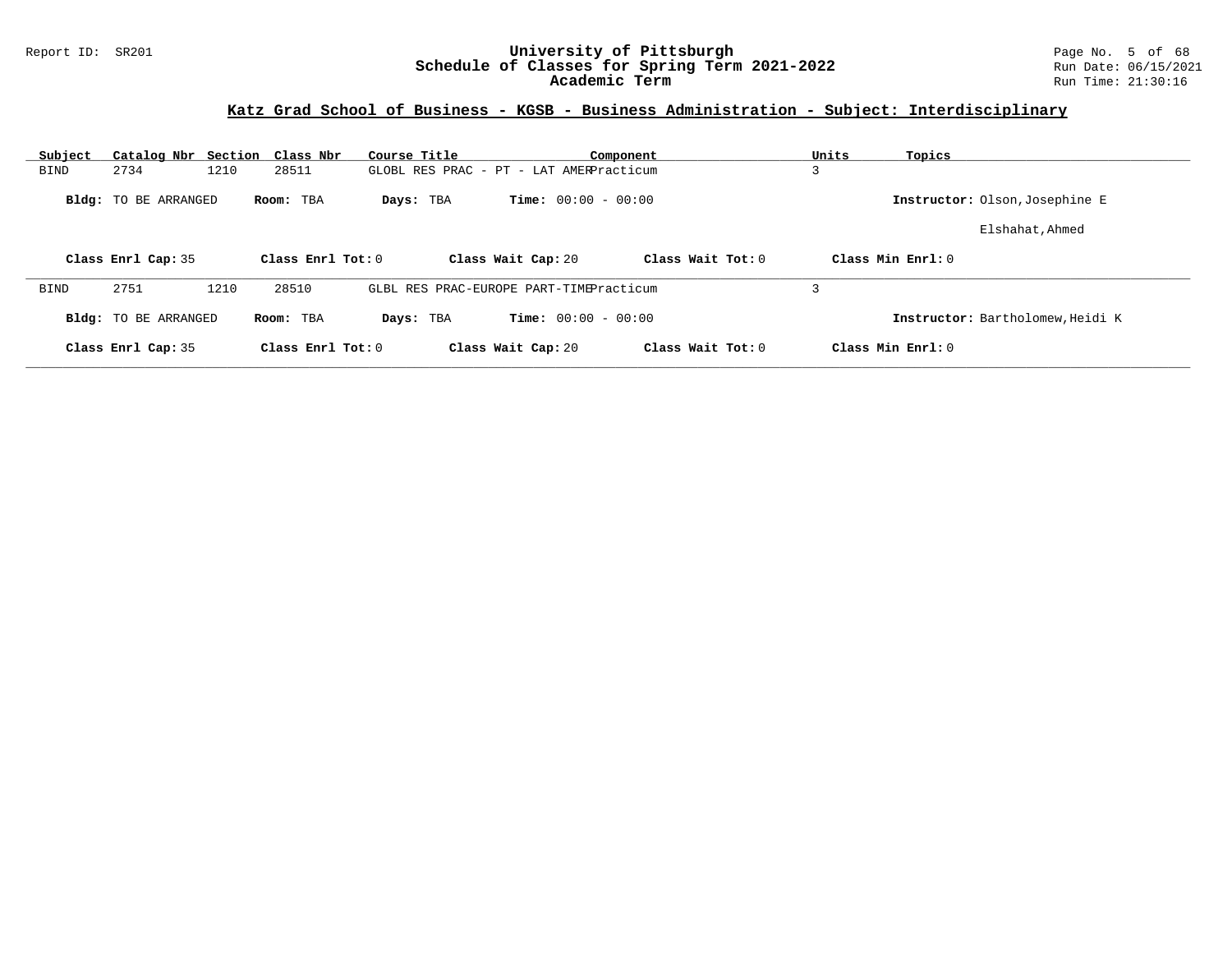## Katz Grad School of Business - KGSB - Business Administration - Subject: Interdisciplinary

| Subject | Catalog Nbr | Section | Class Nbr | Course Title | Component | Units | Topics |
|---|---|---|---|---|---|---|---|
| BIND | 2734 | 1210 | 28511 | GLOBL RES PRAC - PT - LAT AMER | Practicum | 3 | |

**Bldg:** TO BE ARRANGED **Room:** TBA **Days:** TBA **Time:** 00:00 - 00:00 **Instructor:** Olson,Josephine E; Elshahat,Ahmed

**Class Enrl Cap:** 35 **Class Enrl Tot:** 0 **Class Wait Cap:** 20 **Class Wait Tot:** 0 **Class Min Enrl:** 0

| Subject | Catalog Nbr | Section | Class Nbr | Course Title | Component | Units | Topics |
|---|---|---|---|---|---|---|---|
| BIND | 2751 | 1210 | 28510 | GLBL RES PRAC-EUROPE PART-TIME | Practicum | 3 | |

**Bldg:** TO BE ARRANGED **Room:** TBA **Days:** TBA **Time:** 00:00 - 00:00 **Instructor:** Bartholomew,Heidi K

**Class Enrl Cap:** 35 **Class Enrl Tot:** 0 **Class Wait Cap:** 20 **Class Wait Tot:** 0 **Class Min Enrl:** 0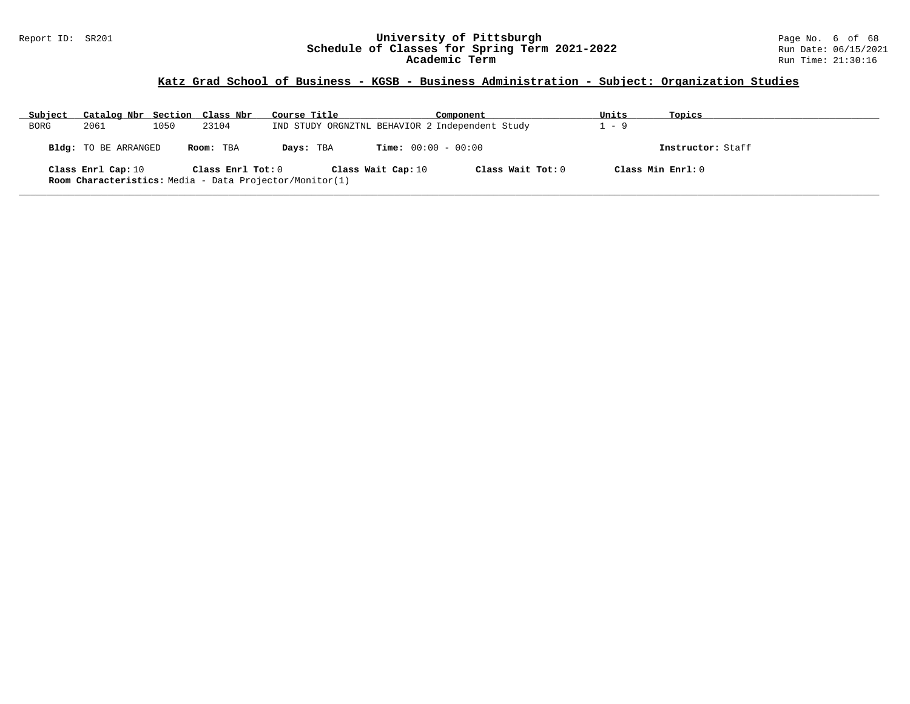## Katz Grad School of Business - KGSB - Business Administration - Subject: Organization Studies

| Subject | Catalog Nbr | Section | Class Nbr | Course Title | Component | Units | Topics |
|---|---|---|---|---|---|---|---|
| BORG | 2061 | 1050 | 23104 | IND STUDY ORGNZTNL BEHAVIOR 2 | Independent Study | 1 - 9 | |

**Bldg:** TO BE ARRANGED **Room:** TBA **Days:** TBA **Time:** 00:00 - 00:00 **Instructor:** Staff

**Class Enrl Cap:** 10 **Class Enrl Tot:** 0 **Class Wait Cap:** 10 **Class Wait Tot:** 0 **Class Min Enrl:** 0

**Room Characteristics:** Media - Data Projector/Monitor(1)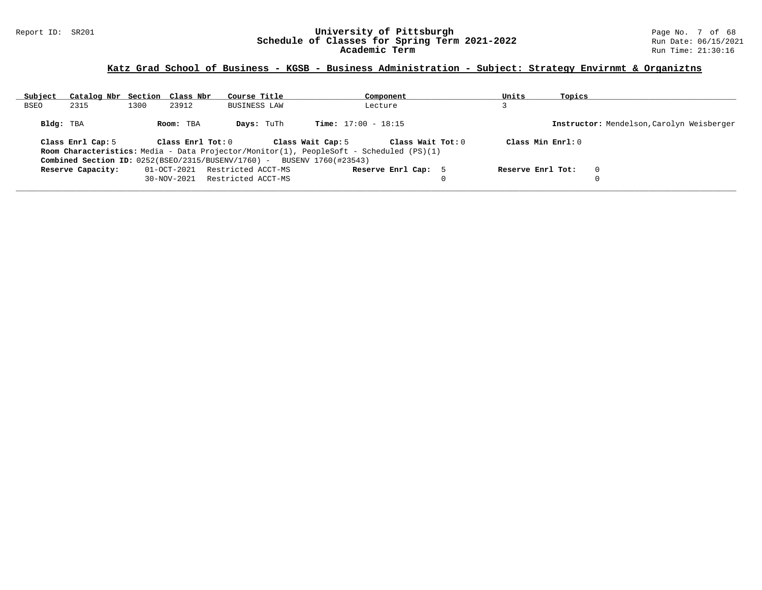## Katz Grad School of Business - KGSB - Business Administration - Subject: Strategy Envirnmt & Organiztns

| Subject | Catalog Nbr | Section | Class Nbr | Course Title | Component | Units | Topics |
|---|---|---|---|---|---|---|---|
| BSEO | 2315 | 1300 | 23912 | BUSINESS LAW | Lecture | 3 | |

**Bldg:** TBA **Room:** TBA **Days:** TuTh **Time:** 17:00 - 18:15 **Instructor:** Mendelson,Carolyn Weisberger

**Class Enrl Cap:** 5 **Class Enrl Tot:** 0 **Class Wait Cap:** 5 **Class Wait Tot:** 0 **Class Min Enrl:** 0

**Room Characteristics:** Media - Data Projector/Monitor(1), PeopleSoft - Scheduled (PS)(1)

**Combined Section ID:** 0252(BSEO/2315/BUSENV/1760) - BUSENV 1760(#23543)

| Reserve Capacity: | Date | Restriction | Reserve Enrl Cap | Reserve Enrl Tot |
|---|---|---|---|---|
| | 01-OCT-2021 | Restricted ACCT-MS | 5 | 0 |
| | 30-NOV-2021 | Restricted ACCT-MS | 0 | 0 |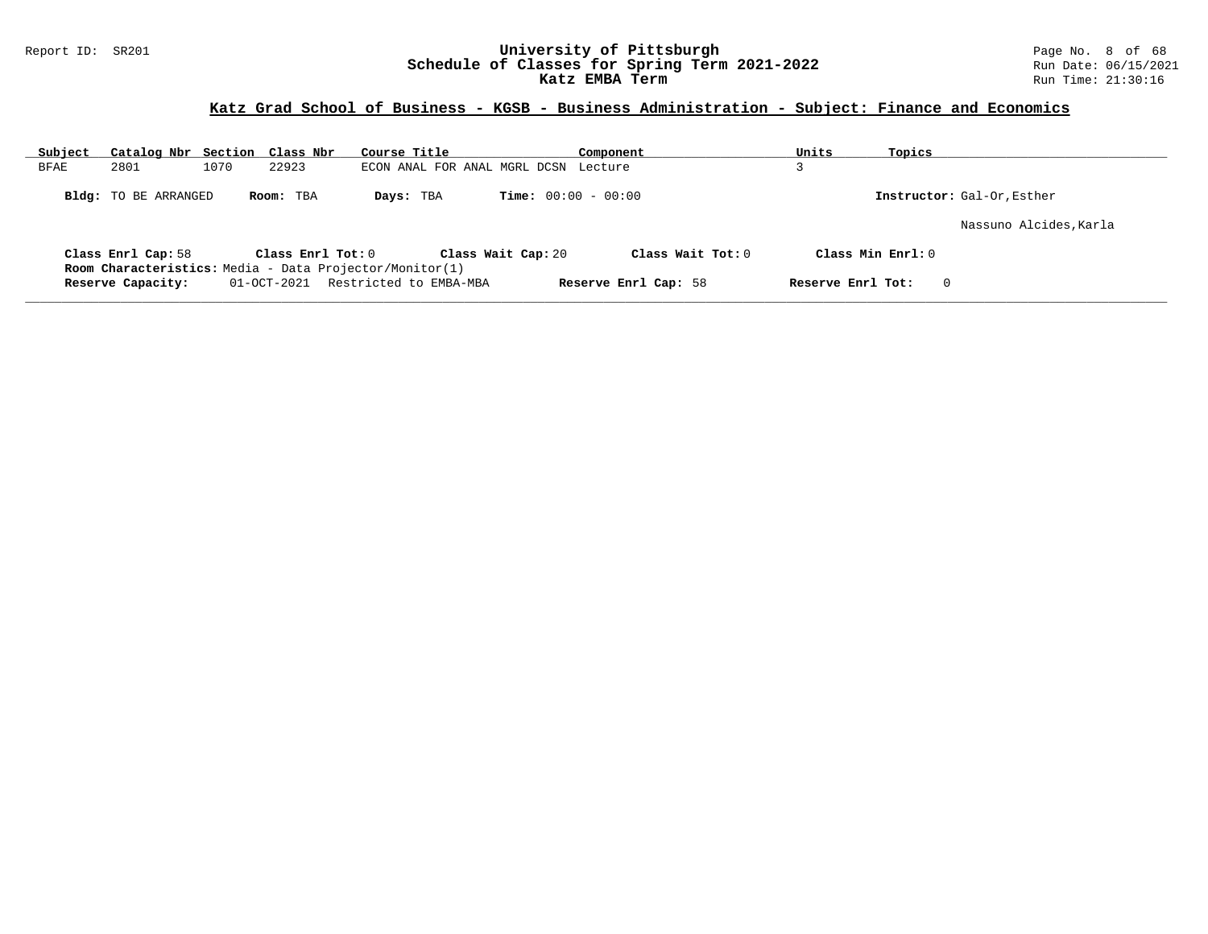## Katz Grad School of Business - KGSB - Business Administration - Subject: Finance and Economics

| Subject | Catalog Nbr | Section | Class Nbr | Course Title | Component | Units | Topics |
|---|---|---|---|---|---|---|---|
| BFAE | 2801 | 1070 | 22923 | ECON ANAL FOR ANAL MGRL DCSN | Lecture | 3 | |

**Bldg:** TO BE ARRANGED **Room:** TBA **Days:** TBA **Time:** 00:00 - 00:00 **Instructor:** Gal-Or,Esther

Nassuno Alcides,Karla

**Class Enrl Cap:** 58 **Class Enrl Tot:** 0 **Class Wait Cap:** 20 **Class Wait Tot:** 0 **Class Min Enrl:** 0

**Room Characteristics:** Media - Data Projector/Monitor(1)

**Reserve Capacity:** 01-OCT-2021 Restricted to EMBA-MBA **Reserve Enrl Cap:** 58 **Reserve Enrl Tot:** 0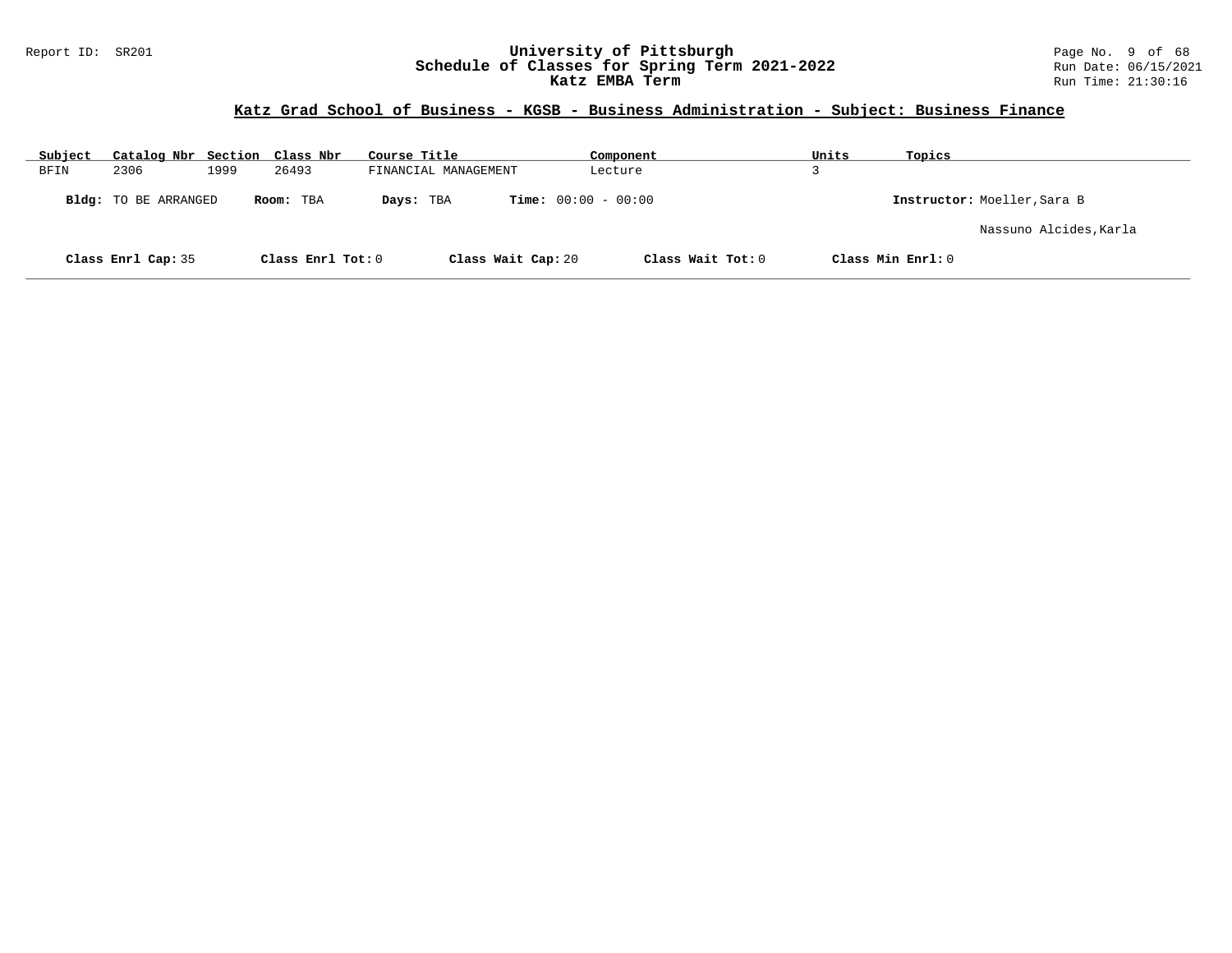# Katz Grad School of Business - KGSB - Business Administration - Subject: Business Finance

| Subject | Catalog Nbr | Section | Class Nbr | Course Title | Component | Units | Topics |
|---|---|---|---|---|---|---|---|
| BFIN | 2306 | 1999 | 26493 | FINANCIAL MANAGEMENT | Lecture | 3 | |

**Bldg:** TO BE ARRANGED **Room:** TBA **Days:** TBA **Time:** 00:00 - 00:00 **Instructor:** Moeller,Sara B

Nassuno Alcides,Karla

**Class Enrl Cap:** 35 **Class Enrl Tot:** 0 **Class Wait Cap:** 20 **Class Wait Tot:** 0 **Class Min Enrl:** 0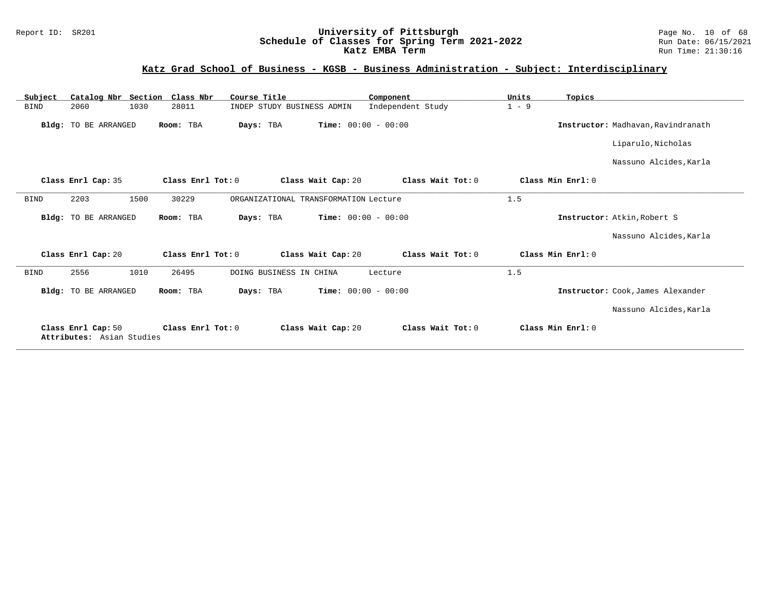## Katz Grad School of Business - KGSB - Business Administration - Subject: Interdisciplinary

| Subject | Catalog Nbr | Section | Class Nbr | Course Title | Component | Units | Topics |
|---|---|---|---|---|---|---|---|
| BIND | 2060 | 1030 | 28011 | INDEP STUDY BUSINESS ADMIN | Independent Study | 1 - 9 | |

**Bldg:** TO BE ARRANGED **Room:** TBA **Days:** TBA **Time:** 00:00 - 00:00 **Instructor:** Madhavan,Ravindranath; Liparulo,Nicholas; Nassuno Alcides,Karla

**Class Enrl Cap:** 35 **Class Enrl Tot:** 0 **Class Wait Cap:** 20 **Class Wait Tot:** 0 **Class Min Enrl:** 0

---

| Subject | Catalog Nbr | Section | Class Nbr | Course Title | Component | Units | Topics |
|---|---|---|---|---|---|---|---|
| BIND | 2203 | 1500 | 30229 | ORGANIZATIONAL TRANSFORMATION | Lecture | 1.5 | |

**Bldg:** TO BE ARRANGED **Room:** TBA **Days:** TBA **Time:** 00:00 - 00:00 **Instructor:** Atkin,Robert S; Nassuno Alcides,Karla

**Class Enrl Cap:** 20 **Class Enrl Tot:** 0 **Class Wait Cap:** 20 **Class Wait Tot:** 0 **Class Min Enrl:** 0

---

| Subject | Catalog Nbr | Section | Class Nbr | Course Title | Component | Units | Topics |
|---|---|---|---|---|---|---|---|
| BIND | 2556 | 1010 | 26495 | DOING BUSINESS IN CHINA | Lecture | 1.5 | |

**Bldg:** TO BE ARRANGED **Room:** TBA **Days:** TBA **Time:** 00:00 - 00:00 **Instructor:** Cook,James Alexander; Nassuno Alcides,Karla

**Class Enrl Cap:** 50 **Class Enrl Tot:** 0 **Class Wait Cap:** 20 **Class Wait Tot:** 0 **Class Min Enrl:** 0

**Attributes:** Asian Studies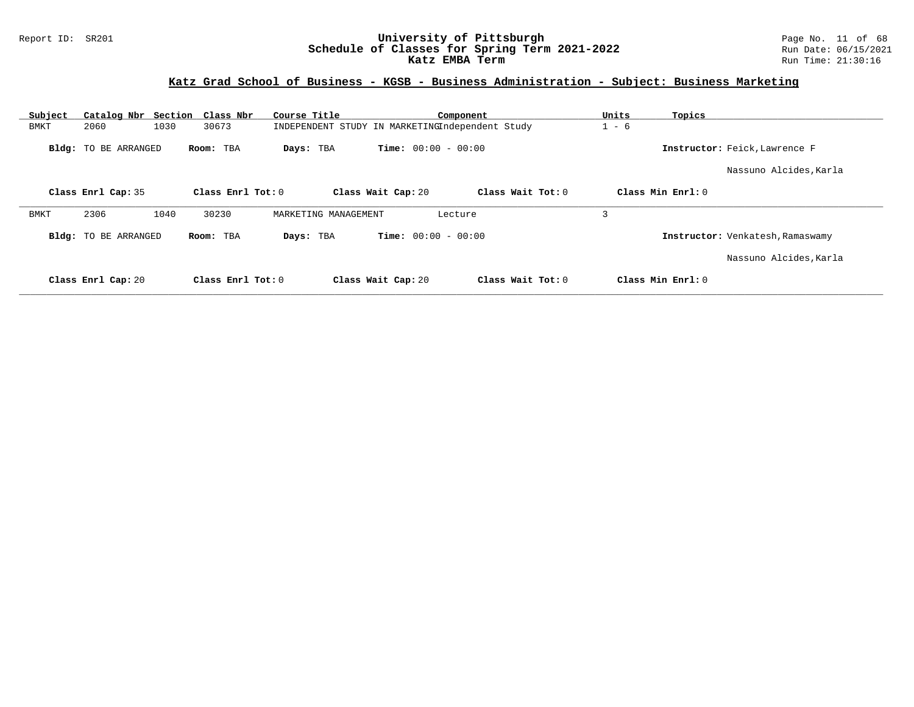University of Pittsburgh
Schedule of Classes for Spring Term 2021-2022
Katz EMBA Term

## Katz Grad School of Business - KGSB - Business Administration - Subject: Business Marketing

| Subject | Catalog Nbr | Section | Class Nbr | Course Title | Component | Units | Topics |
|---|---|---|---|---|---|---|---|
| BMKT | 2060 | 1030 | 30673 | INDEPENDENT STUDY IN MARKETING | Independent Study | 1 - 6 | |

**Bldg:** TO BE ARRANGED **Room:** TBA **Days:** TBA **Time:** 00:00 - 00:00 **Instructor:** Feick,Lawrence F

Nassuno Alcides,Karla

**Class Enrl Cap:** 35 **Class Enrl Tot:** 0 **Class Wait Cap:** 20 **Class Wait Tot:** 0 **Class Min Enrl:** 0

| Subject | Catalog Nbr | Section | Class Nbr | Course Title | Component | Units | Topics |
|---|---|---|---|---|---|---|---|
| BMKT | 2306 | 1040 | 30230 | MARKETING MANAGEMENT | Lecture | 3 | |

**Bldg:** TO BE ARRANGED **Room:** TBA **Days:** TBA **Time:** 00:00 - 00:00 **Instructor:** Venkatesh,Ramaswamy

Nassuno Alcides,Karla

**Class Enrl Cap:** 20 **Class Enrl Tot:** 0 **Class Wait Cap:** 20 **Class Wait Tot:** 0 **Class Min Enrl:** 0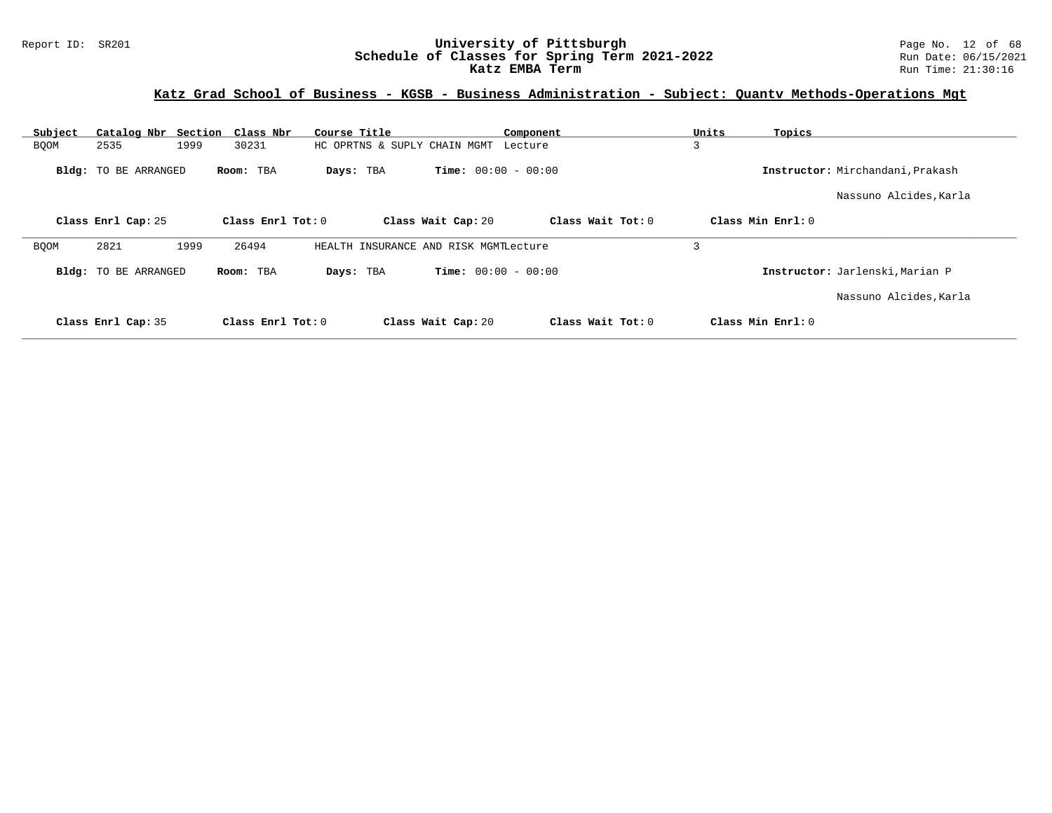## Katz Grad School of Business - KGSB - Business Administration - Subject: Quantv Methods-Operations Mgt

| Subject | Catalog Nbr | Section | Class Nbr | Course Title | Component | Units | Topics |
|---|---|---|---|---|---|---|---|
| BQOM | 2535 | 1999 | 30231 | HC OPRTNS & SUPLY CHAIN MGMT | Lecture | 3 | |

**Bldg:** TO BE ARRANGED **Room:** TBA **Days:** TBA **Time:** 00:00 - 00:00 **Instructor:** Mirchandani,Prakash

Nassuno Alcides,Karla

**Class Enrl Cap:** 25 **Class Enrl Tot:** 0 **Class Wait Cap:** 20 **Class Wait Tot:** 0 **Class Min Enrl:** 0

| Subject | Catalog Nbr | Section | Class Nbr | Course Title | Component | Units | Topics |
|---|---|---|---|---|---|---|---|
| BQOM | 2821 | 1999 | 26494 | HEALTH INSURANCE AND RISK MGMT | Lecture | 3 | |

**Bldg:** TO BE ARRANGED **Room:** TBA **Days:** TBA **Time:** 00:00 - 00:00 **Instructor:** Jarlenski,Marian P

Nassuno Alcides,Karla

**Class Enrl Cap:** 35 **Class Enrl Tot:** 0 **Class Wait Cap:** 20 **Class Wait Tot:** 0 **Class Min Enrl:** 0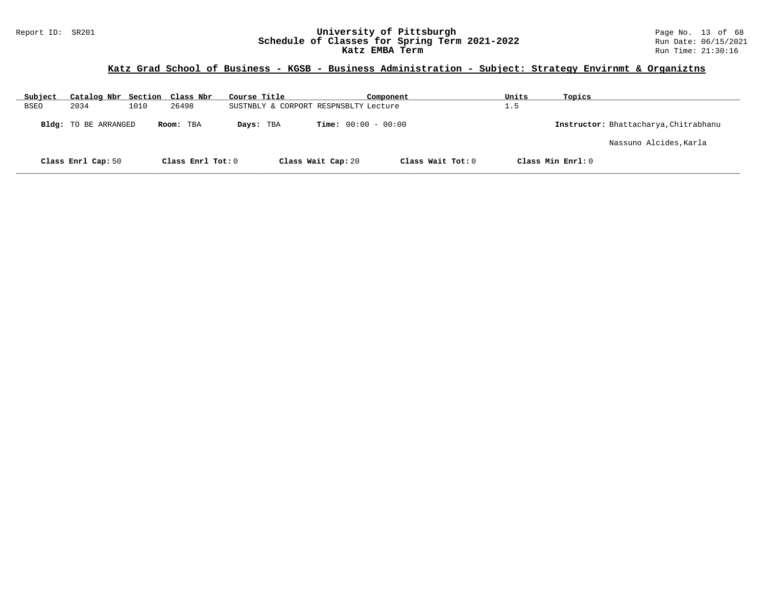## Katz Grad School of Business - KGSB - Business Administration - Subject: Strategy Envirnmt & Organiztns

| Subject | Catalog Nbr | Section | Class Nbr | Course Title | Component | Units | Topics |
|---|---|---|---|---|---|---|---|
| BSEO | 2034 | 1010 | 26498 | SUSTNBLY & CORPORT RESPNSBLTY | Lecture | 1.5 | |

**Bldg:** TO BE ARRANGED **Room:** TBA **Days:** TBA **Time:** 00:00 - 00:00 **Instructor:** Bhattacharya,Chitrabhanu

Nassuno Alcides,Karla

**Class Enrl Cap:** 50 **Class Enrl Tot:** 0 **Class Wait Cap:** 20 **Class Wait Tot:** 0 **Class Min Enrl:** 0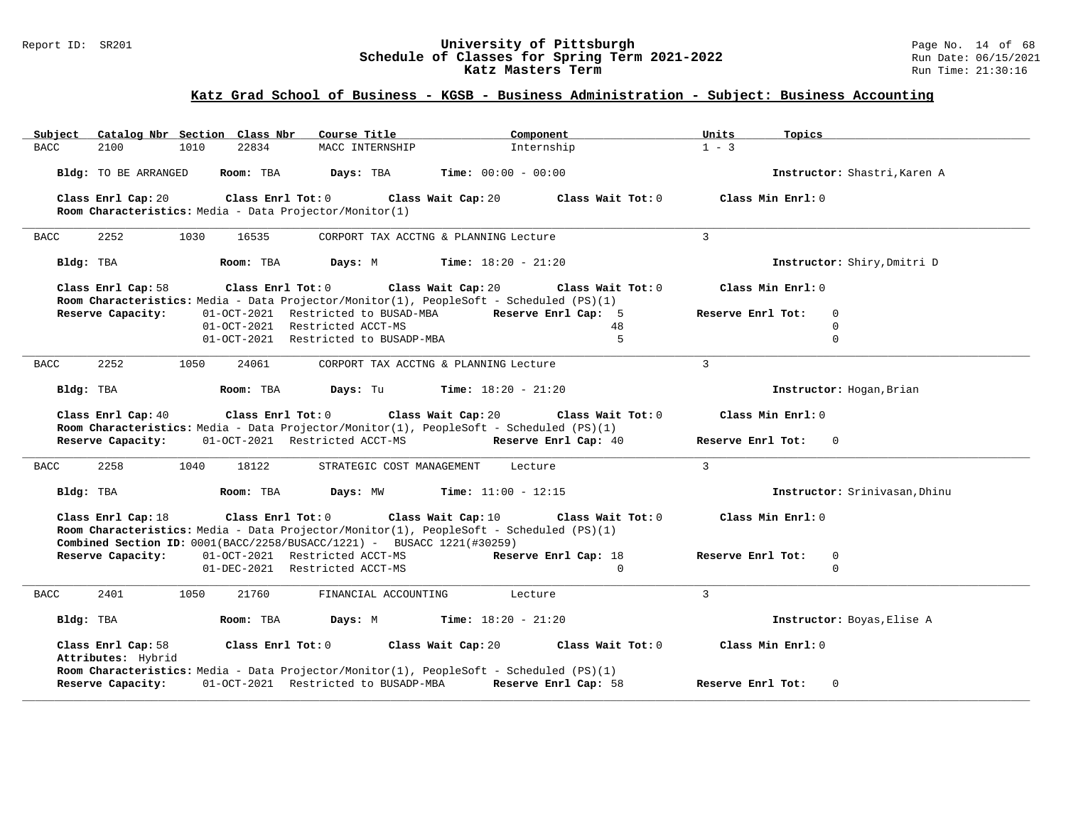## Katz Grad School of Business - KGSB - Business Administration - Subject: Business Accounting

| Subject | Catalog Nbr | Section | Class Nbr | Course Title | Component | Units | Topics |
|---|---|---|---|---|---|---|---|
| BACC | 2100 | 1010 | 22834 | MACC INTERNSHIP | Internship | 1 - 3 | |

**Bldg:** TO BE ARRANGED **Room:** TBA **Days:** TBA **Time:** 00:00 - 00:00 **Instructor:** Shastri,Karen A

**Class Enrl Cap:** 20 **Class Enrl Tot:** 0 **Class Wait Cap:** 20 **Class Wait Tot:** 0 **Class Min Enrl:** 0
**Room Characteristics:** Media - Data Projector/Monitor(1)

---

| Subject | Catalog Nbr | Section | Class Nbr | Course Title | Component | Units | Topics |
|---|---|---|---|---|---|---|---|
| BACC | 2252 | 1030 | 16535 | CORPORT TAX ACCTNG & PLANNING | Lecture | 3 | |

**Bldg:** TBA **Room:** TBA **Days:** M **Time:** 18:20 - 21:20 **Instructor:** Shiry,Dmitri D

**Class Enrl Cap:** 58 **Class Enrl Tot:** 0 **Class Wait Cap:** 20 **Class Wait Tot:** 0 **Class Min Enrl:** 0
**Room Characteristics:** Media - Data Projector/Monitor(1), PeopleSoft - Scheduled (PS)(1)

| Reserve Capacity: | Date | Restriction | Reserve Enrl Cap | Reserve Enrl Tot |
|---|---|---|---|---|
| | 01-OCT-2021 | Restricted to BUSAD-MBA | 5 | 0 |
| | 01-OCT-2021 | Restricted ACCT-MS | 48 | 0 |
| | 01-OCT-2021 | Restricted to BUSADP-MBA | 5 | 0 |

---

| Subject | Catalog Nbr | Section | Class Nbr | Course Title | Component | Units | Topics |
|---|---|---|---|---|---|---|---|
| BACC | 2252 | 1050 | 24061 | CORPORT TAX ACCTNG & PLANNING | Lecture | 3 | |

**Bldg:** TBA **Room:** TBA **Days:** Tu **Time:** 18:20 - 21:20 **Instructor:** Hogan,Brian

**Class Enrl Cap:** 40 **Class Enrl Tot:** 0 **Class Wait Cap:** 20 **Class Wait Tot:** 0 **Class Min Enrl:** 0
**Room Characteristics:** Media - Data Projector/Monitor(1), PeopleSoft - Scheduled (PS)(1)

| Reserve Capacity: | Date | Restriction | Reserve Enrl Cap | Reserve Enrl Tot |
|---|---|---|---|---|
| | 01-OCT-2021 | Restricted ACCT-MS | 40 | 0 |

---

| Subject | Catalog Nbr | Section | Class Nbr | Course Title | Component | Units | Topics |
|---|---|---|---|---|---|---|---|
| BACC | 2258 | 1040 | 18122 | STRATEGIC COST MANAGEMENT | Lecture | 3 | |

**Bldg:** TBA **Room:** TBA **Days:** MW **Time:** 11:00 - 12:15 **Instructor:** Srinivasan,Dhinu

**Class Enrl Cap:** 18 **Class Enrl Tot:** 0 **Class Wait Cap:** 10 **Class Wait Tot:** 0 **Class Min Enrl:** 0
**Room Characteristics:** Media - Data Projector/Monitor(1), PeopleSoft - Scheduled (PS)(1)
**Combined Section ID:** 0001(BACC/2258/BUSACC/1221) - BUSACC 1221(#30259)

| Reserve Capacity: | Date | Restriction | Reserve Enrl Cap | Reserve Enrl Tot |
|---|---|---|---|---|
| | 01-OCT-2021 | Restricted ACCT-MS | 18 | 0 |
| | 01-DEC-2021 | Restricted ACCT-MS | 0 | 0 |

---

| Subject | Catalog Nbr | Section | Class Nbr | Course Title | Component | Units | Topics |
|---|---|---|---|---|---|---|---|
| BACC | 2401 | 1050 | 21760 | FINANCIAL ACCOUNTING | Lecture | 3 | |

**Bldg:** TBA **Room:** TBA **Days:** M **Time:** 18:20 - 21:20 **Instructor:** Boyas,Elise A

**Class Enrl Cap:** 58 **Class Enrl Tot:** 0 **Class Wait Cap:** 20 **Class Wait Tot:** 0 **Class Min Enrl:** 0
**Attributes:** Hybrid
**Room Characteristics:** Media - Data Projector/Monitor(1), PeopleSoft - Scheduled (PS)(1)

| Reserve Capacity: | Date | Restriction | Reserve Enrl Cap | Reserve Enrl Tot |
|---|---|---|---|---|
| | 01-OCT-2021 | Restricted to BUSADP-MBA | 58 | 0 |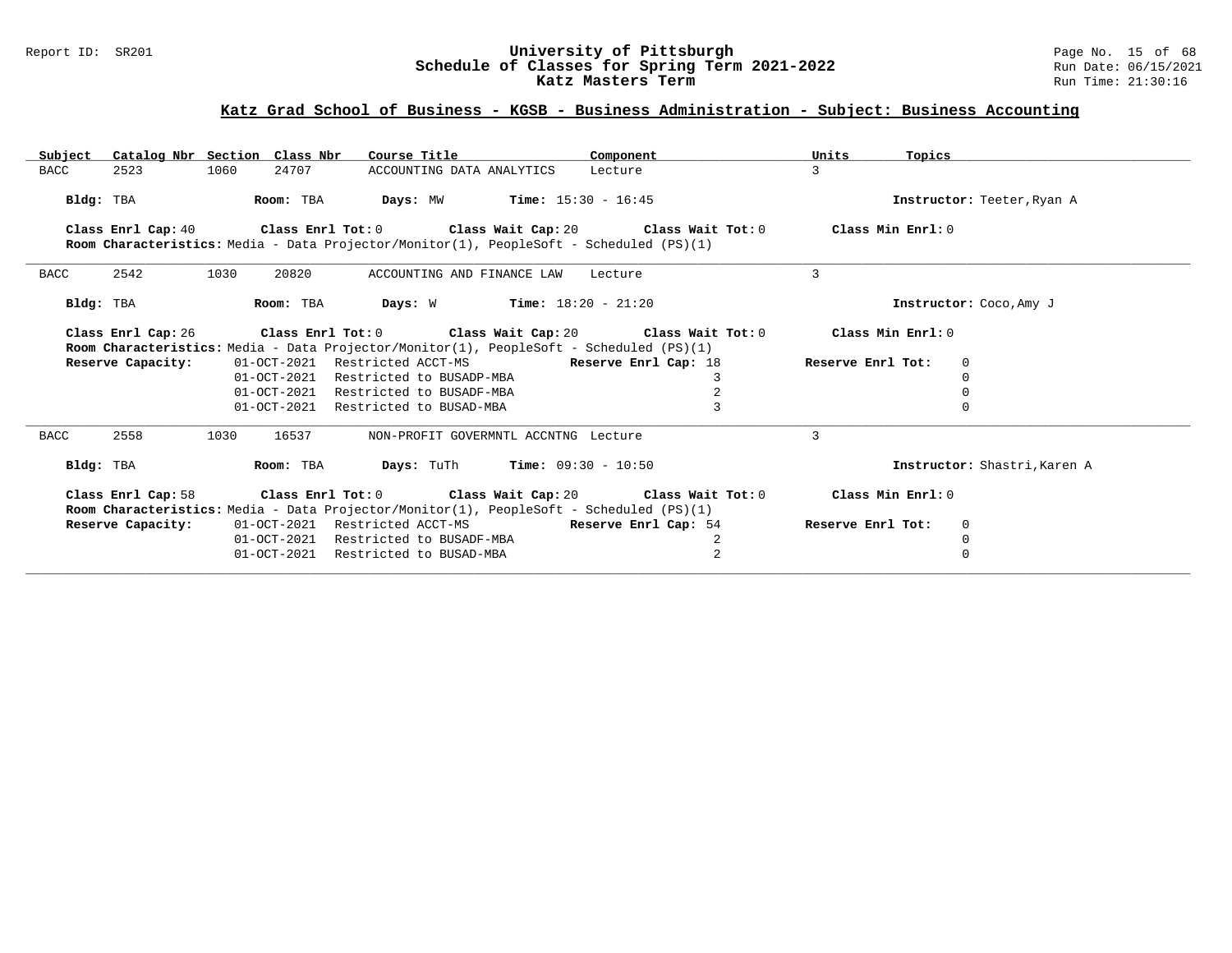## Katz Grad School of Business - KGSB - Business Administration - Subject: Business Accounting

| Subject | Catalog Nbr | Section | Class Nbr | Course Title | Component | Units | Topics |
|---|---|---|---|---|---|---|---|
| BACC | 2523 | 1060 | 24707 | ACCOUNTING DATA ANALYTICS | Lecture | 3 | |

**Bldg:** TBA **Room:** TBA **Days:** MW **Time:** 15:30 - 16:45 **Instructor:** Teeter,Ryan A

**Class Enrl Cap:** 40 **Class Enrl Tot:** 0 **Class Wait Cap:** 20 **Class Wait Tot:** 0 **Class Min Enrl:** 0

**Room Characteristics:** Media - Data Projector/Monitor(1), PeopleSoft - Scheduled (PS)(1)

---

| Subject | Catalog Nbr | Section | Class Nbr | Course Title | Component | Units | Topics |
|---|---|---|---|---|---|---|---|
| BACC | 2542 | 1030 | 20820 | ACCOUNTING AND FINANCE LAW | Lecture | 3 | |

**Bldg:** TBA **Room:** TBA **Days:** W **Time:** 18:20 - 21:20 **Instructor:** Coco,Amy J

**Class Enrl Cap:** 26 **Class Enrl Tot:** 0 **Class Wait Cap:** 20 **Class Wait Tot:** 0 **Class Min Enrl:** 0

**Room Characteristics:** Media - Data Projector/Monitor(1), PeopleSoft - Scheduled (PS)(1)

| Reserve Capacity: | Date | Restriction | Reserve Enrl Cap | Reserve Enrl Tot |
|---|---|---|---|---|
| | 01-OCT-2021 | Restricted ACCT-MS | 18 | 0 |
| | 01-OCT-2021 | Restricted to BUSADP-MBA | 3 | 0 |
| | 01-OCT-2021 | Restricted to BUSADF-MBA | 2 | 0 |
| | 01-OCT-2021 | Restricted to BUSAD-MBA | 3 | 0 |

---

| Subject | Catalog Nbr | Section | Class Nbr | Course Title | Component | Units | Topics |
|---|---|---|---|---|---|---|---|
| BACC | 2558 | 1030 | 16537 | NON-PROFIT GOVERMNTL ACCNTNG | Lecture | 3 | |

**Bldg:** TBA **Room:** TBA **Days:** TuTh **Time:** 09:30 - 10:50 **Instructor:** Shastri,Karen A

**Class Enrl Cap:** 58 **Class Enrl Tot:** 0 **Class Wait Cap:** 20 **Class Wait Tot:** 0 **Class Min Enrl:** 0

**Room Characteristics:** Media - Data Projector/Monitor(1), PeopleSoft - Scheduled (PS)(1)

| Reserve Capacity: | Date | Restriction | Reserve Enrl Cap | Reserve Enrl Tot |
|---|---|---|---|---|
| | 01-OCT-2021 | Restricted ACCT-MS | 54 | 0 |
| | 01-OCT-2021 | Restricted to BUSADF-MBA | 2 | 0 |
| | 01-OCT-2021 | Restricted to BUSAD-MBA | 2 | 0 |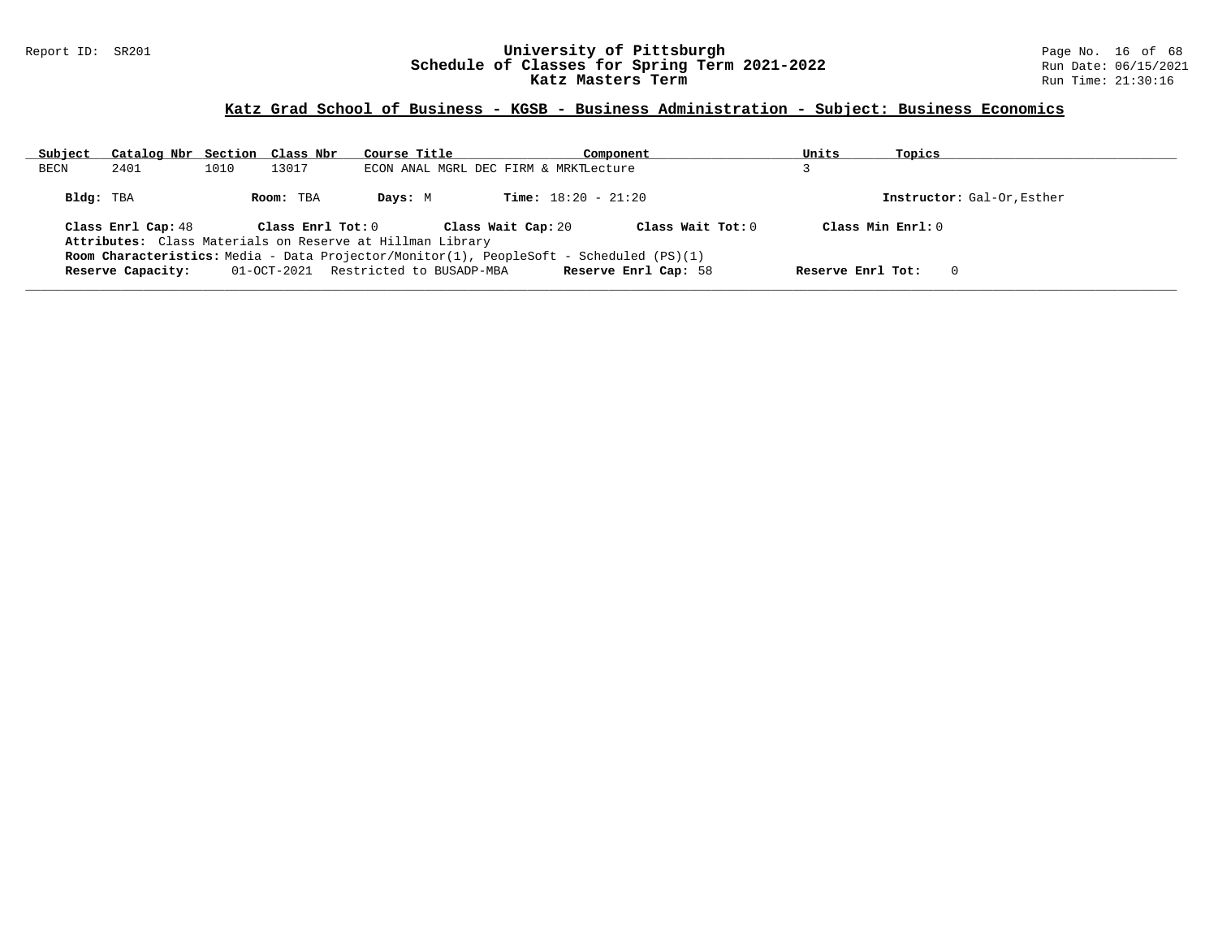## Katz Grad School of Business - KGSB - Business Administration - Subject: Business Economics

| Subject | Catalog Nbr | Section | Class Nbr | Course Title | Component | Units | Topics |
|---|---|---|---|---|---|---|---|
| BECN | 2401 | 1010 | 13017 | ECON ANAL MGRL DEC FIRM & MRKT | Lecture | 3 | |

**Bldg:** TBA **Room:** TBA **Days:** M **Time:** 18:20 - 21:20 **Instructor:** Gal-Or,Esther

**Class Enrl Cap:** 48 **Class Enrl Tot:** 0 **Class Wait Cap:** 20 **Class Wait Tot:** 0 **Class Min Enrl:** 0

**Attributes:** Class Materials on Reserve at Hillman Library

**Room Characteristics:** Media - Data Projector/Monitor(1), PeopleSoft - Scheduled (PS)(1)

**Reserve Capacity:** 01-OCT-2021 Restricted to BUSADP-MBA **Reserve Enrl Cap:** 58 **Reserve Enrl Tot:** 0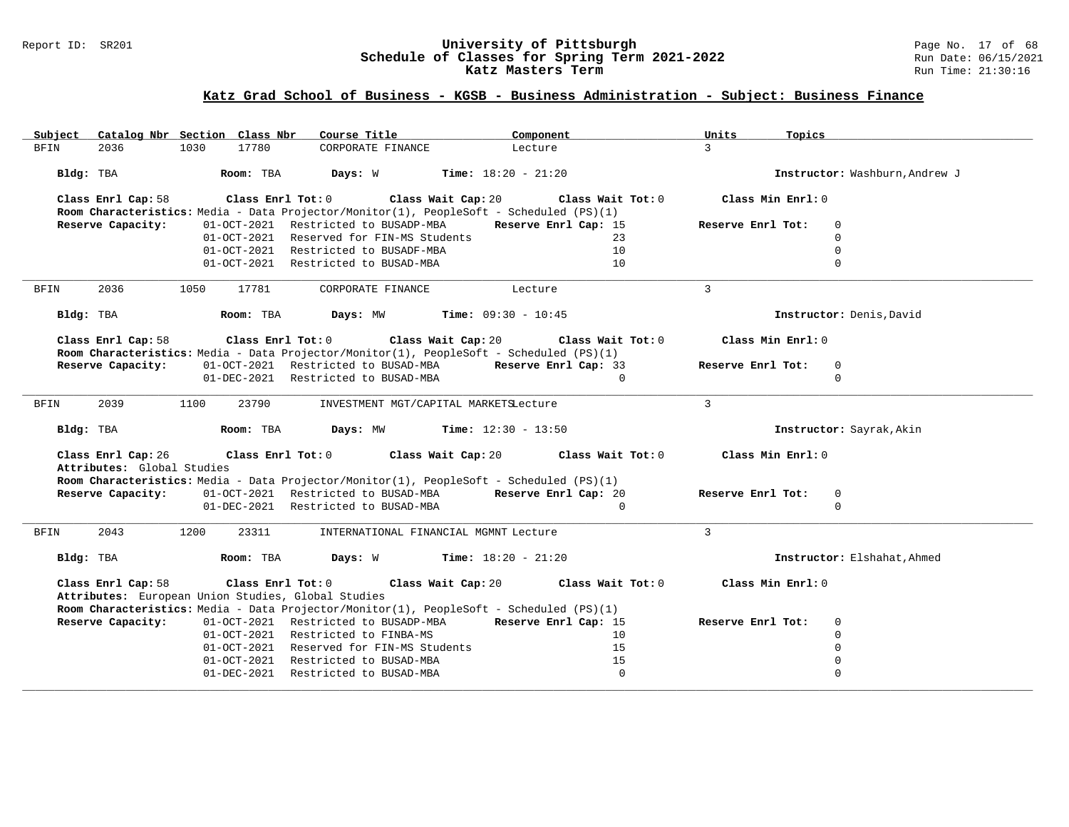## Katz Grad School of Business - KGSB - Business Administration - Subject: Business Finance

University of Pittsburgh
Schedule of Classes for Spring Term 2021-2022
Katz Masters Term

| Subject | Catalog Nbr | Section | Class Nbr | Course Title | Component | Units | Topics |
|---|---|---|---|---|---|---|---|
| BFIN | 2036 | 1030 | 17780 | CORPORATE FINANCE | Lecture | 3 | |

**Bldg:** TBA **Room:** TBA **Days:** W **Time:** 18:20 - 21:20 **Instructor:** Washburn,Andrew J

**Class Enrl Cap:** 58 **Class Enrl Tot:** 0 **Class Wait Cap:** 20 **Class Wait Tot:** 0 **Class Min Enrl:** 0

**Room Characteristics:** Media - Data Projector/Monitor(1), PeopleSoft - Scheduled (PS)(1)

| Reserve Capacity: | Restriction | Reserve Enrl Cap | Reserve Enrl Tot |
|---|---|---|---|
| 01-OCT-2021 | Restricted to BUSADP-MBA | 15 | 0 |
| 01-OCT-2021 | Reserved for FIN-MS Students | 23 | 0 |
| 01-OCT-2021 | Restricted to BUSADF-MBA | 10 | 0 |
| 01-OCT-2021 | Restricted to BUSAD-MBA | 10 | 0 |

| Subject | Catalog Nbr | Section | Class Nbr | Course Title | Component | Units | Topics |
|---|---|---|---|---|---|---|---|
| BFIN | 2036 | 1050 | 17781 | CORPORATE FINANCE | Lecture | 3 | |

**Bldg:** TBA **Room:** TBA **Days:** MW **Time:** 09:30 - 10:45 **Instructor:** Denis,David

**Class Enrl Cap:** 58 **Class Enrl Tot:** 0 **Class Wait Cap:** 20 **Class Wait Tot:** 0 **Class Min Enrl:** 0

**Room Characteristics:** Media - Data Projector/Monitor(1), PeopleSoft - Scheduled (PS)(1)

| Reserve Capacity: | Restriction | Reserve Enrl Cap | Reserve Enrl Tot |
|---|---|---|---|
| 01-OCT-2021 | Restricted to BUSAD-MBA | 33 | 0 |
| 01-DEC-2021 | Restricted to BUSAD-MBA | 0 | 0 |

| Subject | Catalog Nbr | Section | Class Nbr | Course Title | Component | Units | Topics |
|---|---|---|---|---|---|---|---|
| BFIN | 2039 | 1100 | 23790 | INVESTMENT MGT/CAPITAL MARKETS | Lecture | 3 | |

**Bldg:** TBA **Room:** TBA **Days:** MW **Time:** 12:30 - 13:50 **Instructor:** Sayrak,Akin

**Class Enrl Cap:** 26 **Class Enrl Tot:** 0 **Class Wait Cap:** 20 **Class Wait Tot:** 0 **Class Min Enrl:** 0

**Attributes:** Global Studies

**Room Characteristics:** Media - Data Projector/Monitor(1), PeopleSoft - Scheduled (PS)(1)

| Reserve Capacity: | Restriction | Reserve Enrl Cap | Reserve Enrl Tot |
|---|---|---|---|
| 01-OCT-2021 | Restricted to BUSAD-MBA | 20 | 0 |
| 01-DEC-2021 | Restricted to BUSAD-MBA | 0 | 0 |

| Subject | Catalog Nbr | Section | Class Nbr | Course Title | Component | Units | Topics |
|---|---|---|---|---|---|---|---|
| BFIN | 2043 | 1200 | 23311 | INTERNATIONAL FINANCIAL MGMNT | Lecture | 3 | |

**Bldg:** TBA **Room:** TBA **Days:** W **Time:** 18:20 - 21:20 **Instructor:** Elshahat,Ahmed

**Class Enrl Cap:** 58 **Class Enrl Tot:** 0 **Class Wait Cap:** 20 **Class Wait Tot:** 0 **Class Min Enrl:** 0

**Attributes:** European Union Studies, Global Studies

**Room Characteristics:** Media - Data Projector/Monitor(1), PeopleSoft - Scheduled (PS)(1)

| Reserve Capacity: | Restriction | Reserve Enrl Cap | Reserve Enrl Tot |
|---|---|---|---|
| 01-OCT-2021 | Restricted to BUSADP-MBA | 15 | 0 |
| 01-OCT-2021 | Restricted to FINBA-MS | 10 | 0 |
| 01-OCT-2021 | Reserved for FIN-MS Students | 15 | 0 |
| 01-OCT-2021 | Restricted to BUSAD-MBA | 15 | 0 |
| 01-DEC-2021 | Restricted to BUSAD-MBA | 0 | 0 |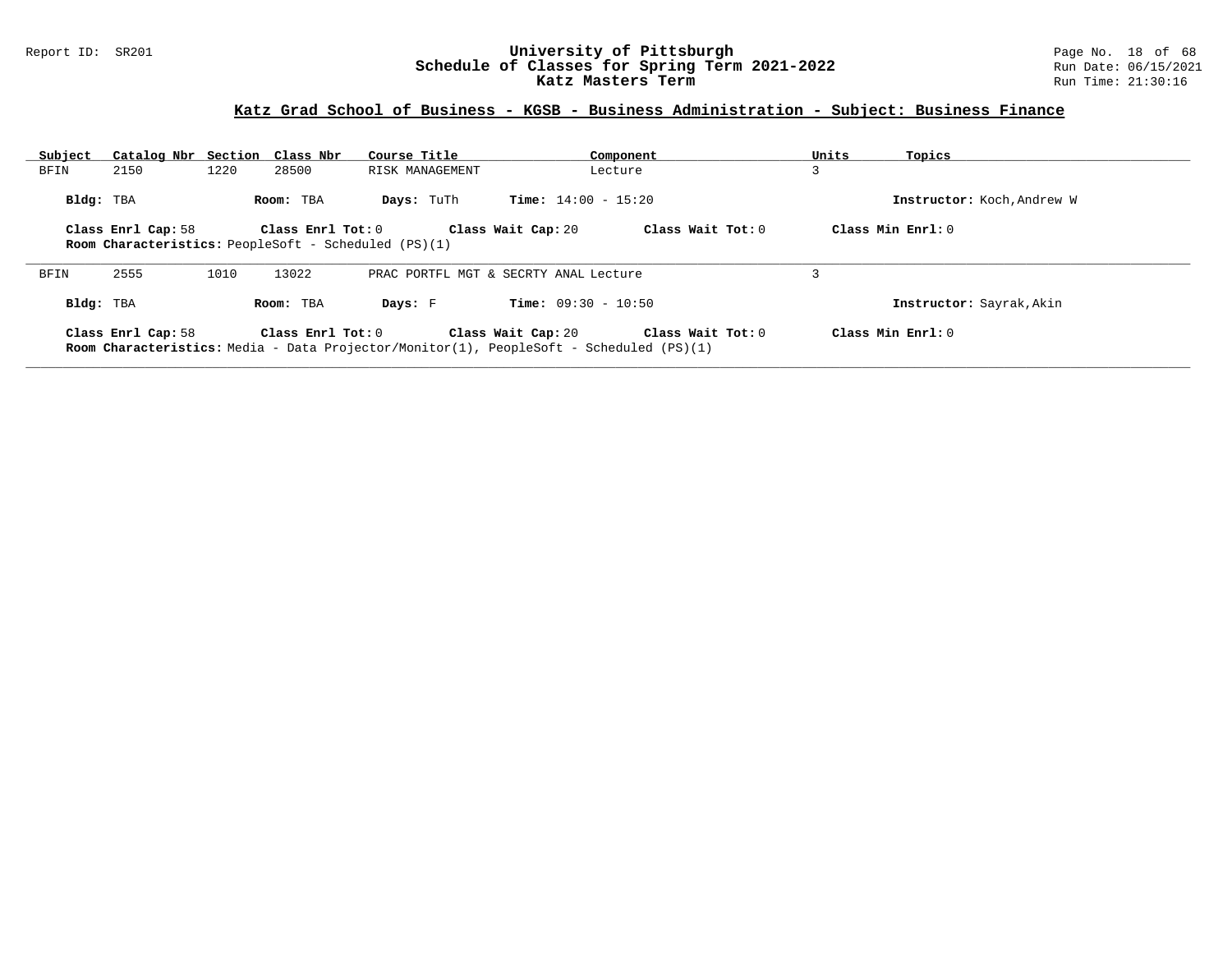## Katz Grad School of Business - KGSB - Business Administration - Subject: Business Finance

| Subject | Catalog Nbr | Section | Class Nbr | Course Title | Component | Units | Topics |
|---|---|---|---|---|---|---|---|
| BFIN | 2150 | 1220 | 28500 | RISK MANAGEMENT | Lecture | 3 | |

**Bldg:** TBA **Room:** TBA **Days:** TuTh **Time:** 14:00 - 15:20 **Instructor:** Koch,Andrew W

**Class Enrl Cap:** 58 **Class Enrl Tot:** 0 **Class Wait Cap:** 20 **Class Wait Tot:** 0 **Class Min Enrl:** 0

**Room Characteristics:** PeopleSoft - Scheduled (PS)(1)

---

| Subject | Catalog Nbr | Section | Class Nbr | Course Title | Component | Units | Topics |
|---|---|---|---|---|---|---|---|
| BFIN | 2555 | 1010 | 13022 | PRAC PORTFL MGT & SECRTY ANAL | Lecture | 3 | |

**Bldg:** TBA **Room:** TBA **Days:** F **Time:** 09:30 - 10:50 **Instructor:** Sayrak,Akin

**Class Enrl Cap:** 58 **Class Enrl Tot:** 0 **Class Wait Cap:** 20 **Class Wait Tot:** 0 **Class Min Enrl:** 0

**Room Characteristics:** Media - Data Projector/Monitor(1), PeopleSoft - Scheduled (PS)(1)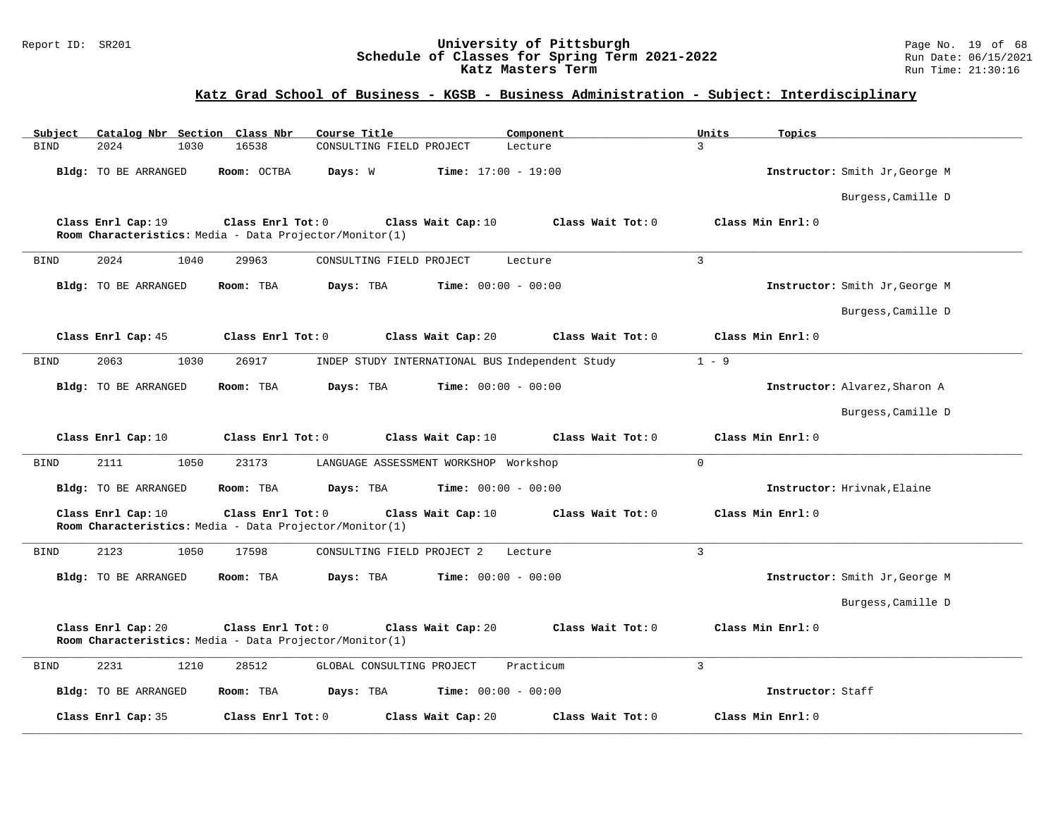## Katz Grad School of Business - KGSB - Business Administration - Subject: Interdisciplinary

| Subject | Catalog Nbr | Section | Class Nbr | Course Title | Component | Units | Topics |
|---|---|---|---|---|---|---|---|
| BIND | 2024 | 1030 | 16538 | CONSULTING FIELD PROJECT | Lecture | 3 | |

**Bldg:** TO BE ARRANGED **Room:** OCTBA **Days:** W **Time:** 17:00 - 19:00 **Instructor:** Smith Jr,George M; Burgess,Camille D

**Class Enrl Cap:** 19 **Class Enrl Tot:** 0 **Class Wait Cap:** 10 **Class Wait Tot:** 0 **Class Min Enrl:** 0
**Room Characteristics:** Media - Data Projector/Monitor(1)

---

| Subject | Catalog Nbr | Section | Class Nbr | Course Title | Component | Units | Topics |
|---|---|---|---|---|---|---|---|
| BIND | 2024 | 1040 | 29963 | CONSULTING FIELD PROJECT | Lecture | 3 | |

**Bldg:** TO BE ARRANGED **Room:** TBA **Days:** TBA **Time:** 00:00 - 00:00 **Instructor:** Smith Jr,George M; Burgess,Camille D

**Class Enrl Cap:** 45 **Class Enrl Tot:** 0 **Class Wait Cap:** 20 **Class Wait Tot:** 0 **Class Min Enrl:** 0

---

| Subject | Catalog Nbr | Section | Class Nbr | Course Title | Component | Units | Topics |
|---|---|---|---|---|---|---|---|
| BIND | 2063 | 1030 | 26917 | INDEP STUDY INTERNATIONAL BUS | Independent Study | 1 - 9 | |

**Bldg:** TO BE ARRANGED **Room:** TBA **Days:** TBA **Time:** 00:00 - 00:00 **Instructor:** Alvarez,Sharon A; Burgess,Camille D

**Class Enrl Cap:** 10 **Class Enrl Tot:** 0 **Class Wait Cap:** 10 **Class Wait Tot:** 0 **Class Min Enrl:** 0

---

| Subject | Catalog Nbr | Section | Class Nbr | Course Title | Component | Units | Topics |
|---|---|---|---|---|---|---|---|
| BIND | 2111 | 1050 | 23173 | LANGUAGE ASSESSMENT WORKSHOP | Workshop | 0 | |

**Bldg:** TO BE ARRANGED **Room:** TBA **Days:** TBA **Time:** 00:00 - 00:00 **Instructor:** Hrivnak,Elaine

**Class Enrl Cap:** 10 **Class Enrl Tot:** 0 **Class Wait Cap:** 10 **Class Wait Tot:** 0 **Class Min Enrl:** 0
**Room Characteristics:** Media - Data Projector/Monitor(1)

---

| Subject | Catalog Nbr | Section | Class Nbr | Course Title | Component | Units | Topics |
|---|---|---|---|---|---|---|---|
| BIND | 2123 | 1050 | 17598 | CONSULTING FIELD PROJECT 2 | Lecture | 3 | |

**Bldg:** TO BE ARRANGED **Room:** TBA **Days:** TBA **Time:** 00:00 - 00:00 **Instructor:** Smith Jr,George M; Burgess,Camille D

**Class Enrl Cap:** 20 **Class Enrl Tot:** 0 **Class Wait Cap:** 20 **Class Wait Tot:** 0 **Class Min Enrl:** 0
**Room Characteristics:** Media - Data Projector/Monitor(1)

---

| Subject | Catalog Nbr | Section | Class Nbr | Course Title | Component | Units | Topics |
|---|---|---|---|---|---|---|---|
| BIND | 2231 | 1210 | 28512 | GLOBAL CONSULTING PROJECT | Practicum | 3 | |

**Bldg:** TO BE ARRANGED **Room:** TBA **Days:** TBA **Time:** 00:00 - 00:00 **Instructor:** Staff

**Class Enrl Cap:** 35 **Class Enrl Tot:** 0 **Class Wait Cap:** 20 **Class Wait Tot:** 0 **Class Min Enrl:** 0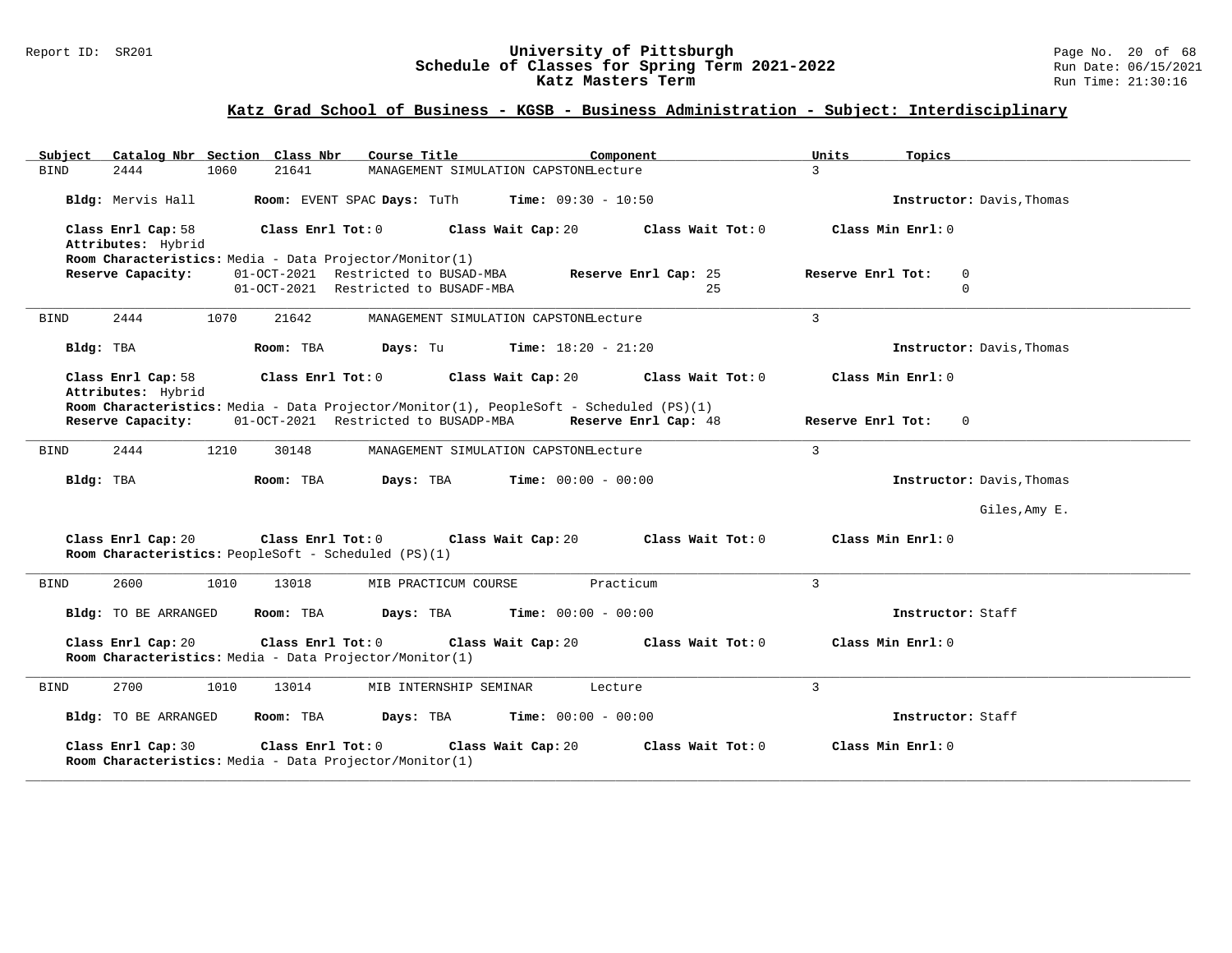## Katz Grad School of Business - KGSB - Business Administration - Subject: Interdisciplinary

| Subject | Catalog Nbr | Section | Class Nbr | Course Title | Component | Units | Topics |
|---|---|---|---|---|---|---|---|
| BIND | 2444 | 1060 | 21641 | MANAGEMENT SIMULATION CAPSTONE | Lecture | 3 | |

**Bldg:** Mervis Hall **Room:** EVENT SPAC **Days:** TuTh **Time:** 09:30 - 10:50 **Instructor:** Davis,Thomas

**Class Enrl Cap:** 58 **Class Enrl Tot:** 0 **Class Wait Cap:** 20 **Class Wait Tot:** 0 **Class Min Enrl:** 0
**Attributes:** Hybrid
**Room Characteristics:** Media - Data Projector/Monitor(1)
**Reserve Capacity:** 01-OCT-2021 Restricted to BUSAD-MBA **Reserve Enrl Cap:** 25 **Reserve Enrl Tot:** 0
01-OCT-2021 Restricted to BUSADF-MBA 25 0

---

| Subject | Catalog Nbr | Section | Class Nbr | Course Title | Component | Units | Topics |
|---|---|---|---|---|---|---|---|
| BIND | 2444 | 1070 | 21642 | MANAGEMENT SIMULATION CAPSTONE | Lecture | 3 | |

**Bldg:** TBA **Room:** TBA **Days:** Tu **Time:** 18:20 - 21:20 **Instructor:** Davis,Thomas

**Class Enrl Cap:** 58 **Class Enrl Tot:** 0 **Class Wait Cap:** 20 **Class Wait Tot:** 0 **Class Min Enrl:** 0
**Attributes:** Hybrid
**Room Characteristics:** Media - Data Projector/Monitor(1), PeopleSoft - Scheduled (PS)(1)
**Reserve Capacity:** 01-OCT-2021 Restricted to BUSADP-MBA **Reserve Enrl Cap:** 48 **Reserve Enrl Tot:** 0

---

| Subject | Catalog Nbr | Section | Class Nbr | Course Title | Component | Units | Topics |
|---|---|---|---|---|---|---|---|
| BIND | 2444 | 1210 | 30148 | MANAGEMENT SIMULATION CAPSTONE | Lecture | 3 | |

**Bldg:** TBA **Room:** TBA **Days:** TBA **Time:** 00:00 - 00:00 **Instructor:** Davis,Thomas
Giles,Amy E.

**Class Enrl Cap:** 20 **Class Enrl Tot:** 0 **Class Wait Cap:** 20 **Class Wait Tot:** 0 **Class Min Enrl:** 0
**Room Characteristics:** PeopleSoft - Scheduled (PS)(1)

---

| Subject | Catalog Nbr | Section | Class Nbr | Course Title | Component | Units | Topics |
|---|---|---|---|---|---|---|---|
| BIND | 2600 | 1010 | 13018 | MIB PRACTICUM COURSE | Practicum | 3 | |

**Bldg:** TO BE ARRANGED **Room:** TBA **Days:** TBA **Time:** 00:00 - 00:00 **Instructor:** Staff

**Class Enrl Cap:** 20 **Class Enrl Tot:** 0 **Class Wait Cap:** 20 **Class Wait Tot:** 0 **Class Min Enrl:** 0
**Room Characteristics:** Media - Data Projector/Monitor(1)

---

| Subject | Catalog Nbr | Section | Class Nbr | Course Title | Component | Units | Topics |
|---|---|---|---|---|---|---|---|
| BIND | 2700 | 1010 | 13014 | MIB INTERNSHIP SEMINAR | Lecture | 3 | |

**Bldg:** TO BE ARRANGED **Room:** TBA **Days:** TBA **Time:** 00:00 - 00:00 **Instructor:** Staff

**Class Enrl Cap:** 30 **Class Enrl Tot:** 0 **Class Wait Cap:** 20 **Class Wait Tot:** 0 **Class Min Enrl:** 0
**Room Characteristics:** Media - Data Projector/Monitor(1)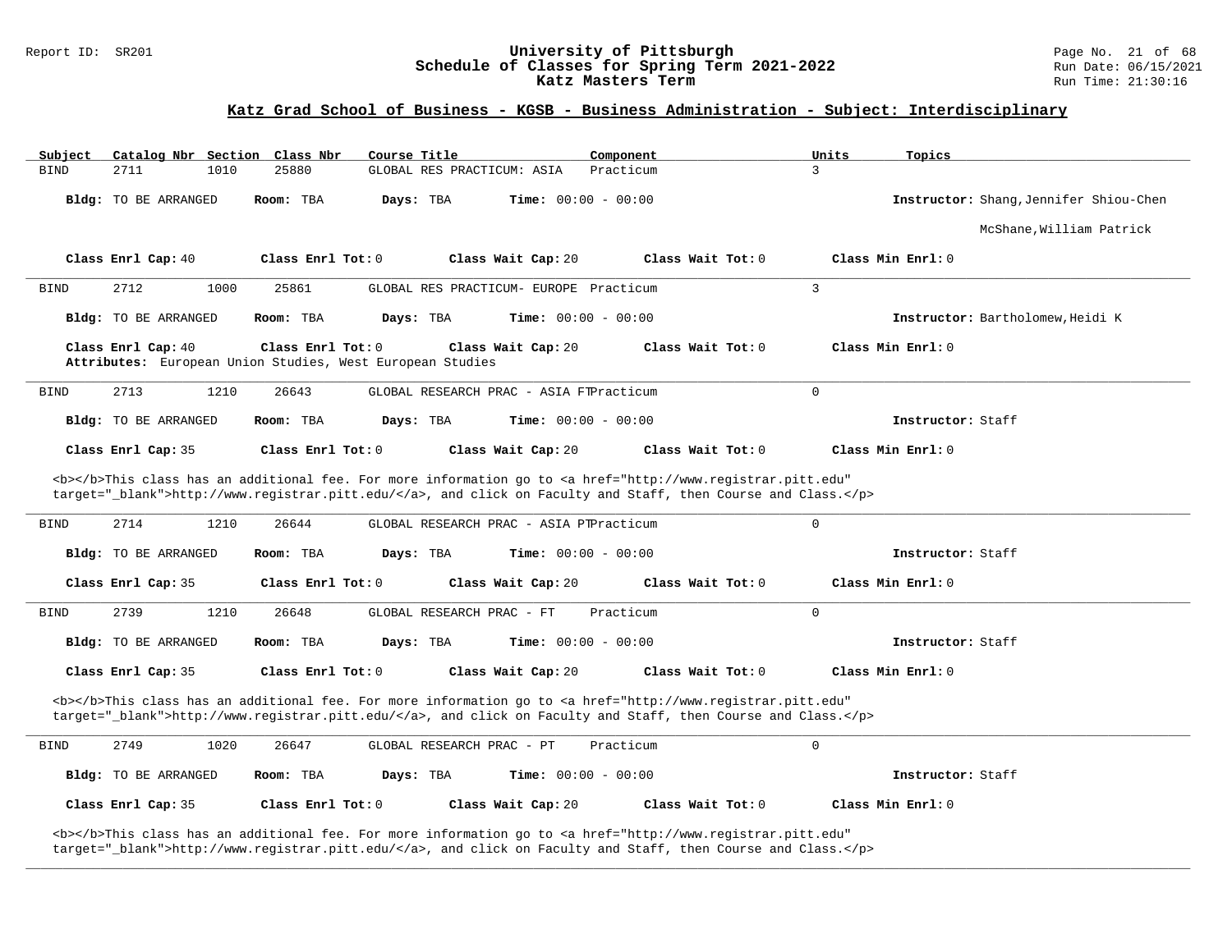## Katz Grad School of Business - KGSB - Business Administration - Subject: Interdisciplinary

| Subject | Catalog Nbr | Section | Class Nbr | Course Title | Component | Units | Topics |
|---|---|---|---|---|---|---|---|
| BIND | 2711 | 1010 | 25880 | GLOBAL RES PRACTICUM: ASIA | Practicum | 3 | |

**Bldg:** TO BE ARRANGED **Room:** TBA **Days:** TBA **Time:** 00:00 - 00:00 **Instructor:** Shang,Jennifer Shiou-Chen; McShane,William Patrick

**Class Enrl Cap:** 40 **Class Enrl Tot:** 0 **Class Wait Cap:** 20 **Class Wait Tot:** 0 **Class Min Enrl:** 0

---

| Subject | Catalog Nbr | Section | Class Nbr | Course Title | Component | Units | Topics |
|---|---|---|---|---|---|---|---|
| BIND | 2712 | 1000 | 25861 | GLOBAL RES PRACTICUM- EUROPE | Practicum | 3 | |

**Bldg:** TO BE ARRANGED **Room:** TBA **Days:** TBA **Time:** 00:00 - 00:00 **Instructor:** Bartholomew,Heidi K

**Class Enrl Cap:** 40 **Class Enrl Tot:** 0 **Class Wait Cap:** 20 **Class Wait Tot:** 0 **Class Min Enrl:** 0

**Attributes:** European Union Studies, West European Studies

---

| Subject | Catalog Nbr | Section | Class Nbr | Course Title | Component | Units | Topics |
|---|---|---|---|---|---|---|---|
| BIND | 2713 | 1210 | 26643 | GLOBAL RESEARCH PRAC - ASIA FT | Practicum | 0 | |

**Bldg:** TO BE ARRANGED **Room:** TBA **Days:** TBA **Time:** 00:00 - 00:00 **Instructor:** Staff

**Class Enrl Cap:** 35 **Class Enrl Tot:** 0 **Class Wait Cap:** 20 **Class Wait Tot:** 0 **Class Min Enrl:** 0

<b></b>This class has an additional fee. For more information go to <a href="http://www.registrar.pitt.edu" target="_blank">http://www.registrar.pitt.edu/</a>, and click on Faculty and Staff, then Course and Class.</p>

---

| Subject | Catalog Nbr | Section | Class Nbr | Course Title | Component | Units | Topics |
|---|---|---|---|---|---|---|---|
| BIND | 2714 | 1210 | 26644 | GLOBAL RESEARCH PRAC - ASIA PT | Practicum | 0 | |

**Bldg:** TO BE ARRANGED **Room:** TBA **Days:** TBA **Time:** 00:00 - 00:00 **Instructor:** Staff

**Class Enrl Cap:** 35 **Class Enrl Tot:** 0 **Class Wait Cap:** 20 **Class Wait Tot:** 0 **Class Min Enrl:** 0

---

| Subject | Catalog Nbr | Section | Class Nbr | Course Title | Component | Units | Topics |
|---|---|---|---|---|---|---|---|
| BIND | 2739 | 1210 | 26648 | GLOBAL RESEARCH PRAC - FT | Practicum | 0 | |

**Bldg:** TO BE ARRANGED **Room:** TBA **Days:** TBA **Time:** 00:00 - 00:00 **Instructor:** Staff

**Class Enrl Cap:** 35 **Class Enrl Tot:** 0 **Class Wait Cap:** 20 **Class Wait Tot:** 0 **Class Min Enrl:** 0

<b></b>This class has an additional fee. For more information go to <a href="http://www.registrar.pitt.edu" target="_blank">http://www.registrar.pitt.edu/</a>, and click on Faculty and Staff, then Course and Class.</p>

---

| Subject | Catalog Nbr | Section | Class Nbr | Course Title | Component | Units | Topics |
|---|---|---|---|---|---|---|---|
| BIND | 2749 | 1020 | 26647 | GLOBAL RESEARCH PRAC - PT | Practicum | 0 | |

**Bldg:** TO BE ARRANGED **Room:** TBA **Days:** TBA **Time:** 00:00 - 00:00 **Instructor:** Staff

**Class Enrl Cap:** 35 **Class Enrl Tot:** 0 **Class Wait Cap:** 20 **Class Wait Tot:** 0 **Class Min Enrl:** 0

<b></b>This class has an additional fee. For more information go to <a href="http://www.registrar.pitt.edu" target="_blank">http://www.registrar.pitt.edu/</a>, and click on Faculty and Staff, then Course and Class.</p>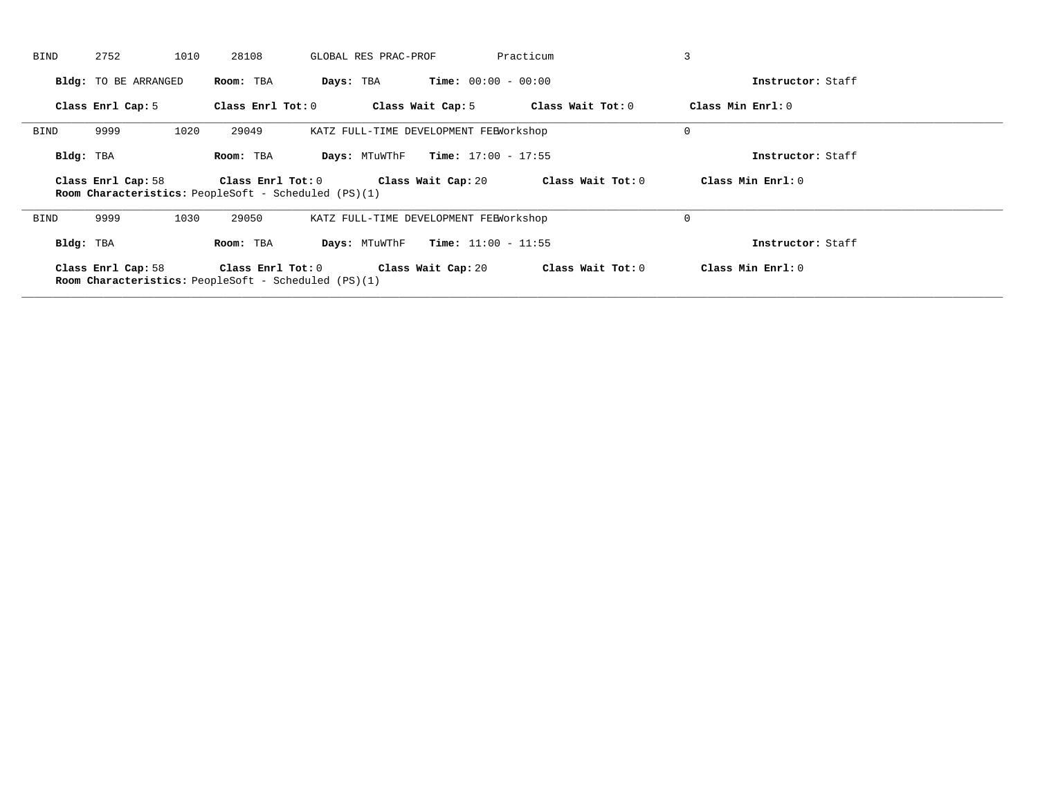BIND 2752 1010 28108 GLOBAL RES PRAC-PROF Practicum 3

**Bldg:** TO BE ARRANGED **Room:** TBA **Days:** TBA **Time:** 00:00 - 00:00 **Instructor:** Staff

**Class Enrl Cap:** 5 **Class Enrl Tot:** 0 **Class Wait Cap:** 5 **Class Wait Tot:** 0 **Class Min Enrl:** 0

---

BIND 9999 1020 29049 KATZ FULL-TIME DEVELOPMENT FEE Workshop 0

**Bldg:** TBA **Room:** TBA **Days:** MTuWThF **Time:** 17:00 - 17:55 **Instructor:** Staff

**Class Enrl Cap:** 58 **Class Enrl Tot:** 0 **Class Wait Cap:** 20 **Class Wait Tot:** 0 **Class Min Enrl:** 0
**Room Characteristics:** PeopleSoft - Scheduled (PS)(1)

---

BIND 9999 1030 29050 KATZ FULL-TIME DEVELOPMENT FEE Workshop 0

**Bldg:** TBA **Room:** TBA **Days:** MTuWThF **Time:** 11:00 - 11:55 **Instructor:** Staff

**Class Enrl Cap:** 58 **Class Enrl Tot:** 0 **Class Wait Cap:** 20 **Class Wait Tot:** 0 **Class Min Enrl:** 0
**Room Characteristics:** PeopleSoft - Scheduled (PS)(1)

---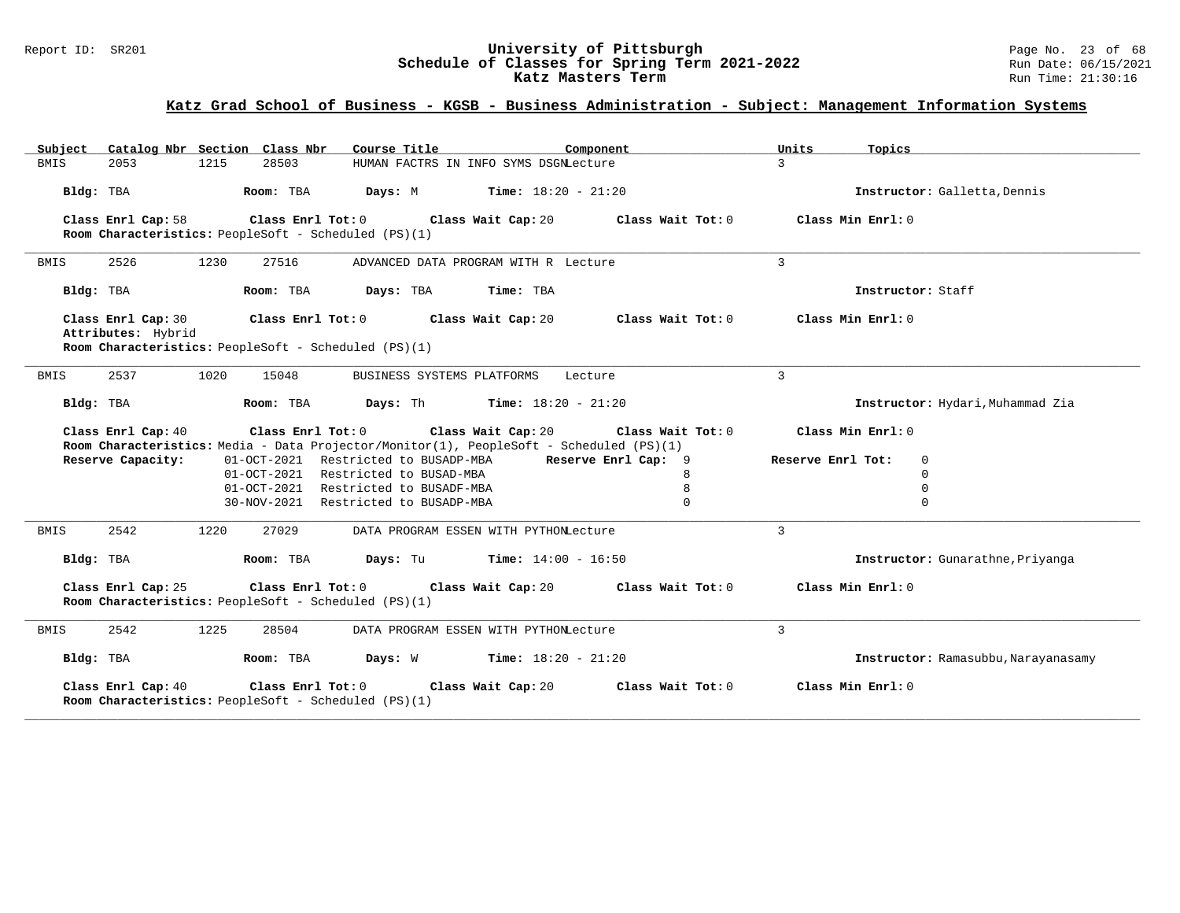## Katz Grad School of Business - KGSB - Business Administration - Subject: Management Information Systems

| Subject | Catalog Nbr | Section | Class Nbr | Course Title | Component | Units | Topics |
|---|---|---|---|---|---|---|---|
| BMIS | 2053 | 1215 | 28503 | HUMAN FACTRS IN INFO SYMS DSGN | Lecture | 3 | |

**Bldg:** TBA **Room:** TBA **Days:** M **Time:** 18:20 - 21:20 **Instructor:** Galletta,Dennis

**Class Enrl Cap:** 58 **Class Enrl Tot:** 0 **Class Wait Cap:** 20 **Class Wait Tot:** 0 **Class Min Enrl:** 0

**Room Characteristics:** PeopleSoft - Scheduled (PS)(1)

---

| Subject | Catalog Nbr | Section | Class Nbr | Course Title | Component | Units | Topics |
|---|---|---|---|---|---|---|---|
| BMIS | 2526 | 1230 | 27516 | ADVANCED DATA PROGRAM WITH R | Lecture | 3 | |

**Bldg:** TBA **Room:** TBA **Days:** TBA **Time:** TBA **Instructor:** Staff

**Class Enrl Cap:** 30 **Class Enrl Tot:** 0 **Class Wait Cap:** 20 **Class Wait Tot:** 0 **Class Min Enrl:** 0

**Attributes:** Hybrid

**Room Characteristics:** PeopleSoft - Scheduled (PS)(1)

---

| Subject | Catalog Nbr | Section | Class Nbr | Course Title | Component | Units | Topics |
|---|---|---|---|---|---|---|---|
| BMIS | 2537 | 1020 | 15048 | BUSINESS SYSTEMS PLATFORMS | Lecture | 3 | |

**Bldg:** TBA **Room:** TBA **Days:** Th **Time:** 18:20 - 21:20 **Instructor:** Hydari,Muhammad Zia

**Class Enrl Cap:** 40 **Class Enrl Tot:** 0 **Class Wait Cap:** 20 **Class Wait Tot:** 0 **Class Min Enrl:** 0

**Room Characteristics:** Media - Data Projector/Monitor(1), PeopleSoft - Scheduled (PS)(1)

| Reserve Capacity: | Restriction | Reserve Enrl Cap | Reserve Enrl Tot |
|---|---|---|---|
| 01-OCT-2021 | Restricted to BUSADP-MBA | 9 | 0 |
| 01-OCT-2021 | Restricted to BUSAD-MBA | 8 | 0 |
| 01-OCT-2021 | Restricted to BUSADF-MBA | 8 | 0 |
| 30-NOV-2021 | Restricted to BUSADP-MBA | 0 | 0 |

---

| Subject | Catalog Nbr | Section | Class Nbr | Course Title | Component | Units | Topics |
|---|---|---|---|---|---|---|---|
| BMIS | 2542 | 1220 | 27029 | DATA PROGRAM ESSEN WITH PYTHON | Lecture | 3 | |

**Bldg:** TBA **Room:** TBA **Days:** Tu **Time:** 14:00 - 16:50 **Instructor:** Gunarathne,Priyanga

**Class Enrl Cap:** 25 **Class Enrl Tot:** 0 **Class Wait Cap:** 20 **Class Wait Tot:** 0 **Class Min Enrl:** 0

**Room Characteristics:** PeopleSoft - Scheduled (PS)(1)

---

| Subject | Catalog Nbr | Section | Class Nbr | Course Title | Component | Units | Topics |
|---|---|---|---|---|---|---|---|
| BMIS | 2542 | 1225 | 28504 | DATA PROGRAM ESSEN WITH PYTHON | Lecture | 3 | |

**Bldg:** TBA **Room:** TBA **Days:** W **Time:** 18:20 - 21:20 **Instructor:** Ramasubbu,Narayanasamy

**Class Enrl Cap:** 40 **Class Enrl Tot:** 0 **Class Wait Cap:** 20 **Class Wait Tot:** 0 **Class Min Enrl:** 0

**Room Characteristics:** PeopleSoft - Scheduled (PS)(1)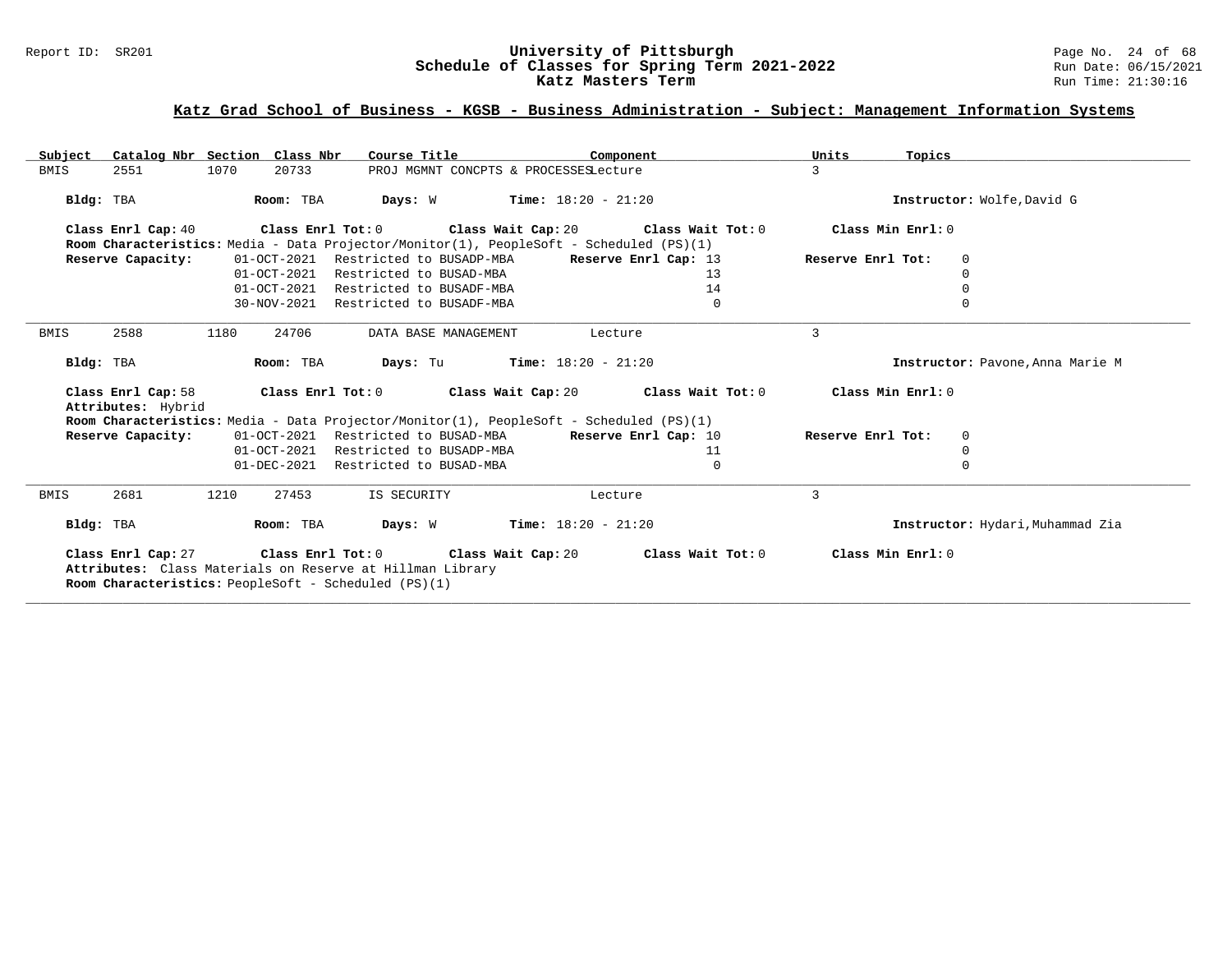# University of Pittsburgh
## Schedule of Classes for Spring Term 2021-2022
### Katz Masters Term

Report ID: SR201 | Run Date: 06/15/2021 | Run Time: 21:30:16

## Katz Grad School of Business - KGSB - Business Administration - Subject: Management Information Systems

| Subject | Catalog Nbr | Section | Class Nbr | Course Title | Component | Units | Topics |
|---|---|---|---|---|---|---|---|
| BMIS | 2551 | 1070 | 20733 | PROJ MGMNT CONCPTS & PROCESSES | Lecture | 3 | |

**Bldg:** TBA **Room:** TBA **Days:** W **Time:** 18:20 - 21:20 **Instructor:** Wolfe,David G

**Class Enrl Cap:** 40 **Class Enrl Tot:** 0 **Class Wait Cap:** 20 **Class Wait Tot:** 0 **Class Min Enrl:** 0

**Room Characteristics:** Media - Data Projector/Monitor(1), PeopleSoft - Scheduled (PS)(1)

| Reserve Capacity: | | Reserve Enrl Cap | Reserve Enrl Tot |
|---|---|---|---|
| 01-OCT-2021 | Restricted to BUSADP-MBA | 13 | 0 |
| 01-OCT-2021 | Restricted to BUSAD-MBA | 13 | 0 |
| 01-OCT-2021 | Restricted to BUSADF-MBA | 14 | 0 |
| 30-NOV-2021 | Restricted to BUSADF-MBA | 0 | 0 |

---

| Subject | Catalog Nbr | Section | Class Nbr | Course Title | Component | Units | Topics |
|---|---|---|---|---|---|---|---|
| BMIS | 2588 | 1180 | 24706 | DATA BASE MANAGEMENT | Lecture | 3 | |

**Bldg:** TBA **Room:** TBA **Days:** Tu **Time:** 18:20 - 21:20 **Instructor:** Pavone,Anna Marie M

**Class Enrl Cap:** 58 **Class Enrl Tot:** 0 **Class Wait Cap:** 20 **Class Wait Tot:** 0 **Class Min Enrl:** 0

**Attributes:** Hybrid

**Room Characteristics:** Media - Data Projector/Monitor(1), PeopleSoft - Scheduled (PS)(1)

| Reserve Capacity: | | Reserve Enrl Cap | Reserve Enrl Tot |
|---|---|---|---|
| 01-OCT-2021 | Restricted to BUSAD-MBA | 10 | 0 |
| 01-OCT-2021 | Restricted to BUSADP-MBA | 11 | 0 |
| 01-DEC-2021 | Restricted to BUSAD-MBA | 0 | 0 |

---

| Subject | Catalog Nbr | Section | Class Nbr | Course Title | Component | Units | Topics |
|---|---|---|---|---|---|---|---|
| BMIS | 2681 | 1210 | 27453 | IS SECURITY | Lecture | 3 | |

**Bldg:** TBA **Room:** TBA **Days:** W **Time:** 18:20 - 21:20 **Instructor:** Hydari,Muhammad Zia

**Class Enrl Cap:** 27 **Class Enrl Tot:** 0 **Class Wait Cap:** 20 **Class Wait Tot:** 0 **Class Min Enrl:** 0

**Attributes:** Class Materials on Reserve at Hillman Library

**Room Characteristics:** PeopleSoft - Scheduled (PS)(1)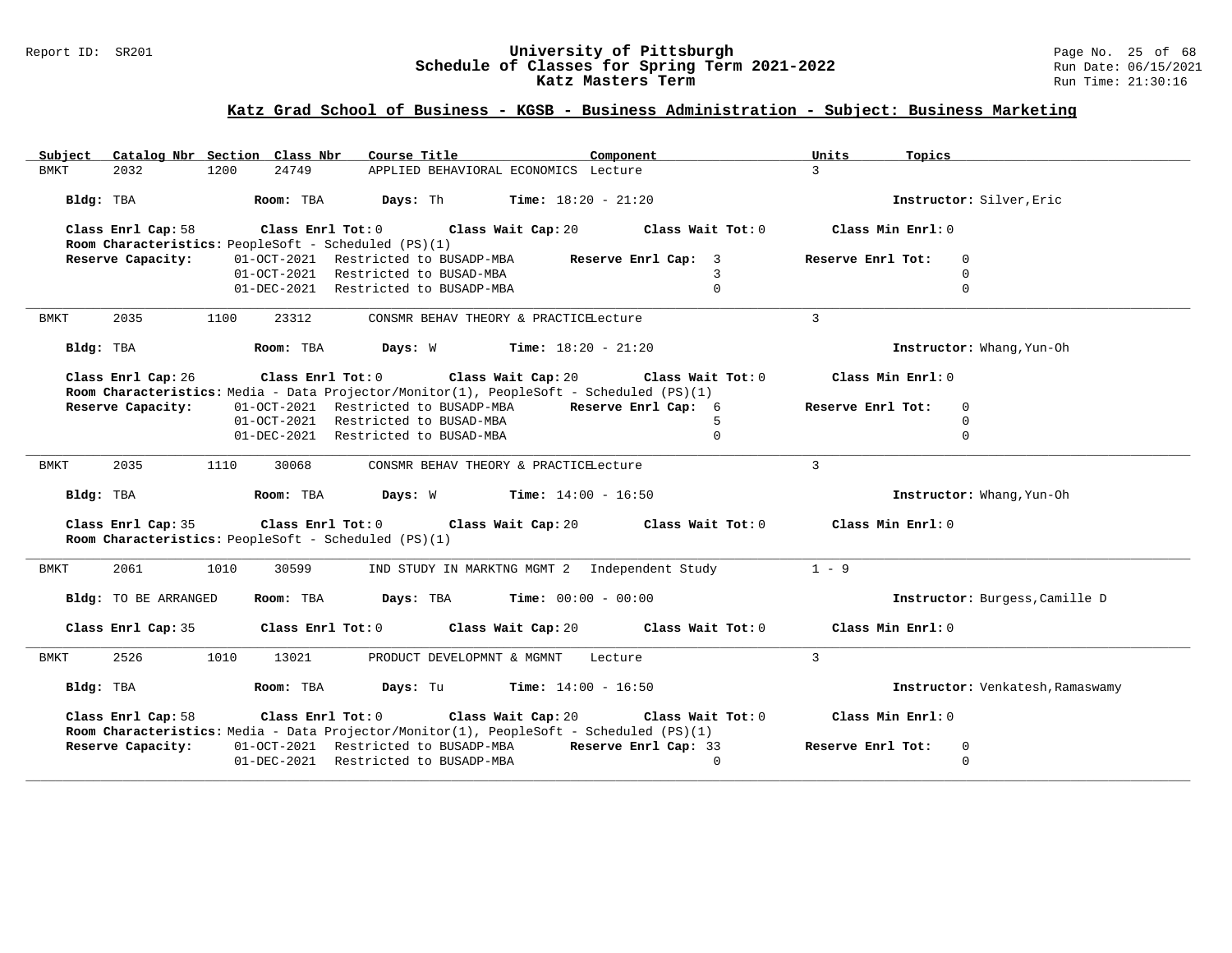# University of Pittsburgh
## Schedule of Classes for Spring Term 2021-2022
### Katz Masters Term

Report ID: SR201 — Run Date: 06/15/2021 — Run Time: 21:30:16

## Katz Grad School of Business - KGSB - Business Administration - Subject: Business Marketing

| Subject | Catalog Nbr | Section | Class Nbr | Course Title | Component | Units | Topics |
|---|---|---|---|---|---|---|---|
| BMKT | 2032 | 1200 | 24749 | APPLIED BEHAVIORAL ECONOMICS | Lecture | 3 | |

**Bldg:** TBA **Room:** TBA **Days:** Th **Time:** 18:20 - 21:20 **Instructor:** Silver,Eric

**Class Enrl Cap:** 58 **Class Enrl Tot:** 0 **Class Wait Cap:** 20 **Class Wait Tot:** 0 **Class Min Enrl:** 0

**Room Characteristics:** PeopleSoft - Scheduled (PS)(1)

| Reserve Capacity: | Date | Restriction | Reserve Enrl Cap | Reserve Enrl Tot |
|---|---|---|---|---|
| | 01-OCT-2021 | Restricted to BUSADP-MBA | 3 | 0 |
| | 01-OCT-2021 | Restricted to BUSAD-MBA | 3 | 0 |
| | 01-DEC-2021 | Restricted to BUSADP-MBA | 0 | 0 |

---

| Subject | Catalog Nbr | Section | Class Nbr | Course Title | Component | Units | Topics |
|---|---|---|---|---|---|---|---|
| BMKT | 2035 | 1100 | 23312 | CONSMR BEHAV THEORY & PRACTICE | Lecture | 3 | |

**Bldg:** TBA **Room:** TBA **Days:** W **Time:** 18:20 - 21:20 **Instructor:** Whang,Yun-Oh

**Class Enrl Cap:** 26 **Class Enrl Tot:** 0 **Class Wait Cap:** 20 **Class Wait Tot:** 0 **Class Min Enrl:** 0

**Room Characteristics:** Media - Data Projector/Monitor(1), PeopleSoft - Scheduled (PS)(1)

| Reserve Capacity: | Date | Restriction | Reserve Enrl Cap | Reserve Enrl Tot |
|---|---|---|---|---|
| | 01-OCT-2021 | Restricted to BUSADP-MBA | 6 | 0 |
| | 01-OCT-2021 | Restricted to BUSAD-MBA | 5 | 0 |
| | 01-DEC-2021 | Restricted to BUSAD-MBA | 0 | 0 |

---

| Subject | Catalog Nbr | Section | Class Nbr | Course Title | Component | Units | Topics |
|---|---|---|---|---|---|---|---|
| BMKT | 2035 | 1110 | 30068 | CONSMR BEHAV THEORY & PRACTICE | Lecture | 3 | |

**Bldg:** TBA **Room:** TBA **Days:** W **Time:** 14:00 - 16:50 **Instructor:** Whang,Yun-Oh

**Class Enrl Cap:** 35 **Class Enrl Tot:** 0 **Class Wait Cap:** 20 **Class Wait Tot:** 0 **Class Min Enrl:** 0

**Room Characteristics:** PeopleSoft - Scheduled (PS)(1)

---

| Subject | Catalog Nbr | Section | Class Nbr | Course Title | Component | Units | Topics |
|---|---|---|---|---|---|---|---|
| BMKT | 2061 | 1010 | 30599 | IND STUDY IN MARKTNG MGMT 2 | Independent Study | 1 - 9 | |

**Bldg:** TO BE ARRANGED **Room:** TBA **Days:** TBA **Time:** 00:00 - 00:00 **Instructor:** Burgess,Camille D

**Class Enrl Cap:** 35 **Class Enrl Tot:** 0 **Class Wait Cap:** 20 **Class Wait Tot:** 0 **Class Min Enrl:** 0

---

| Subject | Catalog Nbr | Section | Class Nbr | Course Title | Component | Units | Topics |
|---|---|---|---|---|---|---|---|
| BMKT | 2526 | 1010 | 13021 | PRODUCT DEVELOPMNT & MGMNT | Lecture | 3 | |

**Bldg:** TBA **Room:** TBA **Days:** Tu **Time:** 14:00 - 16:50 **Instructor:** Venkatesh,Ramaswamy

**Class Enrl Cap:** 58 **Class Enrl Tot:** 0 **Class Wait Cap:** 20 **Class Wait Tot:** 0 **Class Min Enrl:** 0

**Room Characteristics:** Media - Data Projector/Monitor(1), PeopleSoft - Scheduled (PS)(1)

| Reserve Capacity: | Date | Restriction | Reserve Enrl Cap | Reserve Enrl Tot |
|---|---|---|---|---|
| | 01-OCT-2021 | Restricted to BUSADP-MBA | 33 | 0 |
| | 01-DEC-2021 | Restricted to BUSADP-MBA | 0 | 0 |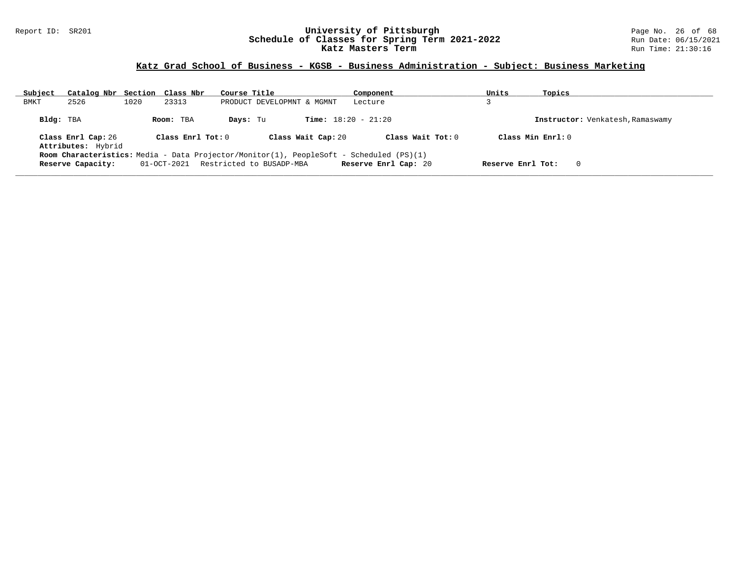## Katz Grad School of Business - KGSB - Business Administration - Subject: Business Marketing

| Subject | Catalog Nbr | Section | Class Nbr | Course Title | Component | Units | Topics |
|---|---|---|---|---|---|---|---|
| BMKT | 2526 | 1020 | 23313 | PRODUCT DEVELOPMNT & MGMNT | Lecture | 3 | |

**Bldg:** TBA **Room:** TBA **Days:** Tu **Time:** 18:20 - 21:20 **Instructor:** Venkatesh,Ramaswamy

**Class Enrl Cap:** 26 **Class Enrl Tot:** 0 **Class Wait Cap:** 20 **Class Wait Tot:** 0 **Class Min Enrl:** 0

**Attributes:** Hybrid

**Room Characteristics:** Media - Data Projector/Monitor(1), PeopleSoft - Scheduled (PS)(1)

**Reserve Capacity:** 01-OCT-2021 Restricted to BUSADP-MBA **Reserve Enrl Cap:** 20 **Reserve Enrl Tot:** 0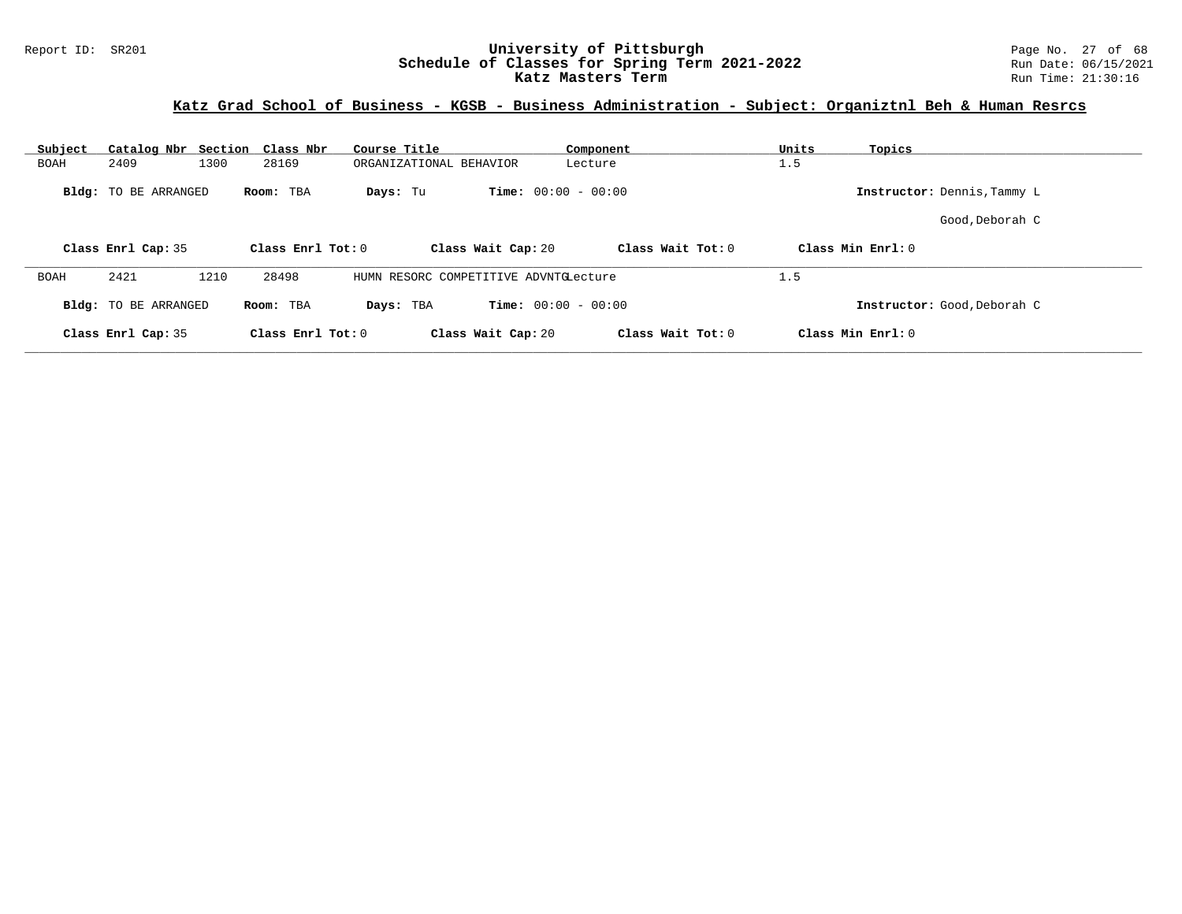# University of Pittsburgh
## Schedule of Classes for Spring Term 2021-2022
## Katz Masters Term

Report ID: SR201

Run Date: 06/15/2021
Run Time: 21:30:16

### Katz Grad School of Business - KGSB - Business Administration - Subject: Organiztnl Beh & Human Resrcs

| Subject | Catalog Nbr | Section | Class Nbr | Course Title | Component | Units | Topics |
|---|---|---|---|---|---|---|---|
| BOAH | 2409 | 1300 | 28169 | ORGANIZATIONAL BEHAVIOR | Lecture | 1.5 | |

**Bldg:** TO BE ARRANGED **Room:** TBA **Days:** Tu **Time:** 00:00 - 00:00 **Instructor:** Dennis,Tammy L; Good,Deborah C

**Class Enrl Cap:** 35 **Class Enrl Tot:** 0 **Class Wait Cap:** 20 **Class Wait Tot:** 0 **Class Min Enrl:** 0

---

| Subject | Catalog Nbr | Section | Class Nbr | Course Title | Component | Units | Topics |
|---|---|---|---|---|---|---|---|
| BOAH | 2421 | 1210 | 28498 | HUMN RESORC COMPETITIVE ADVNTG | Lecture | 1.5 | |

**Bldg:** TO BE ARRANGED **Room:** TBA **Days:** TBA **Time:** 00:00 - 00:00 **Instructor:** Good,Deborah C

**Class Enrl Cap:** 35 **Class Enrl Tot:** 0 **Class Wait Cap:** 20 **Class Wait Tot:** 0 **Class Min Enrl:** 0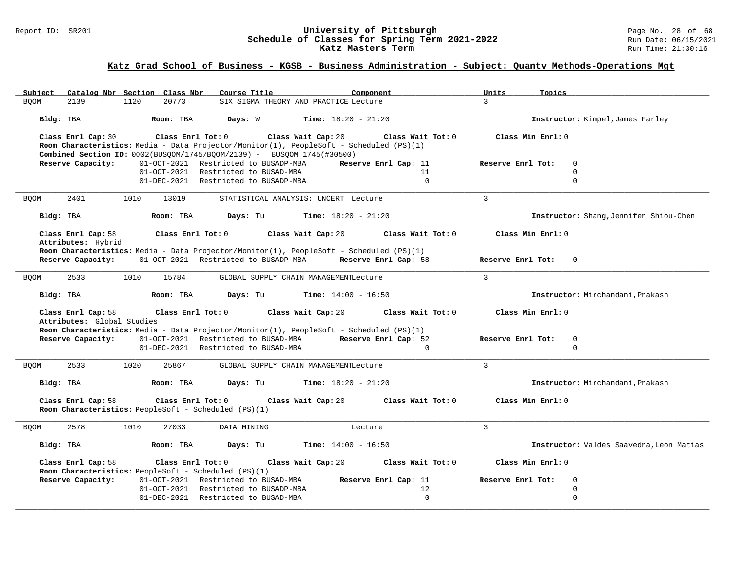## Katz Grad School of Business - KGSB - Business Administration - Subject: Quantv Methods-Operations Mgt

| Subject | Catalog Nbr | Section | Class Nbr | Course Title | Component | Units | Topics |
|---|---|---|---|---|---|---|---|
| BQOM | 2139 | 1120 | 20773 | SIX SIGMA THEORY AND PRACTICE | Lecture | 3 | |

**Bldg:** TBA **Room:** TBA **Days:** W **Time:** 18:20 - 21:20 **Instructor:** Kimpel,James Farley

**Class Enrl Cap:** 30 **Class Enrl Tot:** 0 **Class Wait Cap:** 20 **Class Wait Tot:** 0 **Class Min Enrl:** 0

**Room Characteristics:** Media - Data Projector/Monitor(1), PeopleSoft - Scheduled (PS)(1)

**Combined Section ID:** 0002(BUSQOM/1745/BQOM/2139) - BUSQOM 1745(#30500)

| Reserve Capacity: | Restriction | Reserve Enrl Cap | Reserve Enrl Tot |
|---|---|---|---|
| 01-OCT-2021 | Restricted to BUSADP-MBA | 11 | 0 |
| 01-OCT-2021 | Restricted to BUSAD-MBA | 11 | 0 |
| 01-DEC-2021 | Restricted to BUSADP-MBA | 0 | 0 |

---

| Subject | Catalog Nbr | Section | Class Nbr | Course Title | Component | Units | Topics |
|---|---|---|---|---|---|---|---|
| BQOM | 2401 | 1010 | 13019 | STATISTICAL ANALYSIS: UNCERT | Lecture | 3 | |

**Bldg:** TBA **Room:** TBA **Days:** Tu **Time:** 18:20 - 21:20 **Instructor:** Shang,Jennifer Shiou-Chen

**Class Enrl Cap:** 58 **Class Enrl Tot:** 0 **Class Wait Cap:** 20 **Class Wait Tot:** 0 **Class Min Enrl:** 0

**Attributes:** Hybrid

**Room Characteristics:** Media - Data Projector/Monitor(1), PeopleSoft - Scheduled (PS)(1)

| Reserve Capacity: | Restriction | Reserve Enrl Cap | Reserve Enrl Tot |
|---|---|---|---|
| 01-OCT-2021 | Restricted to BUSADP-MBA | 58 | 0 |

---

| Subject | Catalog Nbr | Section | Class Nbr | Course Title | Component | Units | Topics |
|---|---|---|---|---|---|---|---|
| BQOM | 2533 | 1010 | 15784 | GLOBAL SUPPLY CHAIN MANAGEMENT | Lecture | 3 | |

**Bldg:** TBA **Room:** TBA **Days:** Tu **Time:** 14:00 - 16:50 **Instructor:** Mirchandani,Prakash

**Class Enrl Cap:** 58 **Class Enrl Tot:** 0 **Class Wait Cap:** 20 **Class Wait Tot:** 0 **Class Min Enrl:** 0

**Attributes:** Global Studies

**Room Characteristics:** Media - Data Projector/Monitor(1), PeopleSoft - Scheduled (PS)(1)

| Reserve Capacity: | Restriction | Reserve Enrl Cap | Reserve Enrl Tot |
|---|---|---|---|
| 01-OCT-2021 | Restricted to BUSAD-MBA | 52 | 0 |
| 01-DEC-2021 | Restricted to BUSAD-MBA | 0 | 0 |

---

| Subject | Catalog Nbr | Section | Class Nbr | Course Title | Component | Units | Topics |
|---|---|---|---|---|---|---|---|
| BQOM | 2533 | 1020 | 25867 | GLOBAL SUPPLY CHAIN MANAGEMENT | Lecture | 3 | |

**Bldg:** TBA **Room:** TBA **Days:** Tu **Time:** 18:20 - 21:20 **Instructor:** Mirchandani,Prakash

**Class Enrl Cap:** 58 **Class Enrl Tot:** 0 **Class Wait Cap:** 20 **Class Wait Tot:** 0 **Class Min Enrl:** 0

**Room Characteristics:** PeopleSoft - Scheduled (PS)(1)

---

| Subject | Catalog Nbr | Section | Class Nbr | Course Title | Component | Units | Topics |
|---|---|---|---|---|---|---|---|
| BQOM | 2578 | 1010 | 27033 | DATA MINING | Lecture | 3 | |

**Bldg:** TBA **Room:** TBA **Days:** Tu **Time:** 14:00 - 16:50 **Instructor:** Valdes Saavedra,Leon Matias

**Class Enrl Cap:** 58 **Class Enrl Tot:** 0 **Class Wait Cap:** 20 **Class Wait Tot:** 0 **Class Min Enrl:** 0

**Room Characteristics:** PeopleSoft - Scheduled (PS)(1)

| Reserve Capacity: | Restriction | Reserve Enrl Cap | Reserve Enrl Tot |
|---|---|---|---|
| 01-OCT-2021 | Restricted to BUSAD-MBA | 11 | 0 |
| 01-OCT-2021 | Restricted to BUSADP-MBA | 12 | 0 |
| 01-DEC-2021 | Restricted to BUSAD-MBA | 0 | 0 |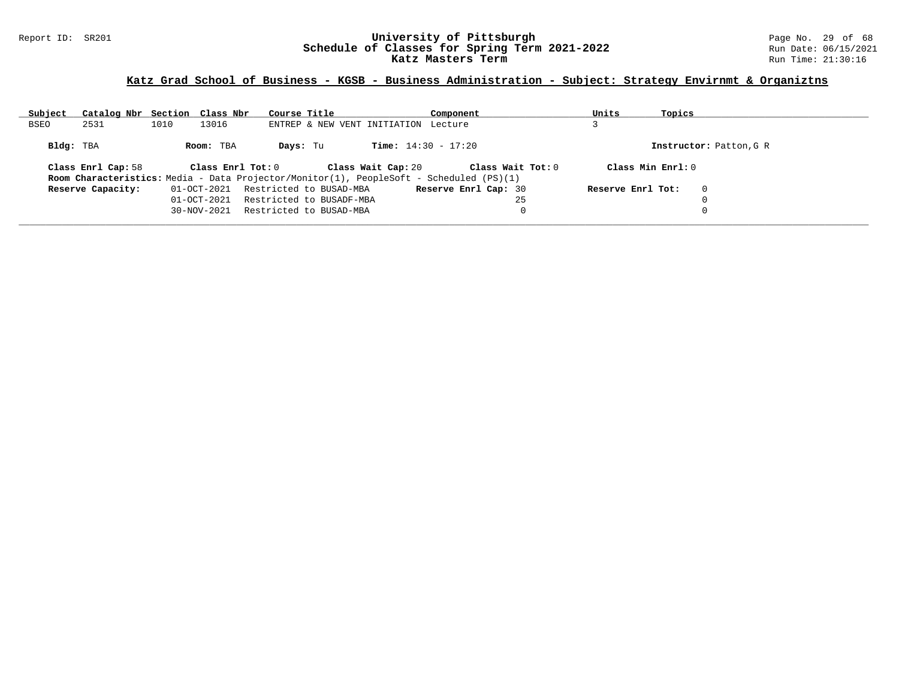**University of Pittsburgh**
**Schedule of Classes for Spring Term 2021-2022**
**Katz Masters Term**

Report ID: SR201

Run Date: 06/15/2021
Run Time: 21:30:16

## Katz Grad School of Business - KGSB - Business Administration - Subject: Strategy Envirnmt & Organiztns

| Subject | Catalog Nbr | Section | Class Nbr | Course Title | Component | Units | Topics |
|---|---|---|---|---|---|---|---|
| BSEO | 2531 | 1010 | 13016 | ENTREP & NEW VENT INITIATION | Lecture | 3 | |

**Bldg:** TBA **Room:** TBA **Days:** Tu **Time:** 14:30 - 17:20 **Instructor:** Patton,G R

**Class Enrl Cap:** 58 **Class Enrl Tot:** 0 **Class Wait Cap:** 20 **Class Wait Tot:** 0 **Class Min Enrl:** 0

**Room Characteristics:** Media - Data Projector/Monitor(1), PeopleSoft - Scheduled (PS)(1)

| Reserve Capacity: | | Reserve Enrl Cap: | Reserve Enrl Tot: |
|---|---|---|---|
| 01-OCT-2021 | Restricted to BUSAD-MBA | 30 | 0 |
| 01-OCT-2021 | Restricted to BUSADF-MBA | 25 | 0 |
| 30-NOV-2021 | Restricted to BUSAD-MBA | 0 | 0 |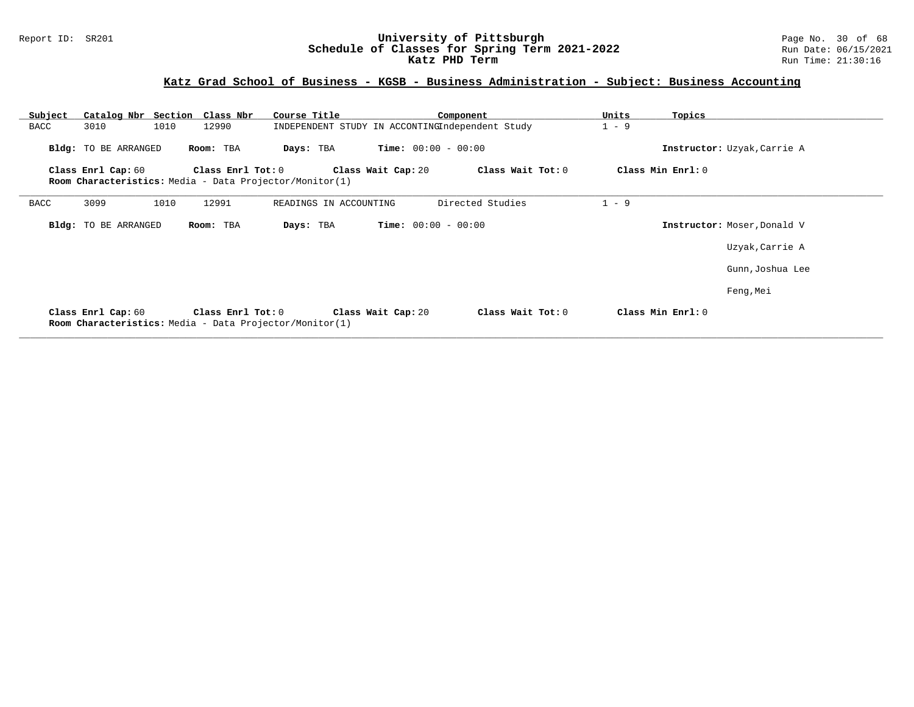**Report ID: SR201**

# University of Pittsburgh
## Schedule of Classes for Spring Term 2021-2022
### Katz PHD Term

Run Date: 06/15/2021
Run Time: 21:30:16

## Katz Grad School of Business - KGSB - Business Administration - Subject: Business Accounting

| Subject | Catalog Nbr | Section | Class Nbr | Course Title | Component | Units | Topics |
|---|---|---|---|---|---|---|---|
| BACC | 3010 | 1010 | 12990 | INDEPENDENT STUDY IN ACCONTING | Independent Study | 1 - 9 | |

**Bldg:** TO BE ARRANGED **Room:** TBA **Days:** TBA **Time:** 00:00 - 00:00 **Instructor:** Uzyak,Carrie A

**Class Enrl Cap:** 60 **Class Enrl Tot:** 0 **Class Wait Cap:** 20 **Class Wait Tot:** 0 **Class Min Enrl:** 0
**Room Characteristics:** Media - Data Projector/Monitor(1)

---

| Subject | Catalog Nbr | Section | Class Nbr | Course Title | Component | Units | Topics |
|---|---|---|---|---|---|---|---|
| BACC | 3099 | 1010 | 12991 | READINGS IN ACCOUNTING | Directed Studies | 1 - 9 | |

**Bldg:** TO BE ARRANGED **Room:** TBA **Days:** TBA **Time:** 00:00 - 00:00 **Instructor:** Moser,Donald V

Uzyak,Carrie A

Gunn,Joshua Lee

Feng,Mei

**Class Enrl Cap:** 60 **Class Enrl Tot:** 0 **Class Wait Cap:** 20 **Class Wait Tot:** 0 **Class Min Enrl:** 0
**Room Characteristics:** Media - Data Projector/Monitor(1)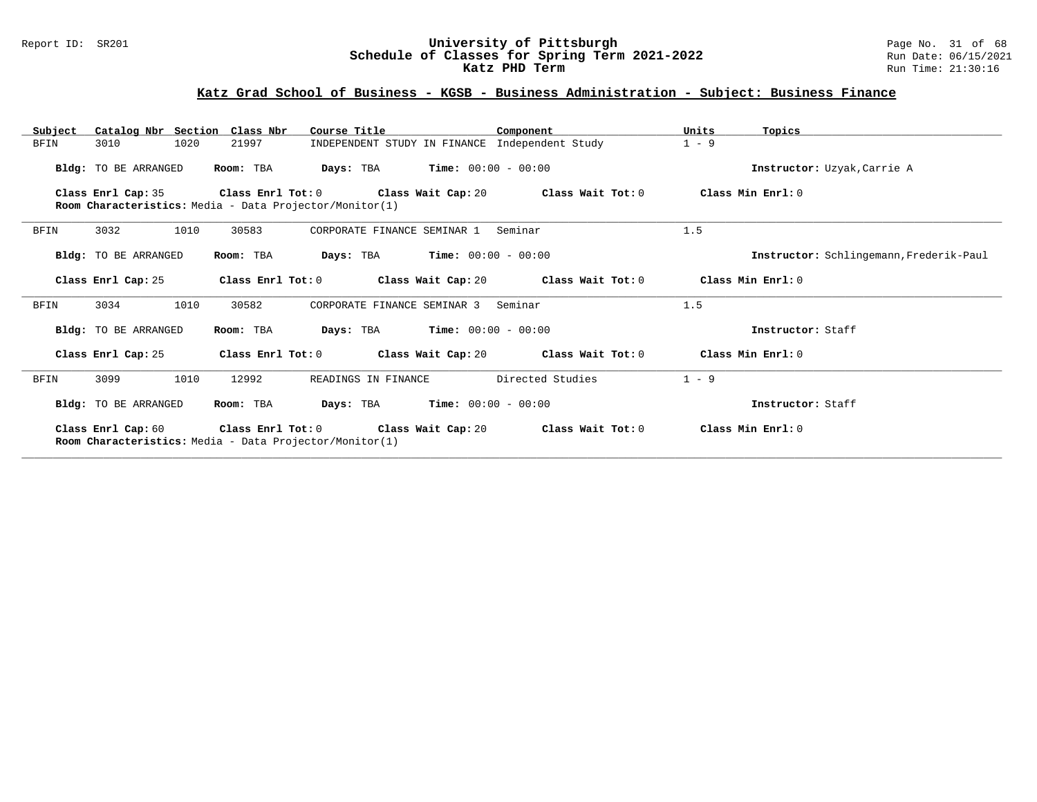## Katz Grad School of Business - KGSB - Business Administration - Subject: Business Finance

| Subject | Catalog Nbr | Section | Class Nbr | Course Title | Component | Units | Topics |
|---|---|---|---|---|---|---|---|
| BFIN | 3010 | 1020 | 21997 | INDEPENDENT STUDY IN FINANCE | Independent Study | 1 - 9 | |

**Bldg:** TO BE ARRANGED **Room:** TBA **Days:** TBA **Time:** 00:00 - 00:00 **Instructor:** Uzyak,Carrie A

**Class Enrl Cap:** 35 **Class Enrl Tot:** 0 **Class Wait Cap:** 20 **Class Wait Tot:** 0 **Class Min Enrl:** 0

**Room Characteristics:** Media - Data Projector/Monitor(1)

---

| Subject | Catalog Nbr | Section | Class Nbr | Course Title | Component | Units | Topics |
|---|---|---|---|---|---|---|---|
| BFIN | 3032 | 1010 | 30583 | CORPORATE FINANCE SEMINAR 1 | Seminar | 1.5 | |

**Bldg:** TO BE ARRANGED **Room:** TBA **Days:** TBA **Time:** 00:00 - 00:00 **Instructor:** Schlingemann,Frederik-Paul

**Class Enrl Cap:** 25 **Class Enrl Tot:** 0 **Class Wait Cap:** 20 **Class Wait Tot:** 0 **Class Min Enrl:** 0

---

| Subject | Catalog Nbr | Section | Class Nbr | Course Title | Component | Units | Topics |
|---|---|---|---|---|---|---|---|
| BFIN | 3034 | 1010 | 30582 | CORPORATE FINANCE SEMINAR 3 | Seminar | 1.5 | |

**Bldg:** TO BE ARRANGED **Room:** TBA **Days:** TBA **Time:** 00:00 - 00:00 **Instructor:** Staff

**Class Enrl Cap:** 25 **Class Enrl Tot:** 0 **Class Wait Cap:** 20 **Class Wait Tot:** 0 **Class Min Enrl:** 0

---

| Subject | Catalog Nbr | Section | Class Nbr | Course Title | Component | Units | Topics |
|---|---|---|---|---|---|---|---|
| BFIN | 3099 | 1010 | 12992 | READINGS IN FINANCE | Directed Studies | 1 - 9 | |

**Bldg:** TO BE ARRANGED **Room:** TBA **Days:** TBA **Time:** 00:00 - 00:00 **Instructor:** Staff

**Class Enrl Cap:** 60 **Class Enrl Tot:** 0 **Class Wait Cap:** 20 **Class Wait Tot:** 0 **Class Min Enrl:** 0

**Room Characteristics:** Media - Data Projector/Monitor(1)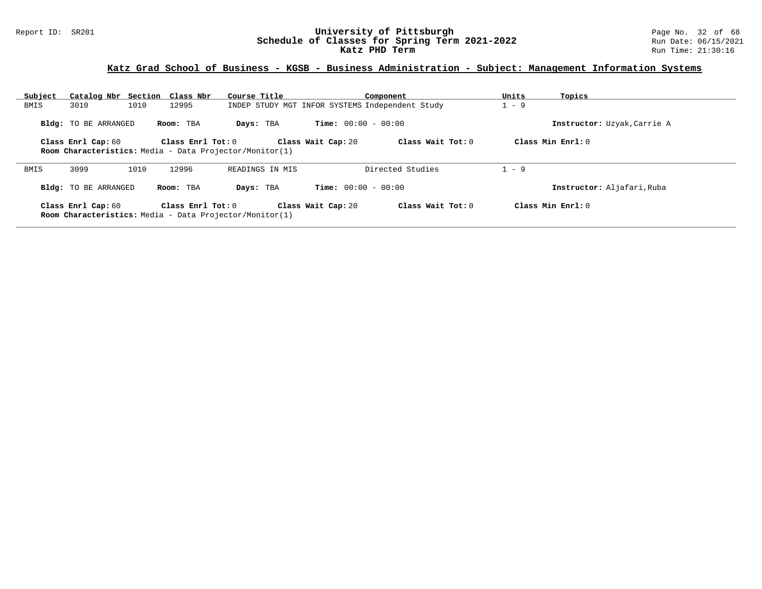## Katz Grad School of Business - KGSB - Business Administration - Subject: Management Information Systems

| Subject | Catalog Nbr | Section | Class Nbr | Course Title | Component | Units | Topics |
|---|---|---|---|---|---|---|---|
| BMIS | 3010 | 1010 | 12995 | INDEP STUDY MGT INFOR SYSTEMS | Independent Study | 1 - 9 | |

**Bldg:** TO BE ARRANGED **Room:** TBA **Days:** TBA **Time:** 00:00 - 00:00 **Instructor:** Uzyak,Carrie A

**Class Enrl Cap:** 60 **Class Enrl Tot:** 0 **Class Wait Cap:** 20 **Class Wait Tot:** 0 **Class Min Enrl:** 0

**Room Characteristics:** Media - Data Projector/Monitor(1)

---

| Subject | Catalog Nbr | Section | Class Nbr | Course Title | Component | Units | Topics |
|---|---|---|---|---|---|---|---|
| BMIS | 3099 | 1010 | 12996 | READINGS IN MIS | Directed Studies | 1 - 9 | |

**Bldg:** TO BE ARRANGED **Room:** TBA **Days:** TBA **Time:** 00:00 - 00:00 **Instructor:** Aljafari,Ruba

**Class Enrl Cap:** 60 **Class Enrl Tot:** 0 **Class Wait Cap:** 20 **Class Wait Tot:** 0 **Class Min Enrl:** 0

**Room Characteristics:** Media - Data Projector/Monitor(1)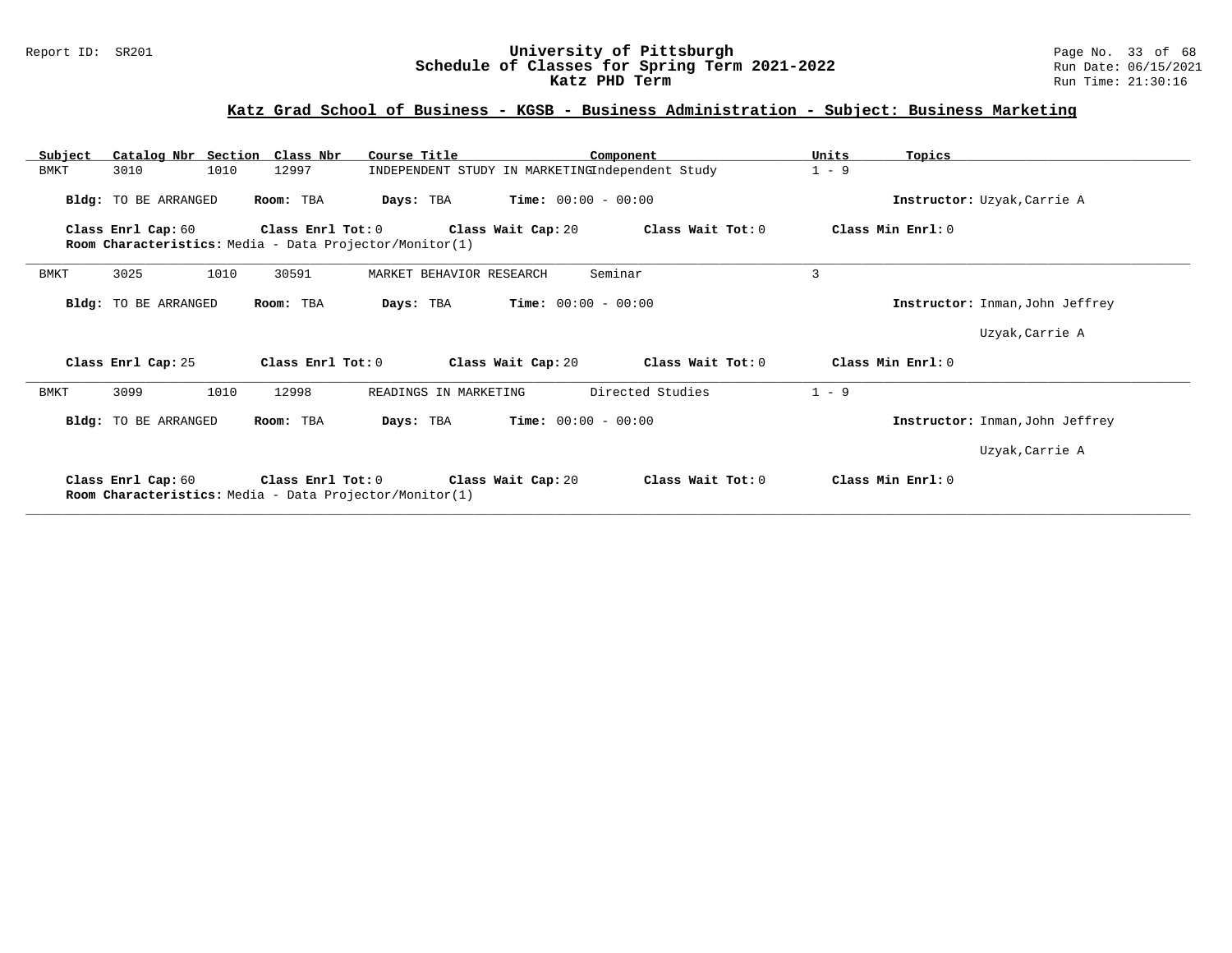## Katz Grad School of Business - KGSB - Business Administration - Subject: Business Marketing

| Subject | Catalog Nbr | Section | Class Nbr | Course Title | Component | Units | Topics |
|---|---|---|---|---|---|---|---|
| BMKT | 3010 | 1010 | 12997 | INDEPENDENT STUDY IN MARKETING | Independent Study | 1 - 9 | |

**Bldg:** TO BE ARRANGED **Room:** TBA **Days:** TBA **Time:** 00:00 - 00:00 **Instructor:** Uzyak,Carrie A

**Class Enrl Cap:** 60 **Class Enrl Tot:** 0 **Class Wait Cap:** 20 **Class Wait Tot:** 0 **Class Min Enrl:** 0
**Room Characteristics:** Media - Data Projector/Monitor(1)

---

| Subject | Catalog Nbr | Section | Class Nbr | Course Title | Component | Units | Topics |
|---|---|---|---|---|---|---|---|
| BMKT | 3025 | 1010 | 30591 | MARKET BEHAVIOR RESEARCH | Seminar | 3 | |

**Bldg:** TO BE ARRANGED **Room:** TBA **Days:** TBA **Time:** 00:00 - 00:00 **Instructor:** Inman,John Jeffrey

Uzyak,Carrie A

**Class Enrl Cap:** 25 **Class Enrl Tot:** 0 **Class Wait Cap:** 20 **Class Wait Tot:** 0 **Class Min Enrl:** 0

---

| Subject | Catalog Nbr | Section | Class Nbr | Course Title | Component | Units | Topics |
|---|---|---|---|---|---|---|---|
| BMKT | 3099 | 1010 | 12998 | READINGS IN MARKETING | Directed Studies | 1 - 9 | |

**Bldg:** TO BE ARRANGED **Room:** TBA **Days:** TBA **Time:** 00:00 - 00:00 **Instructor:** Inman,John Jeffrey

Uzyak,Carrie A

**Class Enrl Cap:** 60 **Class Enrl Tot:** 0 **Class Wait Cap:** 20 **Class Wait Tot:** 0 **Class Min Enrl:** 0
**Room Characteristics:** Media - Data Projector/Monitor(1)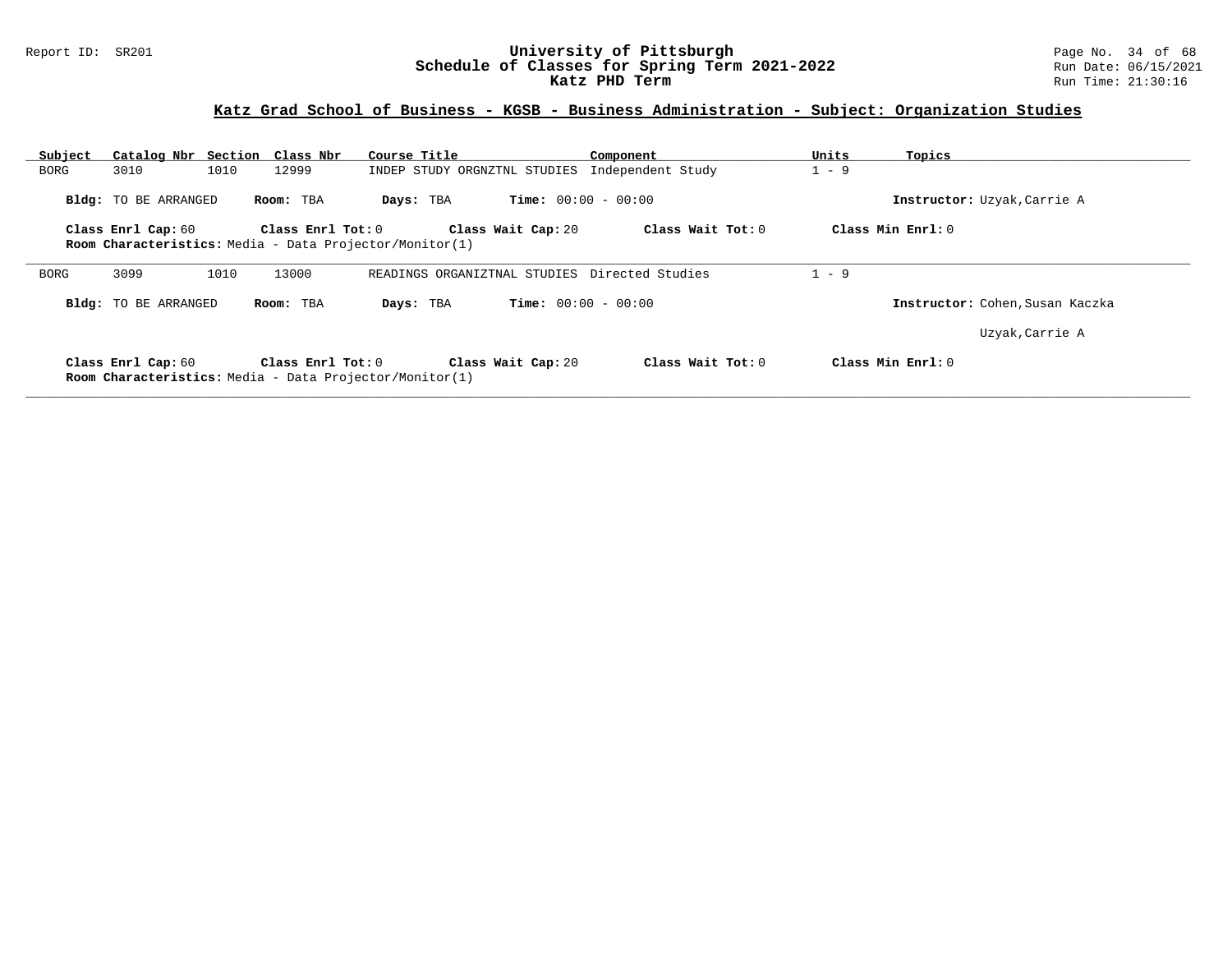## Katz Grad School of Business - KGSB - Business Administration - Subject: Organization Studies

| Subject | Catalog Nbr | Section | Class Nbr | Course Title | Component | Units | Topics |
|---|---|---|---|---|---|---|---|
| BORG | 3010 | 1010 | 12999 | INDEP STUDY ORGNZTNL STUDIES | Independent Study | 1 - 9 | |

**Bldg:** TO BE ARRANGED **Room:** TBA **Days:** TBA **Time:** 00:00 - 00:00 **Instructor:** Uzyak,Carrie A

**Class Enrl Cap:** 60 **Class Enrl Tot:** 0 **Class Wait Cap:** 20 **Class Wait Tot:** 0 **Class Min Enrl:** 0
**Room Characteristics:** Media - Data Projector/Monitor(1)

---

| Subject | Catalog Nbr | Section | Class Nbr | Course Title | Component | Units | Topics |
|---|---|---|---|---|---|---|---|
| BORG | 3099 | 1010 | 13000 | READINGS ORGANIZTNAL STUDIES | Directed Studies | 1 - 9 | |

**Bldg:** TO BE ARRANGED **Room:** TBA **Days:** TBA **Time:** 00:00 - 00:00 **Instructor:** Cohen,Susan Kaczka; Uzyak,Carrie A

**Class Enrl Cap:** 60 **Class Enrl Tot:** 0 **Class Wait Cap:** 20 **Class Wait Tot:** 0 **Class Min Enrl:** 0
**Room Characteristics:** Media - Data Projector/Monitor(1)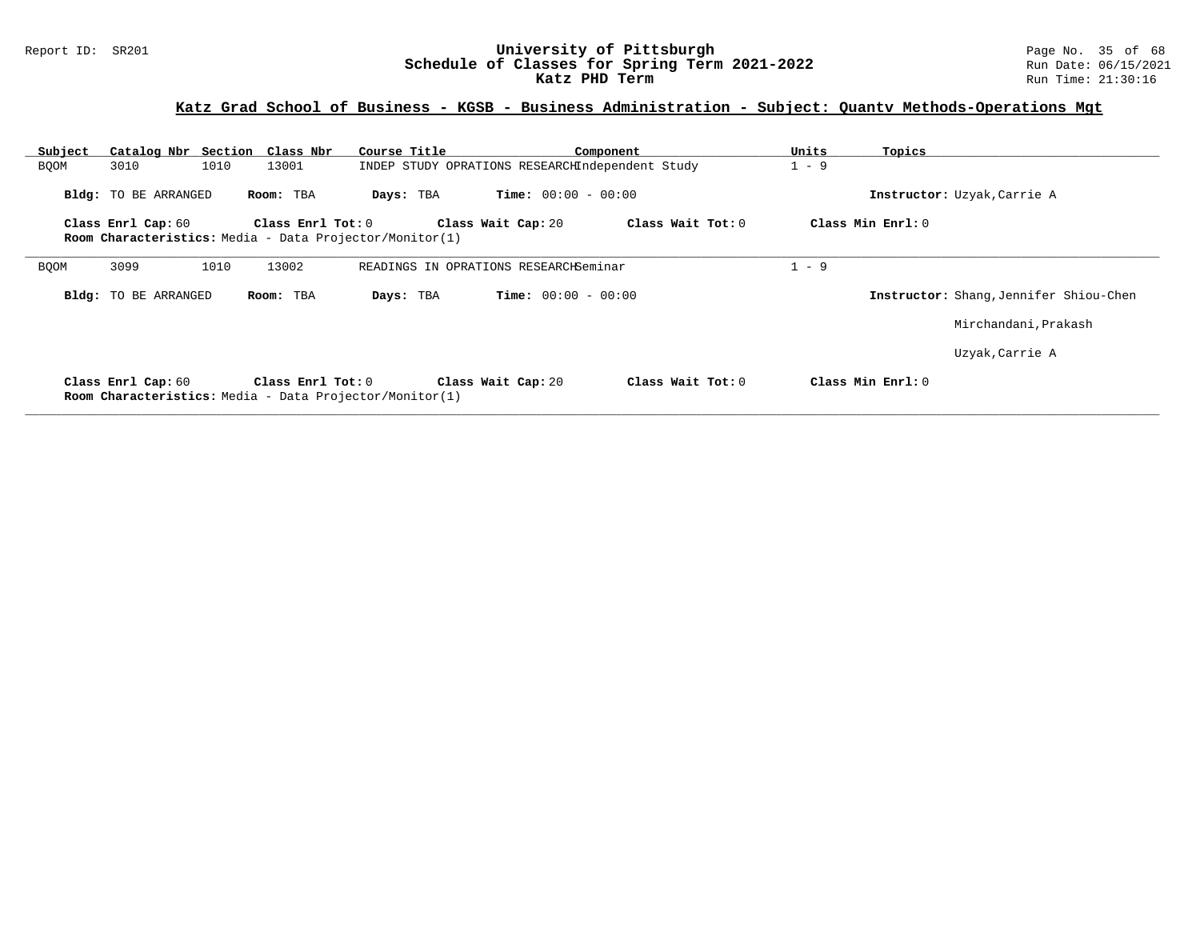## Katz Grad School of Business - KGSB - Business Administration - Subject: Quantv Methods-Operations Mgt

| Subject | Catalog Nbr | Section | Class Nbr | Course Title | Component | Units | Topics |
|---|---|---|---|---|---|---|---|
| BQOM | 3010 | 1010 | 13001 | INDEP STUDY OPRATIONS RESEARCH | Independent Study | 1 - 9 | |

**Bldg:** TO BE ARRANGED **Room:** TBA **Days:** TBA **Time:** 00:00 - 00:00 **Instructor:** Uzyak,Carrie A

**Class Enrl Cap:** 60 **Class Enrl Tot:** 0 **Class Wait Cap:** 20 **Class Wait Tot:** 0 **Class Min Enrl:** 0

**Room Characteristics:** Media - Data Projector/Monitor(1)

---

| Subject | Catalog Nbr | Section | Class Nbr | Course Title | Component | Units | Topics |
|---|---|---|---|---|---|---|---|
| BQOM | 3099 | 1010 | 13002 | READINGS IN OPRATIONS RESEARCH | Seminar | 1 - 9 | |

**Bldg:** TO BE ARRANGED **Room:** TBA **Days:** TBA **Time:** 00:00 - 00:00 **Instructor:** Shang,Jennifer Shiou-Chen

Mirchandani,Prakash

Uzyak,Carrie A

**Class Enrl Cap:** 60 **Class Enrl Tot:** 0 **Class Wait Cap:** 20 **Class Wait Tot:** 0 **Class Min Enrl:** 0

**Room Characteristics:** Media - Data Projector/Monitor(1)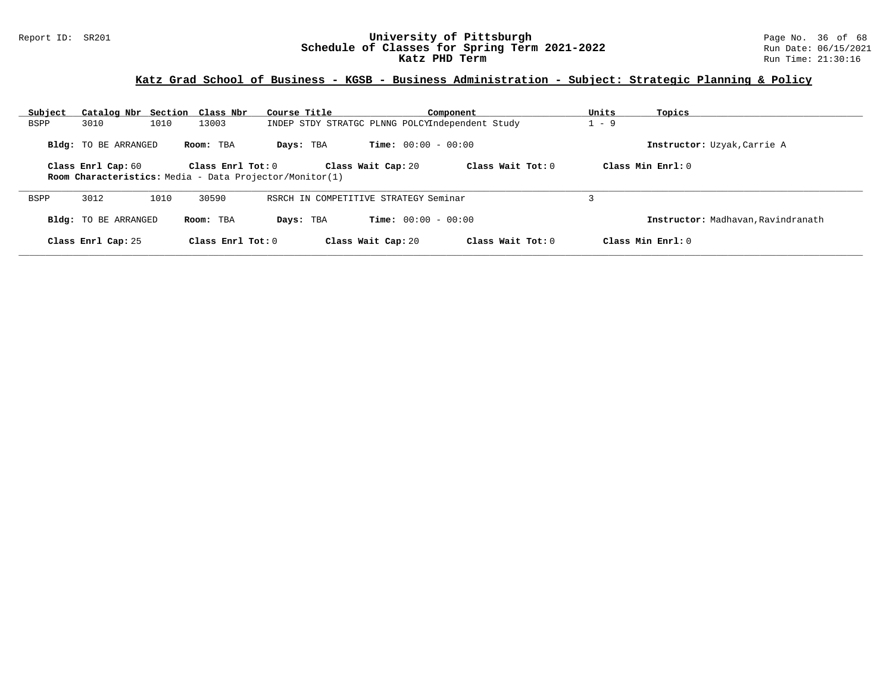## Katz Grad School of Business - KGSB - Business Administration - Subject: Strategic Planning & Policy

| Subject | Catalog Nbr | Section | Class Nbr | Course Title | Component | Units | Topics |
|---|---|---|---|---|---|---|---|
| BSPP | 3010 | 1010 | 13003 | INDEP STDY STRATGC PLNNG POLCY | Independent Study | 1 - 9 | |

**Bldg:** TO BE ARRANGED **Room:** TBA **Days:** TBA **Time:** 00:00 - 00:00 **Instructor:** Uzyak,Carrie A

**Class Enrl Cap:** 60 **Class Enrl Tot:** 0 **Class Wait Cap:** 20 **Class Wait Tot:** 0 **Class Min Enrl:** 0

**Room Characteristics:** Media - Data Projector/Monitor(1)

---

| Subject | Catalog Nbr | Section | Class Nbr | Course Title | Component | Units | Topics |
|---|---|---|---|---|---|---|---|
| BSPP | 3012 | 1010 | 30590 | RSRCH IN COMPETITIVE STRATEGY | Seminar | 3 | |

**Bldg:** TO BE ARRANGED **Room:** TBA **Days:** TBA **Time:** 00:00 - 00:00 **Instructor:** Madhavan,Ravindranath

**Class Enrl Cap:** 25 **Class Enrl Tot:** 0 **Class Wait Cap:** 20 **Class Wait Tot:** 0 **Class Min Enrl:** 0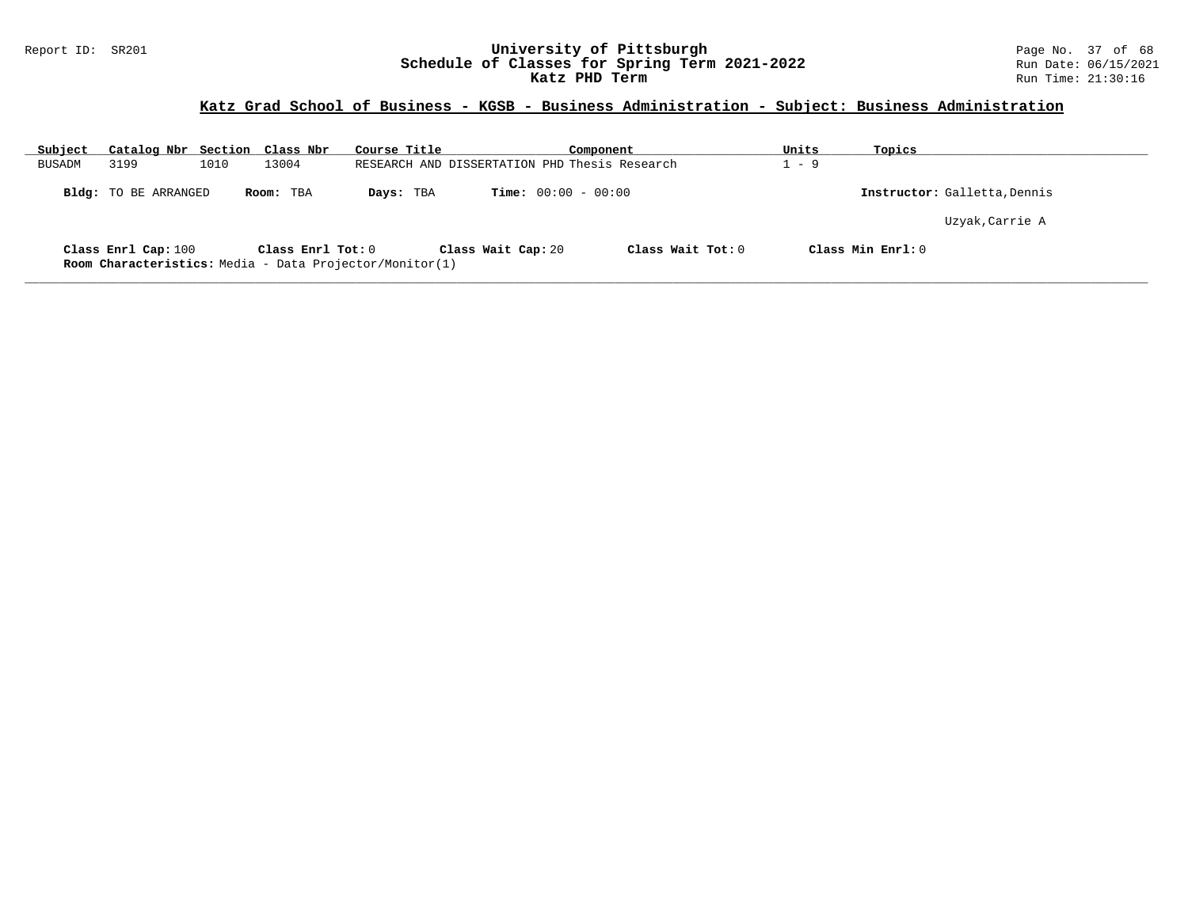## Katz Grad School of Business - KGSB - Business Administration - Subject: Business Administration

| Subject | Catalog Nbr | Section | Class Nbr | Course Title | Component | Units | Topics |
|---|---|---|---|---|---|---|---|
| BUSADM | 3199 | 1010 | 13004 | RESEARCH AND DISSERTATION PHD | Thesis Research | 1 - 9 | |

**Bldg:** TO BE ARRANGED **Room:** TBA **Days:** TBA **Time:** 00:00 - 00:00 **Instructor:** Galletta,Dennis

Uzyak,Carrie A

**Class Enrl Cap:** 100 **Class Enrl Tot:** 0 **Class Wait Cap:** 20 **Class Wait Tot:** 0 **Class Min Enrl:** 0

**Room Characteristics:** Media - Data Projector/Monitor(1)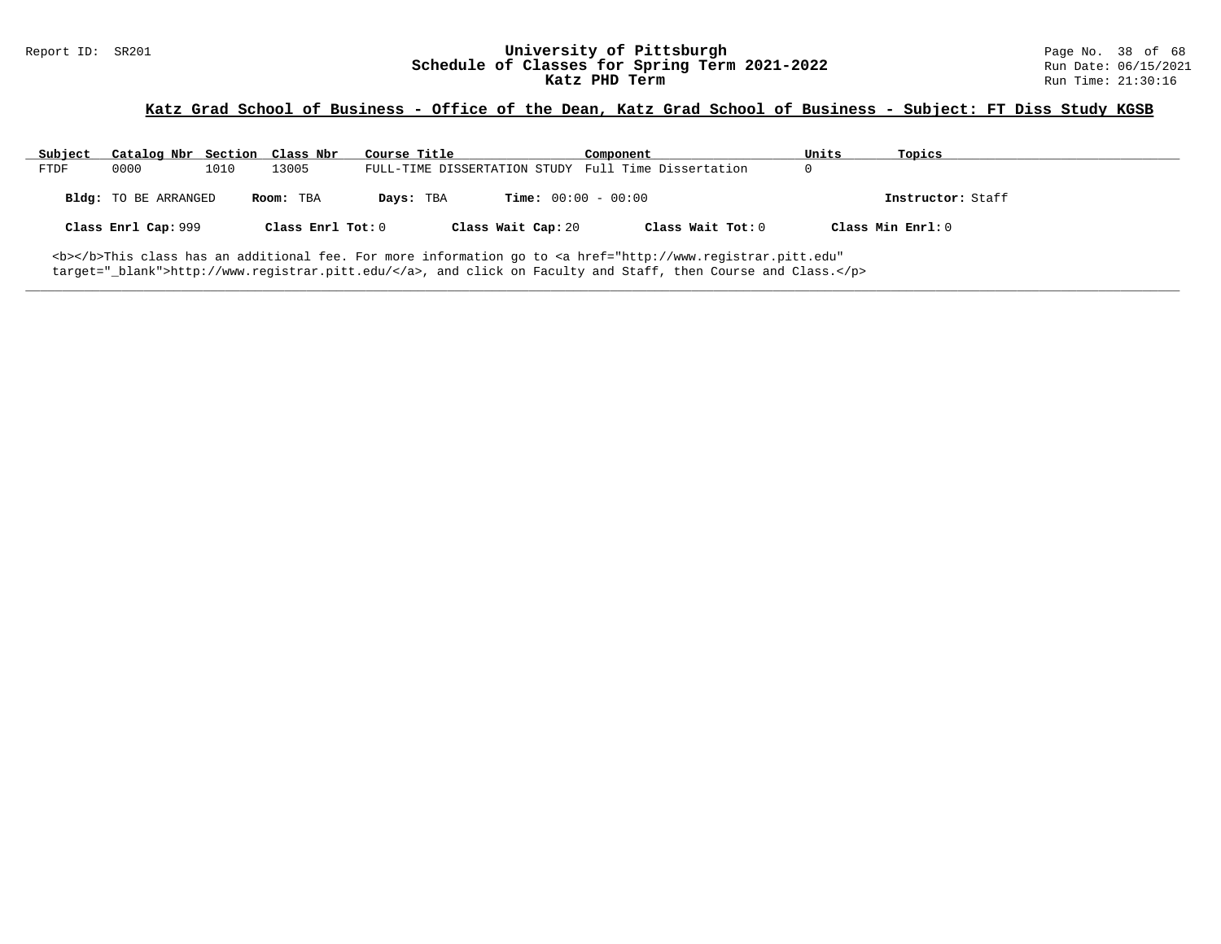Report ID: SR201

# University of Pittsburgh
## Schedule of Classes for Spring Term 2021-2022
## Katz PHD Term

Run Date: 06/15/2021
Run Time: 21:30:16

### Katz Grad School of Business - Office of the Dean, Katz Grad School of Business - Subject: FT Diss Study KGSB

| Subject | Catalog Nbr | Section | Class Nbr | Course Title | Component | Units | Topics |
|---|---|---|---|---|---|---|---|
| FTDF | 0000 | 1010 | 13005 | FULL-TIME DISSERTATION STUDY | Full Time Dissertation | 0 | |

**Bldg:** TO BE ARRANGED **Room:** TBA **Days:** TBA **Time:** 00:00 - 00:00 **Instructor:** Staff

**Class Enrl Cap:** 999 **Class Enrl Tot:** 0 **Class Wait Cap:** 20 **Class Wait Tot:** 0 **Class Min Enrl:** 0

<b></b>This class has an additional fee. For more information go to <a href="http://www.registrar.pitt.edu" target="_blank">http://www.registrar.pitt.edu/</a>, and click on Faculty and Staff, then Course and Class.</p>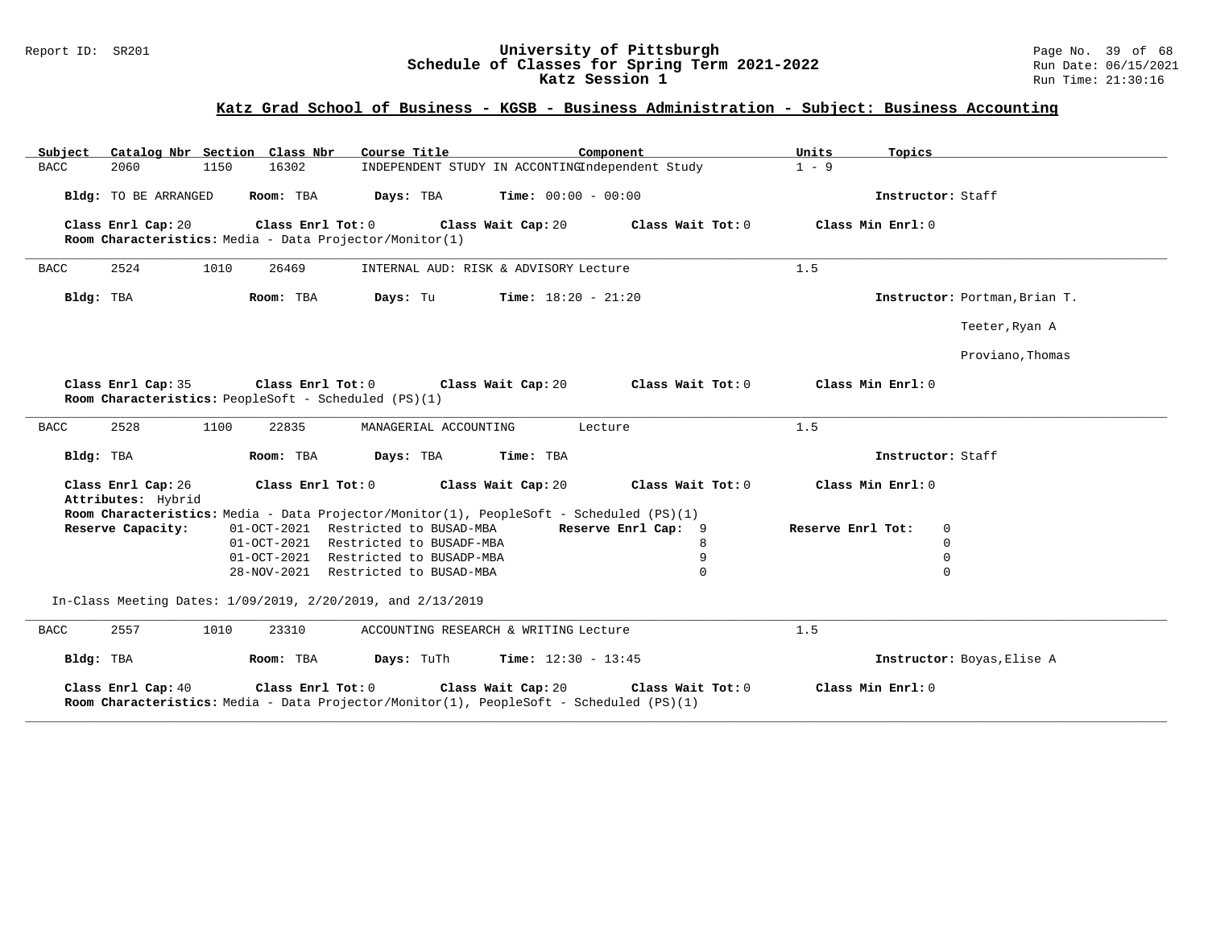## Katz Grad School of Business - KGSB - Business Administration - Subject: Business Accounting

| Subject | Catalog Nbr | Section | Class Nbr | Course Title | Component | Units | Topics |
|---|---|---|---|---|---|---|---|
| BACC | 2060 | 1150 | 16302 | INDEPENDENT STUDY IN ACCOUNTING | Independent Study | 1 - 9 | |

**Bldg:** TO BE ARRANGED **Room:** TBA **Days:** TBA **Time:** 00:00 - 00:00 **Instructor:** Staff

**Class Enrl Cap:** 20 **Class Enrl Tot:** 0 **Class Wait Cap:** 20 **Class Wait Tot:** 0 **Class Min Enrl:** 0

**Room Characteristics:** Media - Data Projector/Monitor(1)

---

| Subject | Catalog Nbr | Section | Class Nbr | Course Title | Component | Units | Topics |
|---|---|---|---|---|---|---|---|
| BACC | 2524 | 1010 | 26469 | INTERNAL AUD: RISK & ADVISORY | Lecture | 1.5 | |

**Bldg:** TBA **Room:** TBA **Days:** Tu **Time:** 18:20 - 21:20 **Instructor:** Portman,Brian T.; Teeter,Ryan A; Proviano,Thomas

**Class Enrl Cap:** 35 **Class Enrl Tot:** 0 **Class Wait Cap:** 20 **Class Wait Tot:** 0 **Class Min Enrl:** 0

**Room Characteristics:** PeopleSoft - Scheduled (PS)(1)

---

| Subject | Catalog Nbr | Section | Class Nbr | Course Title | Component | Units | Topics |
|---|---|---|---|---|---|---|---|
| BACC | 2528 | 1100 | 22835 | MANAGERIAL ACCOUNTING | Lecture | 1.5 | |

**Bldg:** TBA **Room:** TBA **Days:** TBA **Time:** TBA **Instructor:** Staff

**Class Enrl Cap:** 26 **Class Enrl Tot:** 0 **Class Wait Cap:** 20 **Class Wait Tot:** 0 **Class Min Enrl:** 0

**Attributes:** Hybrid

**Room Characteristics:** Media - Data Projector/Monitor(1), PeopleSoft - Scheduled (PS)(1)

**Reserve Capacity:**

| Date | Restriction | Reserve Enrl Cap | Reserve Enrl Tot |
|---|---|---|---|
| 01-OCT-2021 | Restricted to BUSAD-MBA | 9 | 0 |
| 01-OCT-2021 | Restricted to BUSADF-MBA | 8 | 0 |
| 01-OCT-2021 | Restricted to BUSADP-MBA | 9 | 0 |
| 28-NOV-2021 | Restricted to BUSAD-MBA | 0 | 0 |

In-Class Meeting Dates: 1/09/2019, 2/20/2019, and 2/13/2019

---

| Subject | Catalog Nbr | Section | Class Nbr | Course Title | Component | Units | Topics |
|---|---|---|---|---|---|---|---|
| BACC | 2557 | 1010 | 23310 | ACCOUNTING RESEARCH & WRITING | Lecture | 1.5 | |

**Bldg:** TBA **Room:** TBA **Days:** TuTh **Time:** 12:30 - 13:45 **Instructor:** Boyas,Elise A

**Class Enrl Cap:** 40 **Class Enrl Tot:** 0 **Class Wait Cap:** 20 **Class Wait Tot:** 0 **Class Min Enrl:** 0

**Room Characteristics:** Media - Data Projector/Monitor(1), PeopleSoft - Scheduled (PS)(1)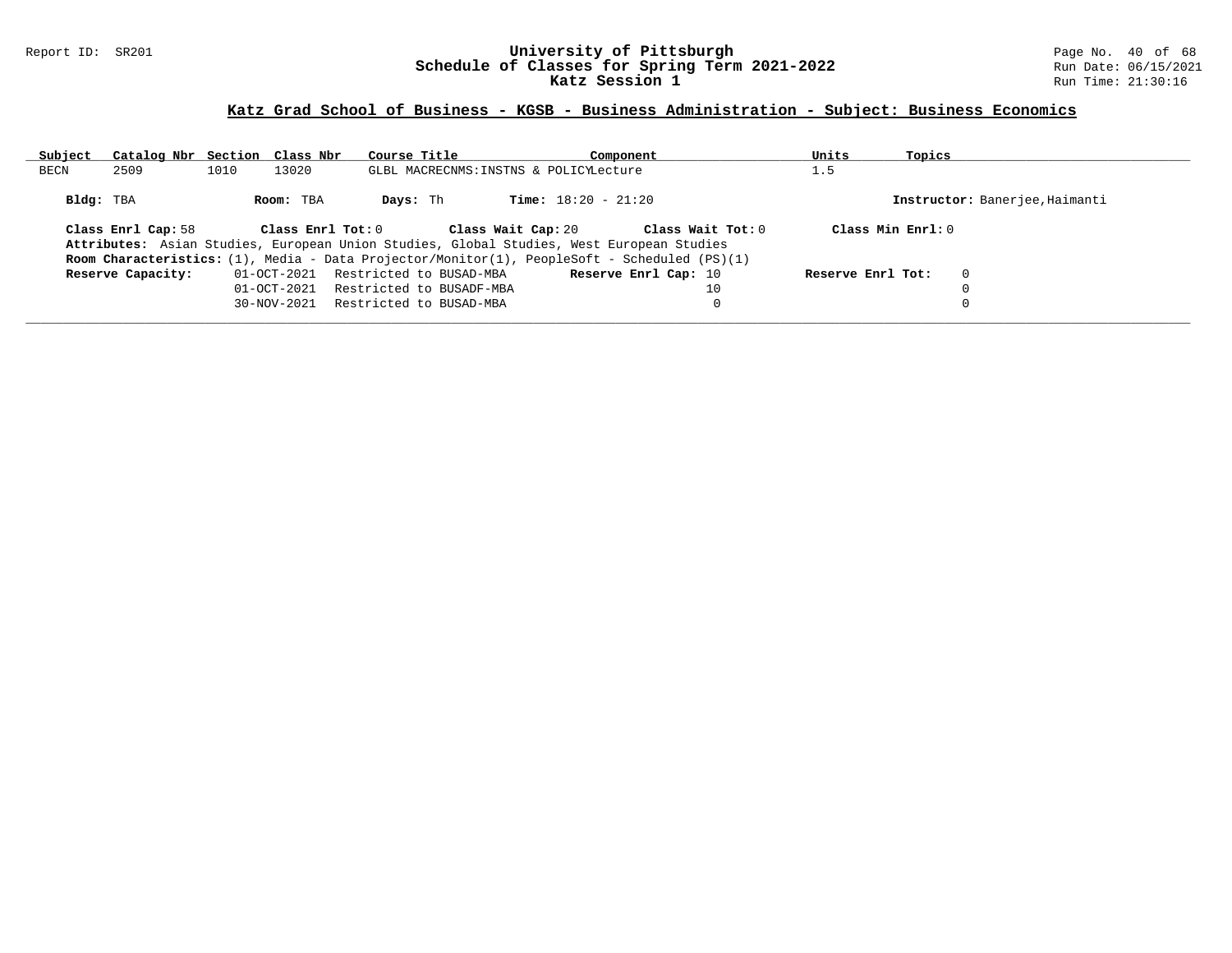## Katz Grad School of Business - KGSB - Business Administration - Subject: Business Economics

| Subject | Catalog Nbr | Section | Class Nbr | Course Title | Component | Units | Topics |
|---|---|---|---|---|---|---|---|
| BECN | 2509 | 1010 | 13020 | GLBL MACRECNMS:INSTNS & POLICY | Lecture | 1.5 | |

**Bldg:** TBA **Room:** TBA **Days:** Th **Time:** 18:20 - 21:20 **Instructor:** Banerjee,Haimanti

**Class Enrl Cap:** 58 **Class Enrl Tot:** 0 **Class Wait Cap:** 20 **Class Wait Tot:** 0 **Class Min Enrl:** 0

**Attributes:** Asian Studies, European Union Studies, Global Studies, West European Studies

**Room Characteristics:** (1), Media - Data Projector/Monitor(1), PeopleSoft - Scheduled (PS)(1)

| Reserve Capacity: | Restriction | Reserve Enrl Cap | Reserve Enrl Tot |
|---|---|---|---|
| 01-OCT-2021 | Restricted to BUSAD-MBA | 10 | 0 |
| 01-OCT-2021 | Restricted to BUSADF-MBA | 10 | 0 |
| 30-NOV-2021 | Restricted to BUSAD-MBA | 0 | 0 |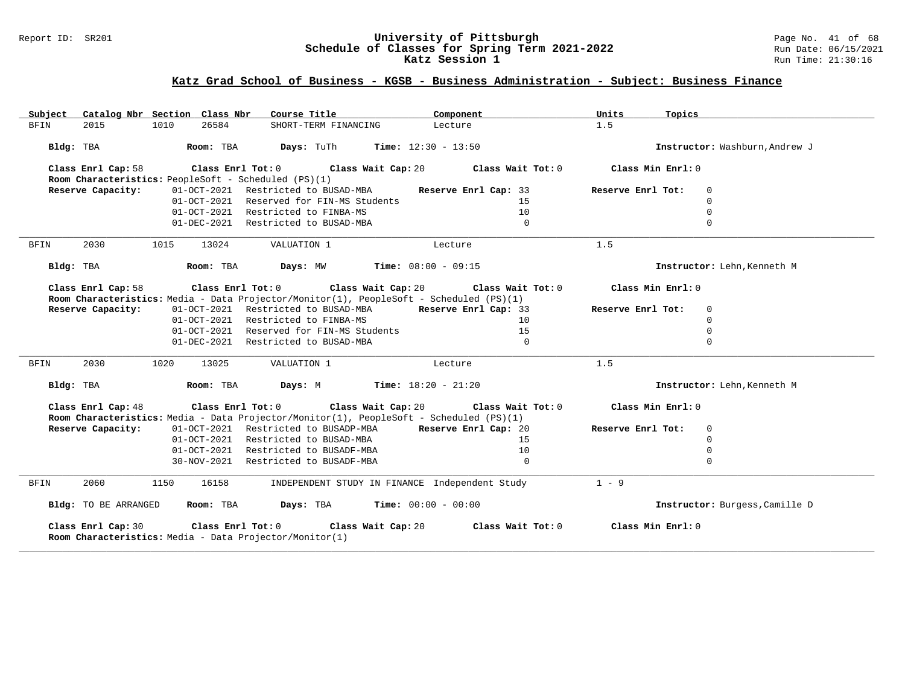## Katz Grad School of Business - KGSB - Business Administration - Subject: Business Finance

| Subject | Catalog Nbr | Section | Class Nbr | Course Title | Component | Units | Topics |
|---|---|---|---|---|---|---|---|
| BFIN | 2015 | 1010 | 26584 | SHORT-TERM FINANCING | Lecture | 1.5 | |

**Bldg:** TBA **Room:** TBA **Days:** TuTh **Time:** 12:30 - 13:50 **Instructor:** Washburn,Andrew J

**Class Enrl Cap:** 58 **Class Enrl Tot:** 0 **Class Wait Cap:** 20 **Class Wait Tot:** 0 **Class Min Enrl:** 0

**Room Characteristics:** PeopleSoft - Scheduled (PS)(1)

| Reserve Capacity: | Date | Restriction | Reserve Enrl Cap | Reserve Enrl Tot |
|---|---|---|---|---|
| | 01-OCT-2021 | Restricted to BUSAD-MBA | 33 | 0 |
| | 01-OCT-2021 | Reserved for FIN-MS Students | 15 | 0 |
| | 01-OCT-2021 | Restricted to FINBA-MS | 10 | 0 |
| | 01-DEC-2021 | Restricted to BUSAD-MBA | 0 | 0 |

---

| Subject | Catalog Nbr | Section | Class Nbr | Course Title | Component | Units | Topics |
|---|---|---|---|---|---|---|---|
| BFIN | 2030 | 1015 | 13024 | VALUATION 1 | Lecture | 1.5 | |

**Bldg:** TBA **Room:** TBA **Days:** MW **Time:** 08:00 - 09:15 **Instructor:** Lehn,Kenneth M

**Class Enrl Cap:** 58 **Class Enrl Tot:** 0 **Class Wait Cap:** 20 **Class Wait Tot:** 0 **Class Min Enrl:** 0

**Room Characteristics:** Media - Data Projector/Monitor(1), PeopleSoft - Scheduled (PS)(1)

| Reserve Capacity: | Date | Restriction | Reserve Enrl Cap | Reserve Enrl Tot |
|---|---|---|---|---|
| | 01-OCT-2021 | Restricted to BUSAD-MBA | 33 | 0 |
| | 01-OCT-2021 | Restricted to FINBA-MS | 10 | 0 |
| | 01-OCT-2021 | Reserved for FIN-MS Students | 15 | 0 |
| | 01-DEC-2021 | Restricted to BUSAD-MBA | 0 | 0 |

---

| Subject | Catalog Nbr | Section | Class Nbr | Course Title | Component | Units | Topics |
|---|---|---|---|---|---|---|---|
| BFIN | 2030 | 1020 | 13025 | VALUATION 1 | Lecture | 1.5 | |

**Bldg:** TBA **Room:** TBA **Days:** M **Time:** 18:20 - 21:20 **Instructor:** Lehn,Kenneth M

**Class Enrl Cap:** 48 **Class Enrl Tot:** 0 **Class Wait Cap:** 20 **Class Wait Tot:** 0 **Class Min Enrl:** 0

**Room Characteristics:** Media - Data Projector/Monitor(1), PeopleSoft - Scheduled (PS)(1)

| Reserve Capacity: | Date | Restriction | Reserve Enrl Cap | Reserve Enrl Tot |
|---|---|---|---|---|
| | 01-OCT-2021 | Restricted to BUSADP-MBA | 20 | 0 |
| | 01-OCT-2021 | Restricted to BUSAD-MBA | 15 | 0 |
| | 01-OCT-2021 | Restricted to BUSADF-MBA | 10 | 0 |
| | 30-NOV-2021 | Restricted to BUSADF-MBA | 0 | 0 |

---

| Subject | Catalog Nbr | Section | Class Nbr | Course Title | Component | Units | Topics |
|---|---|---|---|---|---|---|---|
| BFIN | 2060 | 1150 | 16158 | INDEPENDENT STUDY IN FINANCE | Independent Study | 1 - 9 | |

**Bldg:** TO BE ARRANGED **Room:** TBA **Days:** TBA **Time:** 00:00 - 00:00 **Instructor:** Burgess,Camille D

**Class Enrl Cap:** 30 **Class Enrl Tot:** 0 **Class Wait Cap:** 20 **Class Wait Tot:** 0 **Class Min Enrl:** 0

**Room Characteristics:** Media - Data Projector/Monitor(1)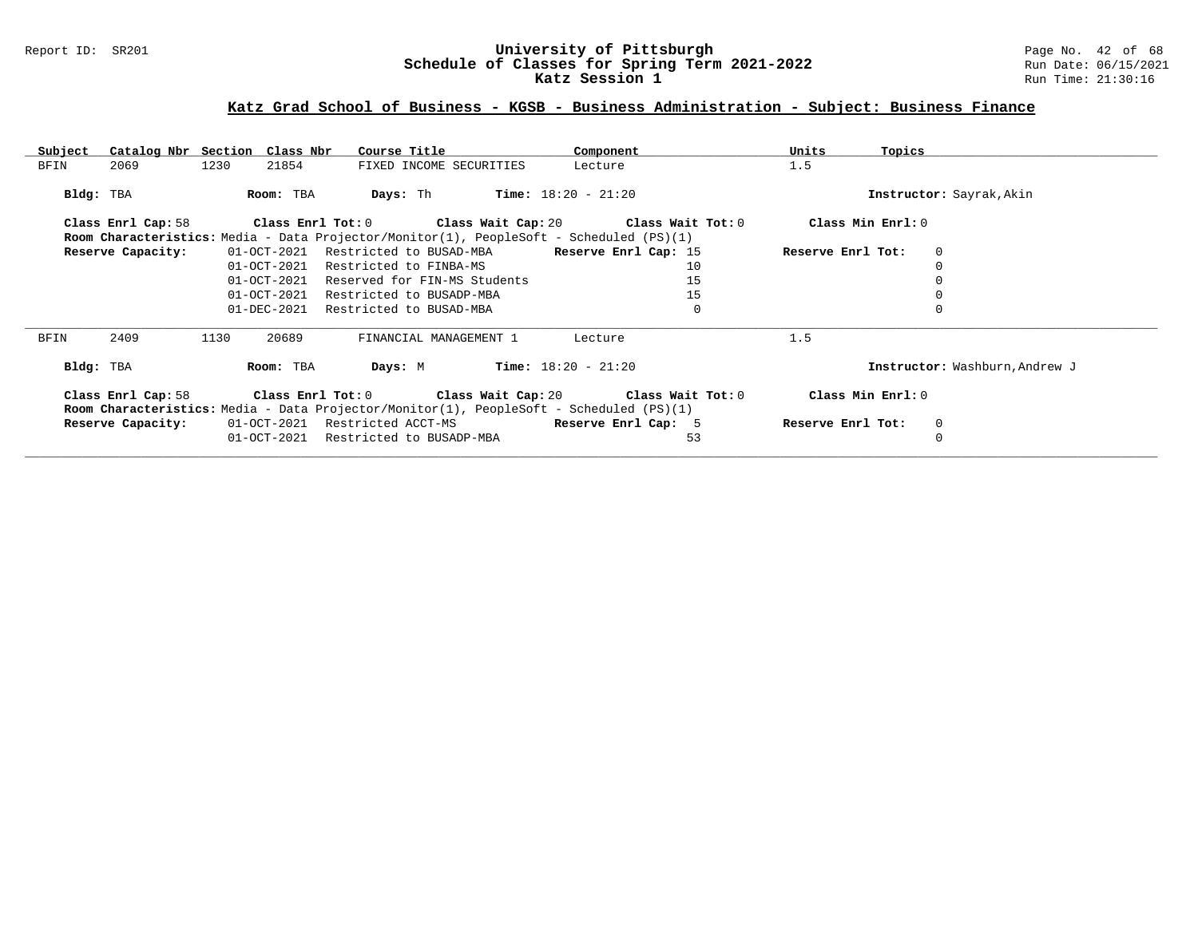# University of Pittsburgh
## Schedule of Classes for Spring Term 2021-2022
### Katz Session 1

Report ID: SR201

Run Date: 06/15/2021
Run Time: 21:30:16

## Katz Grad School of Business - KGSB - Business Administration - Subject: Business Finance

| Subject | Catalog Nbr | Section | Class Nbr | Course Title | Component | Units | Topics |
|---|---|---|---|---|---|---|---|
| BFIN | 2069 | 1230 | 21854 | FIXED INCOME SECURITIES | Lecture | 1.5 | |

**Bldg:** TBA **Room:** TBA **Days:** Th **Time:** 18:20 - 21:20 **Instructor:** Sayrak,Akin

**Class Enrl Cap:** 58 **Class Enrl Tot:** 0 **Class Wait Cap:** 20 **Class Wait Tot:** 0 **Class Min Enrl:** 0

**Room Characteristics:** Media - Data Projector/Monitor(1), PeopleSoft - Scheduled (PS)(1)

**Reserve Capacity:**

| Date | Reserve | Reserve Enrl Cap | Reserve Enrl Tot |
|---|---|---|---|
| 01-OCT-2021 | Restricted to BUSAD-MBA | 15 | 0 |
| 01-OCT-2021 | Restricted to FINBA-MS | 10 | 0 |
| 01-OCT-2021 | Reserved for FIN-MS Students | 15 | 0 |
| 01-OCT-2021 | Restricted to BUSADP-MBA | 15 | 0 |
| 01-DEC-2021 | Restricted to BUSAD-MBA | 0 | 0 |

---

| Subject | Catalog Nbr | Section | Class Nbr | Course Title | Component | Units | Topics |
|---|---|---|---|---|---|---|---|
| BFIN | 2409 | 1130 | 20689 | FINANCIAL MANAGEMENT 1 | Lecture | 1.5 | |

**Bldg:** TBA **Room:** TBA **Days:** M **Time:** 18:20 - 21:20 **Instructor:** Washburn,Andrew J

**Class Enrl Cap:** 58 **Class Enrl Tot:** 0 **Class Wait Cap:** 20 **Class Wait Tot:** 0 **Class Min Enrl:** 0

**Room Characteristics:** Media - Data Projector/Monitor(1), PeopleSoft - Scheduled (PS)(1)

**Reserve Capacity:**

| Date | Reserve | Reserve Enrl Cap | Reserve Enrl Tot |
|---|---|---|---|
| 01-OCT-2021 | Restricted ACCT-MS | 5 | 0 |
| 01-OCT-2021 | Restricted to BUSADP-MBA | 53 | 0 |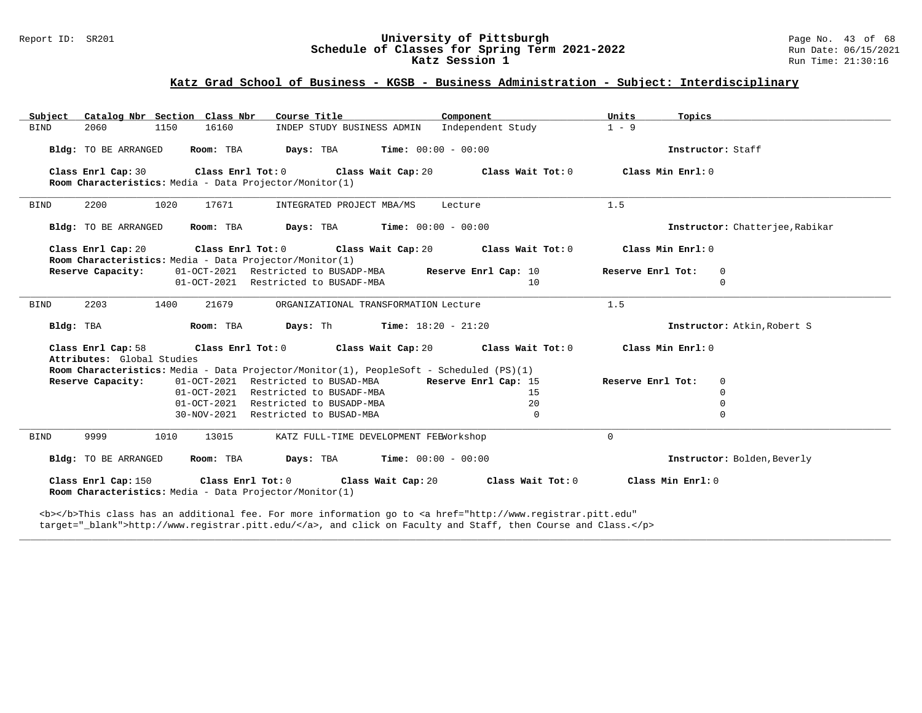## Katz Grad School of Business - KGSB - Business Administration - Subject: Interdisciplinary

| Subject | Catalog Nbr | Section | Class Nbr | Course Title | Component | Units | Topics |
|---|---|---|---|---|---|---|---|
| BIND | 2060 | 1150 | 16160 | INDEP STUDY BUSINESS ADMIN | Independent Study | 1 - 9 | |

**Bldg:** TO BE ARRANGED **Room:** TBA **Days:** TBA **Time:** 00:00 - 00:00 **Instructor:** Staff

**Class Enrl Cap:** 30 **Class Enrl Tot:** 0 **Class Wait Cap:** 20 **Class Wait Tot:** 0 **Class Min Enrl:** 0

**Room Characteristics:** Media - Data Projector/Monitor(1)

---

| Subject | Catalog Nbr | Section | Class Nbr | Course Title | Component | Units | Topics |
|---|---|---|---|---|---|---|---|
| BIND | 2200 | 1020 | 17671 | INTEGRATED PROJECT MBA/MS | Lecture | 1.5 | |

**Bldg:** TO BE ARRANGED **Room:** TBA **Days:** TBA **Time:** 00:00 - 00:00 **Instructor:** Chatterjee,Rabikar

**Class Enrl Cap:** 20 **Class Enrl Tot:** 0 **Class Wait Cap:** 20 **Class Wait Tot:** 0 **Class Min Enrl:** 0

**Room Characteristics:** Media - Data Projector/Monitor(1)

| Reserve Capacity: | | Reserve Enrl Cap: | Reserve Enrl Tot: |
|---|---|---|---|
| 01-OCT-2021 | Restricted to BUSADP-MBA | 10 | 0 |
| 01-OCT-2021 | Restricted to BUSADF-MBA | 10 | 0 |

---

| Subject | Catalog Nbr | Section | Class Nbr | Course Title | Component | Units | Topics |
|---|---|---|---|---|---|---|---|
| BIND | 2203 | 1400 | 21679 | ORGANIZATIONAL TRANSFORMATION | Lecture | 1.5 | |

**Bldg:** TBA **Room:** TBA **Days:** Th **Time:** 18:20 - 21:20 **Instructor:** Atkin,Robert S

**Class Enrl Cap:** 58 **Class Enrl Tot:** 0 **Class Wait Cap:** 20 **Class Wait Tot:** 0 **Class Min Enrl:** 0

**Attributes:** Global Studies

**Room Characteristics:** Media - Data Projector/Monitor(1), PeopleSoft - Scheduled (PS)(1)

| Reserve Capacity: | | Reserve Enrl Cap: | Reserve Enrl Tot: |
|---|---|---|---|
| 01-OCT-2021 | Restricted to BUSAD-MBA | 15 | 0 |
| 01-OCT-2021 | Restricted to BUSADF-MBA | 15 | 0 |
| 01-OCT-2021 | Restricted to BUSADP-MBA | 20 | 0 |
| 30-NOV-2021 | Restricted to BUSAD-MBA | 0 | 0 |

---

| Subject | Catalog Nbr | Section | Class Nbr | Course Title | Component | Units | Topics |
|---|---|---|---|---|---|---|---|
| BIND | 9999 | 1010 | 13015 | KATZ FULL-TIME DEVELOPMENT FEE | Workshop | 0 | |

**Bldg:** TO BE ARRANGED **Room:** TBA **Days:** TBA **Time:** 00:00 - 00:00 **Instructor:** Bolden,Beverly

**Class Enrl Cap:** 150 **Class Enrl Tot:** 0 **Class Wait Cap:** 20 **Class Wait Tot:** 0 **Class Min Enrl:** 0

**Room Characteristics:** Media - Data Projector/Monitor(1)

<b></b>This class has an additional fee. For more information go to <a href="http://www.registrar.pitt.edu" target="_blank">http://www.registrar.pitt.edu/</a>, and click on Faculty and Staff, then Course and Class.</p>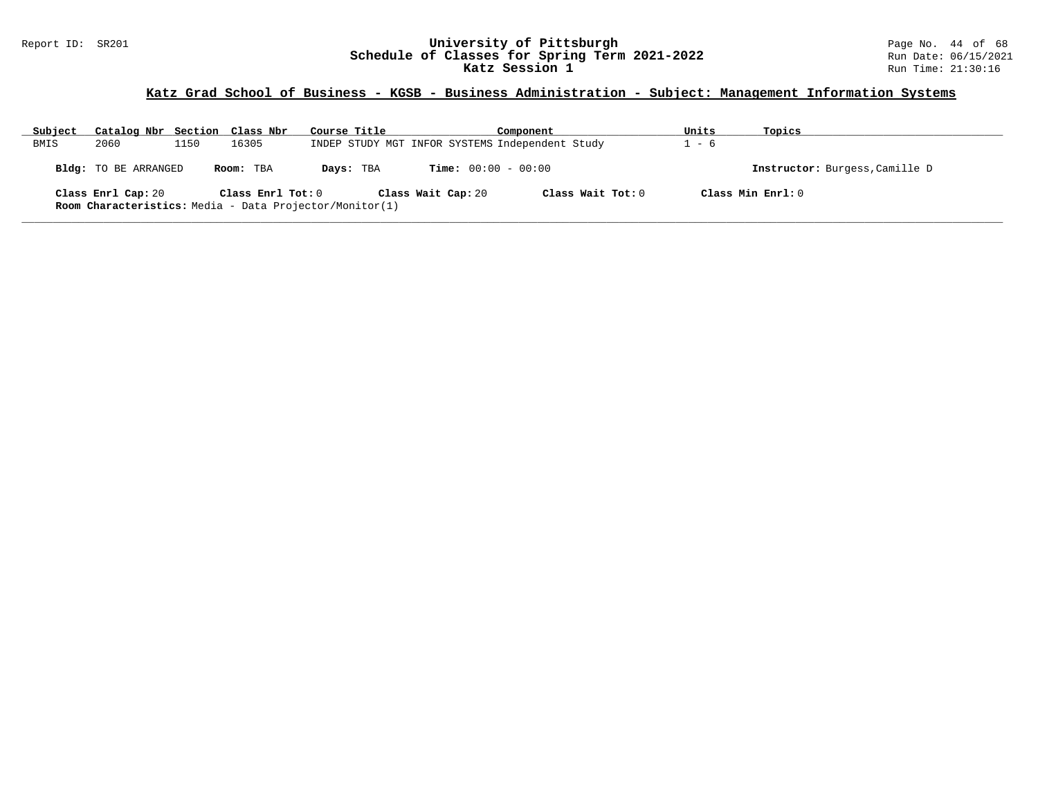## Katz Grad School of Business - KGSB - Business Administration - Subject: Management Information Systems

| Subject | Catalog Nbr | Section | Class Nbr | Course Title | Component | Units | Topics |
|---|---|---|---|---|---|---|---|
| BMIS | 2060 | 1150 | 16305 | INDEP STUDY MGT INFOR SYSTEMS | Independent Study | 1 - 6 | |

**Bldg:** TO BE ARRANGED **Room:** TBA **Days:** TBA **Time:** 00:00 - 00:00 **Instructor:** Burgess,Camille D

**Class Enrl Cap:** 20 **Class Enrl Tot:** 0 **Class Wait Cap:** 20 **Class Wait Tot:** 0 **Class Min Enrl:** 0

**Room Characteristics:** Media - Data Projector/Monitor(1)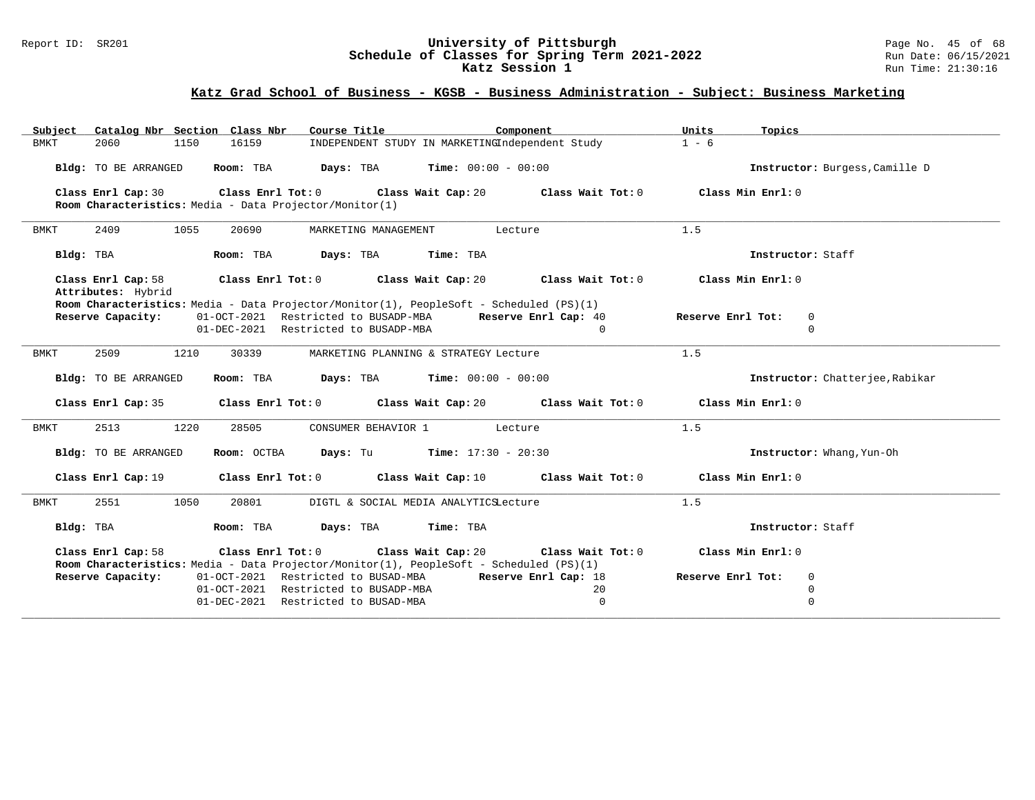## Katz Grad School of Business - KGSB - Business Administration - Subject: Business Marketing

| Subject | Catalog Nbr | Section | Class Nbr | Course Title | Component | Units | Topics |
|---|---|---|---|---|---|---|---|
| BMKT | 2060 | 1150 | 16159 | INDEPENDENT STUDY IN MARKETING | Independent Study | 1 - 6 | |

**Bldg:** TO BE ARRANGED **Room:** TBA **Days:** TBA **Time:** 00:00 - 00:00 **Instructor:** Burgess,Camille D

**Class Enrl Cap:** 30 **Class Enrl Tot:** 0 **Class Wait Cap:** 20 **Class Wait Tot:** 0 **Class Min Enrl:** 0

**Room Characteristics:** Media - Data Projector/Monitor(1)

---

| Subject | Catalog Nbr | Section | Class Nbr | Course Title | Component | Units | Topics |
|---|---|---|---|---|---|---|---|
| BMKT | 2409 | 1055 | 20690 | MARKETING MANAGEMENT | Lecture | 1.5 | |

**Bldg:** TBA **Room:** TBA **Days:** TBA **Time:** TBA **Instructor:** Staff

**Class Enrl Cap:** 58 **Class Enrl Tot:** 0 **Class Wait Cap:** 20 **Class Wait Tot:** 0 **Class Min Enrl:** 0

**Attributes:** Hybrid

**Room Characteristics:** Media - Data Projector/Monitor(1), PeopleSoft - Scheduled (PS)(1)

| Reserve Capacity: | | Reserve Enrl Cap | Reserve Enrl Tot |
|---|---|---|---|
| 01-OCT-2021 | Restricted to BUSADP-MBA | 40 | 0 |
| 01-DEC-2021 | Restricted to BUSADP-MBA | 0 | 0 |

---

| Subject | Catalog Nbr | Section | Class Nbr | Course Title | Component | Units | Topics |
|---|---|---|---|---|---|---|---|
| BMKT | 2509 | 1210 | 30339 | MARKETING PLANNING & STRATEGY | Lecture | 1.5 | |

**Bldg:** TO BE ARRANGED **Room:** TBA **Days:** TBA **Time:** 00:00 - 00:00 **Instructor:** Chatterjee,Rabikar

**Class Enrl Cap:** 35 **Class Enrl Tot:** 0 **Class Wait Cap:** 20 **Class Wait Tot:** 0 **Class Min Enrl:** 0

---

| Subject | Catalog Nbr | Section | Class Nbr | Course Title | Component | Units | Topics |
|---|---|---|---|---|---|---|---|
| BMKT | 2513 | 1220 | 28505 | CONSUMER BEHAVIOR 1 | Lecture | 1.5 | |

**Bldg:** TO BE ARRANGED **Room:** OCTBA **Days:** Tu **Time:** 17:30 - 20:30 **Instructor:** Whang,Yun-Oh

**Class Enrl Cap:** 19 **Class Enrl Tot:** 0 **Class Wait Cap:** 10 **Class Wait Tot:** 0 **Class Min Enrl:** 0

---

| Subject | Catalog Nbr | Section | Class Nbr | Course Title | Component | Units | Topics |
|---|---|---|---|---|---|---|---|
| BMKT | 2551 | 1050 | 20801 | DIGTL & SOCIAL MEDIA ANALYTICS | Lecture | 1.5 | |

**Bldg:** TBA **Room:** TBA **Days:** TBA **Time:** TBA **Instructor:** Staff

**Class Enrl Cap:** 58 **Class Enrl Tot:** 0 **Class Wait Cap:** 20 **Class Wait Tot:** 0 **Class Min Enrl:** 0

**Room Characteristics:** Media - Data Projector/Monitor(1), PeopleSoft - Scheduled (PS)(1)

| Reserve Capacity: | | Reserve Enrl Cap | Reserve Enrl Tot |
|---|---|---|---|
| 01-OCT-2021 | Restricted to BUSAD-MBA | 18 | 0 |
| 01-OCT-2021 | Restricted to BUSADP-MBA | 20 | 0 |
| 01-DEC-2021 | Restricted to BUSAD-MBA | 0 | 0 |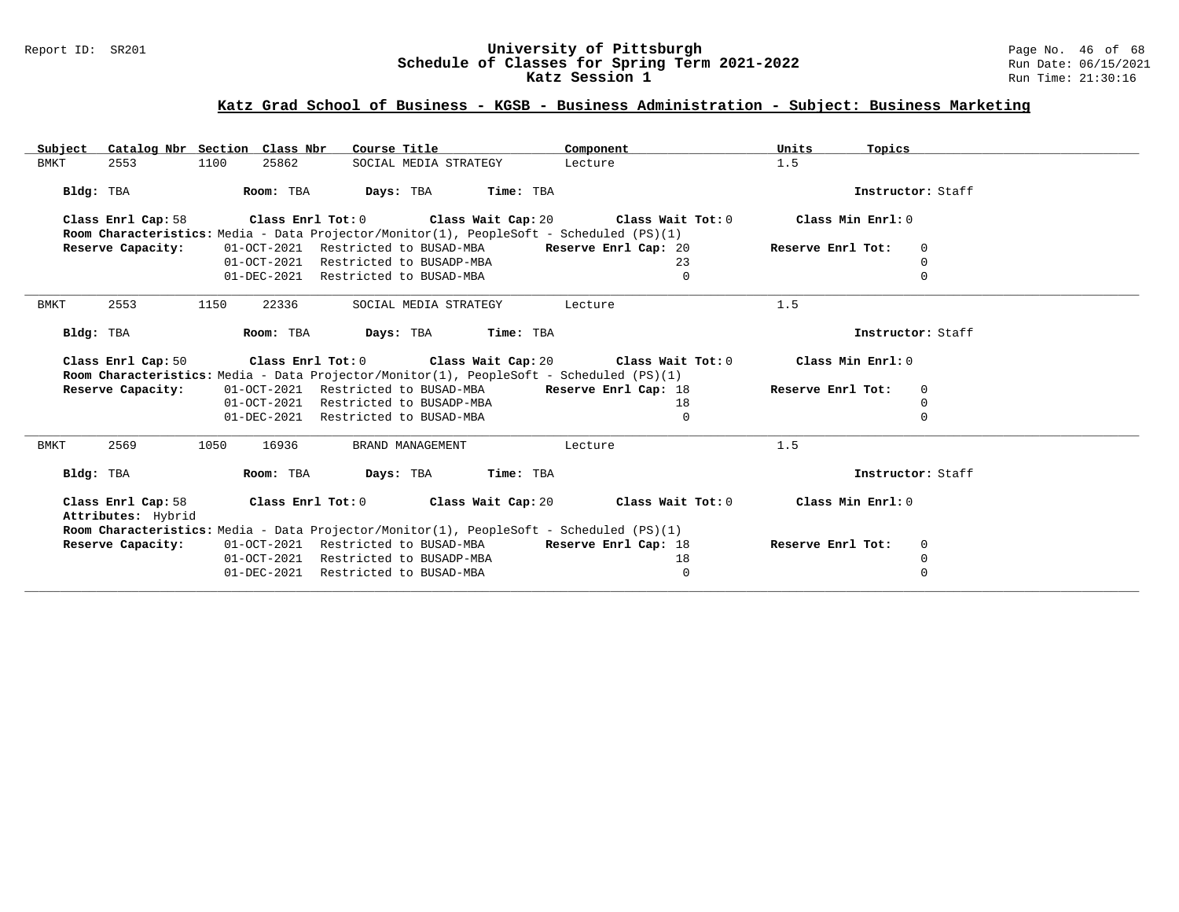## Katz Grad School of Business - KGSB - Business Administration - Subject: Business Marketing

| Subject | Catalog Nbr | Section | Class Nbr | Course Title | Component | Units | Topics |
|---|---|---|---|---|---|---|---|
| BMKT | 2553 | 1100 | 25862 | SOCIAL MEDIA STRATEGY | Lecture | 1.5 | |

**Bldg:** TBA **Room:** TBA **Days:** TBA **Time:** TBA **Instructor:** Staff

**Class Enrl Cap:** 58 **Class Enrl Tot:** 0 **Class Wait Cap:** 20 **Class Wait Tot:** 0 **Class Min Enrl:** 0

**Room Characteristics:** Media - Data Projector/Monitor(1), PeopleSoft - Scheduled (PS)(1)

| Reserve Capacity: | Restriction | Reserve Enrl Cap | Reserve Enrl Tot |
|---|---|---|---|
| 01-OCT-2021 | Restricted to BUSAD-MBA | 20 | 0 |
| 01-OCT-2021 | Restricted to BUSADP-MBA | 23 | 0 |
| 01-DEC-2021 | Restricted to BUSAD-MBA | 0 | 0 |

---

| Subject | Catalog Nbr | Section | Class Nbr | Course Title | Component | Units | Topics |
|---|---|---|---|---|---|---|---|
| BMKT | 2553 | 1150 | 22336 | SOCIAL MEDIA STRATEGY | Lecture | 1.5 | |

**Bldg:** TBA **Room:** TBA **Days:** TBA **Time:** TBA **Instructor:** Staff

**Class Enrl Cap:** 50 **Class Enrl Tot:** 0 **Class Wait Cap:** 20 **Class Wait Tot:** 0 **Class Min Enrl:** 0

**Room Characteristics:** Media - Data Projector/Monitor(1), PeopleSoft - Scheduled (PS)(1)

| Reserve Capacity: | Restriction | Reserve Enrl Cap | Reserve Enrl Tot |
|---|---|---|---|
| 01-OCT-2021 | Restricted to BUSAD-MBA | 18 | 0 |
| 01-OCT-2021 | Restricted to BUSADP-MBA | 18 | 0 |
| 01-DEC-2021 | Restricted to BUSAD-MBA | 0 | 0 |

---

| Subject | Catalog Nbr | Section | Class Nbr | Course Title | Component | Units | Topics |
|---|---|---|---|---|---|---|---|
| BMKT | 2569 | 1050 | 16936 | BRAND MANAGEMENT | Lecture | 1.5 | |

**Bldg:** TBA **Room:** TBA **Days:** TBA **Time:** TBA **Instructor:** Staff

**Class Enrl Cap:** 58 **Class Enrl Tot:** 0 **Class Wait Cap:** 20 **Class Wait Tot:** 0 **Class Min Enrl:** 0

**Attributes:** Hybrid

**Room Characteristics:** Media - Data Projector/Monitor(1), PeopleSoft - Scheduled (PS)(1)

| Reserve Capacity: | Restriction | Reserve Enrl Cap | Reserve Enrl Tot |
|---|---|---|---|
| 01-OCT-2021 | Restricted to BUSAD-MBA | 18 | 0 |
| 01-OCT-2021 | Restricted to BUSADP-MBA | 18 | 0 |
| 01-DEC-2021 | Restricted to BUSAD-MBA | 0 | 0 |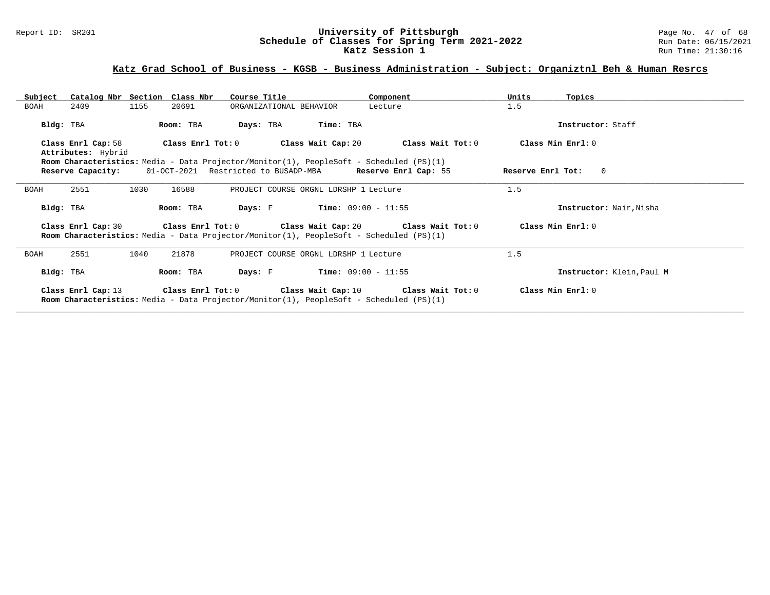## Katz Grad School of Business - KGSB - Business Administration - Subject: Organiztnl Beh & Human Resrcs

| Subject | Catalog Nbr | Section | Class Nbr | Course Title | Component | Units | Topics |
|---|---|---|---|---|---|---|---|
| BOAH | 2409 | 1155 | 20691 | ORGANIZATIONAL BEHAVIOR | Lecture | 1.5 | |

**Bldg:** TBA **Room:** TBA **Days:** TBA **Time:** TBA **Instructor:** Staff

**Class Enrl Cap:** 58 **Class Enrl Tot:** 0 **Class Wait Cap:** 20 **Class Wait Tot:** 0 **Class Min Enrl:** 0

**Attributes:** Hybrid

**Room Characteristics:** Media - Data Projector/Monitor(1), PeopleSoft - Scheduled (PS)(1)

**Reserve Capacity:** 01-OCT-2021 Restricted to BUSADP-MBA **Reserve Enrl Cap:** 55 **Reserve Enrl Tot:** 0

---

| Subject | Catalog Nbr | Section | Class Nbr | Course Title | Component | Units | Topics |
|---|---|---|---|---|---|---|---|
| BOAH | 2551 | 1030 | 16588 | PROJECT COURSE ORGNL LDRSHP 1 | Lecture | 1.5 | |

**Bldg:** TBA **Room:** TBA **Days:** F **Time:** 09:00 - 11:55 **Instructor:** Nair,Nisha

**Class Enrl Cap:** 30 **Class Enrl Tot:** 0 **Class Wait Cap:** 20 **Class Wait Tot:** 0 **Class Min Enrl:** 0

**Room Characteristics:** Media - Data Projector/Monitor(1), PeopleSoft - Scheduled (PS)(1)

---

| Subject | Catalog Nbr | Section | Class Nbr | Course Title | Component | Units | Topics |
|---|---|---|---|---|---|---|---|
| BOAH | 2551 | 1040 | 21878 | PROJECT COURSE ORGNL LDRSHP 1 | Lecture | 1.5 | |

**Bldg:** TBA **Room:** TBA **Days:** F **Time:** 09:00 - 11:55 **Instructor:** Klein,Paul M

**Class Enrl Cap:** 13 **Class Enrl Tot:** 0 **Class Wait Cap:** 10 **Class Wait Tot:** 0 **Class Min Enrl:** 0

**Room Characteristics:** Media - Data Projector/Monitor(1), PeopleSoft - Scheduled (PS)(1)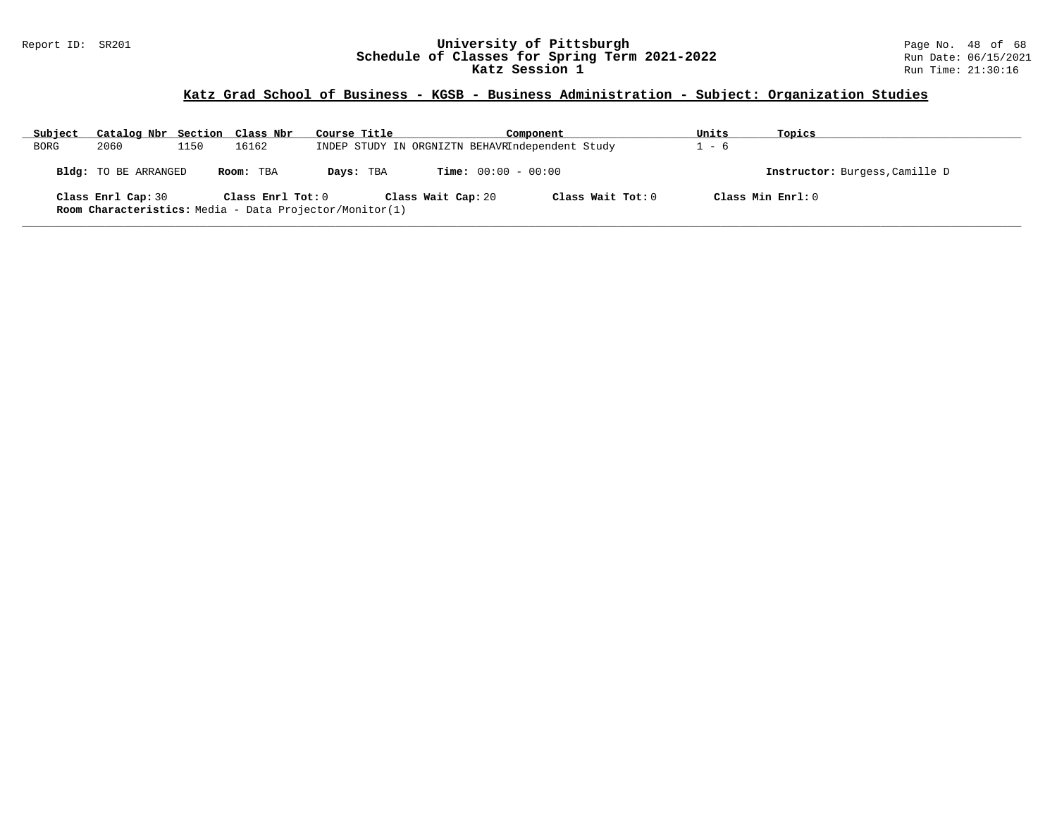## Katz Grad School of Business - KGSB - Business Administration - Subject: Organization Studies

| Subject | Catalog Nbr | Section | Class Nbr | Course Title | Component | Units | Topics |
|---|---|---|---|---|---|---|---|
| BORG | 2060 | 1150 | 16162 | INDEP STUDY IN ORGNIZTN BEHAVR | Independent Study | 1 - 6 | |

**Bldg:** TO BE ARRANGED **Room:** TBA **Days:** TBA **Time:** 00:00 - 00:00 **Instructor:** Burgess,Camille D

**Class Enrl Cap:** 30 **Class Enrl Tot:** 0 **Class Wait Cap:** 20 **Class Wait Tot:** 0 **Class Min Enrl:** 0

**Room Characteristics:** Media - Data Projector/Monitor(1)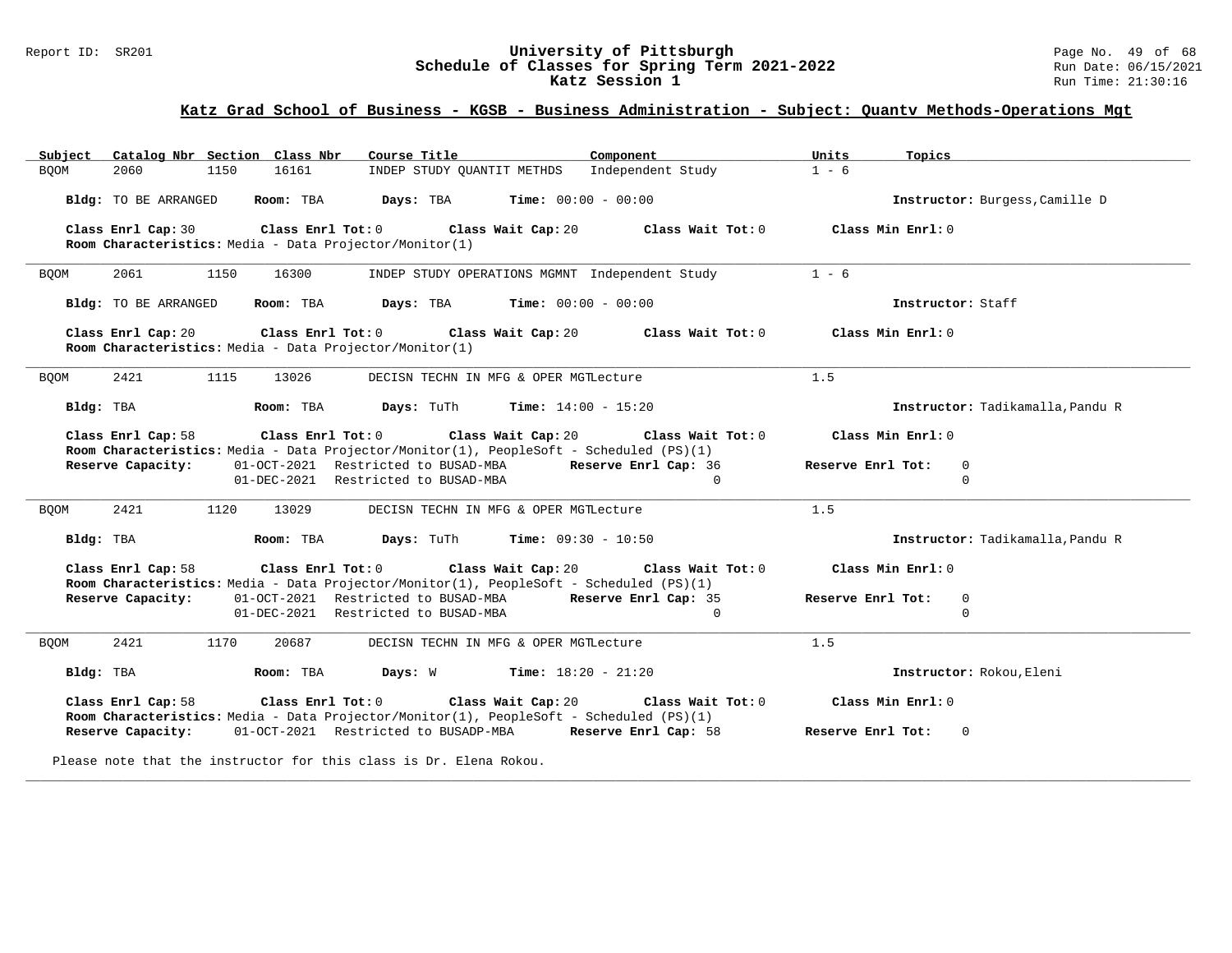## Katz Grad School of Business - KGSB - Business Administration - Subject: Quantv Methods-Operations Mgt

| Subject | Catalog Nbr | Section | Class Nbr | Course Title | Component | Units | Topics |
|---|---|---|---|---|---|---|---|
| BQOM | 2060 | 1150 | 16161 | INDEP STUDY QUANTIT METHDS | Independent Study | 1 - 6 | |

**Bldg:** TO BE ARRANGED **Room:** TBA **Days:** TBA **Time:** 00:00 - 00:00 **Instructor:** Burgess,Camille D

**Class Enrl Cap:** 30 **Class Enrl Tot:** 0 **Class Wait Cap:** 20 **Class Wait Tot:** 0 **Class Min Enrl:** 0
**Room Characteristics:** Media - Data Projector/Monitor(1)

---

| Subject | Catalog Nbr | Section | Class Nbr | Course Title | Component | Units | Topics |
|---|---|---|---|---|---|---|---|
| BQOM | 2061 | 1150 | 16300 | INDEP STUDY OPERATIONS MGMNT | Independent Study | 1 - 6 | |

**Bldg:** TO BE ARRANGED **Room:** TBA **Days:** TBA **Time:** 00:00 - 00:00 **Instructor:** Staff

**Class Enrl Cap:** 20 **Class Enrl Tot:** 0 **Class Wait Cap:** 20 **Class Wait Tot:** 0 **Class Min Enrl:** 0
**Room Characteristics:** Media - Data Projector/Monitor(1)

---

| Subject | Catalog Nbr | Section | Class Nbr | Course Title | Component | Units | Topics |
|---|---|---|---|---|---|---|---|
| BQOM | 2421 | 1115 | 13026 | DECISN TECHN IN MFG & OPER MGT | Lecture | 1.5 | |

**Bldg:** TBA **Room:** TBA **Days:** TuTh **Time:** 14:00 - 15:20 **Instructor:** Tadikamalla,Pandu R

**Class Enrl Cap:** 58 **Class Enrl Tot:** 0 **Class Wait Cap:** 20 **Class Wait Tot:** 0 **Class Min Enrl:** 0
**Room Characteristics:** Media - Data Projector/Monitor(1), PeopleSoft - Scheduled (PS)(1)

| Reserve Capacity: | | Reserve Enrl Cap: | Reserve Enrl Tot: |
|---|---|---|---|
| 01-OCT-2021 | Restricted to BUSAD-MBA | 36 | 0 |
| 01-DEC-2021 | Restricted to BUSAD-MBA | 0 | 0 |

---

| Subject | Catalog Nbr | Section | Class Nbr | Course Title | Component | Units | Topics |
|---|---|---|---|---|---|---|---|
| BQOM | 2421 | 1120 | 13029 | DECISN TECHN IN MFG & OPER MGT | Lecture | 1.5 | |

**Bldg:** TBA **Room:** TBA **Days:** TuTh **Time:** 09:30 - 10:50 **Instructor:** Tadikamalla,Pandu R

**Class Enrl Cap:** 58 **Class Enrl Tot:** 0 **Class Wait Cap:** 20 **Class Wait Tot:** 0 **Class Min Enrl:** 0
**Room Characteristics:** Media - Data Projector/Monitor(1), PeopleSoft - Scheduled (PS)(1)

| Reserve Capacity: | | Reserve Enrl Cap: | Reserve Enrl Tot: |
|---|---|---|---|
| 01-OCT-2021 | Restricted to BUSAD-MBA | 35 | 0 |
| 01-DEC-2021 | Restricted to BUSAD-MBA | 0 | 0 |

---

| Subject | Catalog Nbr | Section | Class Nbr | Course Title | Component | Units | Topics |
|---|---|---|---|---|---|---|---|
| BQOM | 2421 | 1170 | 20687 | DECISN TECHN IN MFG & OPER MGT | Lecture | 1.5 | |

**Bldg:** TBA **Room:** TBA **Days:** W **Time:** 18:20 - 21:20 **Instructor:** Rokou,Eleni

**Class Enrl Cap:** 58 **Class Enrl Tot:** 0 **Class Wait Cap:** 20 **Class Wait Tot:** 0 **Class Min Enrl:** 0
**Room Characteristics:** Media - Data Projector/Monitor(1), PeopleSoft - Scheduled (PS)(1)

| Reserve Capacity: | | Reserve Enrl Cap: | Reserve Enrl Tot: |
|---|---|---|---|
| 01-OCT-2021 | Restricted to BUSADP-MBA | 58 | 0 |

Please note that the instructor for this class is Dr. Elena Rokou.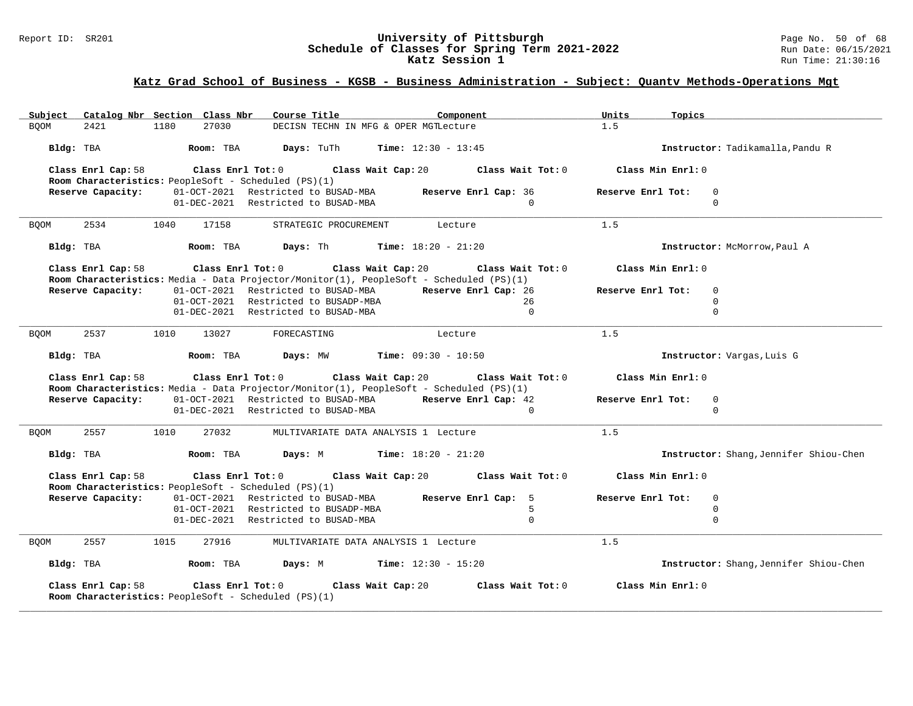## Katz Grad School of Business - KGSB - Business Administration - Subject: Quantv Methods-Operations Mgt

| Subject | Catalog Nbr | Section | Class Nbr | Course Title | Component | Units | Topics |
|---|---|---|---|---|---|---|---|
| BQOM | 2421 | 1180 | 27030 | DECISN TECHN IN MFG & OPER MGT | Lecture | 1.5 | |

**Bldg:** TBA **Room:** TBA **Days:** TuTh **Time:** 12:30 - 13:45 **Instructor:** Tadikamalla,Pandu R

**Class Enrl Cap:** 58 **Class Enrl Tot:** 0 **Class Wait Cap:** 20 **Class Wait Tot:** 0 **Class Min Enrl:** 0

**Room Characteristics:** PeopleSoft - Scheduled (PS)(1)

| Reserve Capacity: | | Reserve Enrl Cap | Reserve Enrl Tot |
|---|---|---|---|
| 01-OCT-2021 | Restricted to BUSAD-MBA | 36 | 0 |
| 01-DEC-2021 | Restricted to BUSAD-MBA | 0 | 0 |

---

| Subject | Catalog Nbr | Section | Class Nbr | Course Title | Component | Units | Topics |
|---|---|---|---|---|---|---|---|
| BQOM | 2534 | 1040 | 17158 | STRATEGIC PROCUREMENT | Lecture | 1.5 | |

**Bldg:** TBA **Room:** TBA **Days:** Th **Time:** 18:20 - 21:20 **Instructor:** McMorrow,Paul A

**Class Enrl Cap:** 58 **Class Enrl Tot:** 0 **Class Wait Cap:** 20 **Class Wait Tot:** 0 **Class Min Enrl:** 0

**Room Characteristics:** Media - Data Projector/Monitor(1), PeopleSoft - Scheduled (PS)(1)

| Reserve Capacity: | | Reserve Enrl Cap | Reserve Enrl Tot |
|---|---|---|---|
| 01-OCT-2021 | Restricted to BUSAD-MBA | 26 | 0 |
| 01-OCT-2021 | Restricted to BUSADP-MBA | 26 | 0 |
| 01-DEC-2021 | Restricted to BUSAD-MBA | 0 | 0 |

---

| Subject | Catalog Nbr | Section | Class Nbr | Course Title | Component | Units | Topics |
|---|---|---|---|---|---|---|---|
| BQOM | 2537 | 1010 | 13027 | FORECASTING | Lecture | 1.5 | |

**Bldg:** TBA **Room:** TBA **Days:** MW **Time:** 09:30 - 10:50 **Instructor:** Vargas,Luis G

**Class Enrl Cap:** 58 **Class Enrl Tot:** 0 **Class Wait Cap:** 20 **Class Wait Tot:** 0 **Class Min Enrl:** 0

**Room Characteristics:** Media - Data Projector/Monitor(1), PeopleSoft - Scheduled (PS)(1)

| Reserve Capacity: | | Reserve Enrl Cap | Reserve Enrl Tot |
|---|---|---|---|
| 01-OCT-2021 | Restricted to BUSAD-MBA | 42 | 0 |
| 01-DEC-2021 | Restricted to BUSAD-MBA | 0 | 0 |

---

| Subject | Catalog Nbr | Section | Class Nbr | Course Title | Component | Units | Topics |
|---|---|---|---|---|---|---|---|
| BQOM | 2557 | 1010 | 27032 | MULTIVARIATE DATA ANALYSIS 1 | Lecture | 1.5 | |

**Bldg:** TBA **Room:** TBA **Days:** M **Time:** 18:20 - 21:20 **Instructor:** Shang,Jennifer Shiou-Chen

**Class Enrl Cap:** 58 **Class Enrl Tot:** 0 **Class Wait Cap:** 20 **Class Wait Tot:** 0 **Class Min Enrl:** 0

**Room Characteristics:** PeopleSoft - Scheduled (PS)(1)

| Reserve Capacity: | | Reserve Enrl Cap | Reserve Enrl Tot |
|---|---|---|---|
| 01-OCT-2021 | Restricted to BUSAD-MBA | 5 | 0 |
| 01-OCT-2021 | Restricted to BUSADP-MBA | 5 | 0 |
| 01-DEC-2021 | Restricted to BUSAD-MBA | 0 | 0 |

---

| Subject | Catalog Nbr | Section | Class Nbr | Course Title | Component | Units | Topics |
|---|---|---|---|---|---|---|---|
| BQOM | 2557 | 1015 | 27916 | MULTIVARIATE DATA ANALYSIS 1 | Lecture | 1.5 | |

**Bldg:** TBA **Room:** TBA **Days:** M **Time:** 12:30 - 15:20 **Instructor:** Shang,Jennifer Shiou-Chen

**Class Enrl Cap:** 58 **Class Enrl Tot:** 0 **Class Wait Cap:** 20 **Class Wait Tot:** 0 **Class Min Enrl:** 0

**Room Characteristics:** PeopleSoft - Scheduled (PS)(1)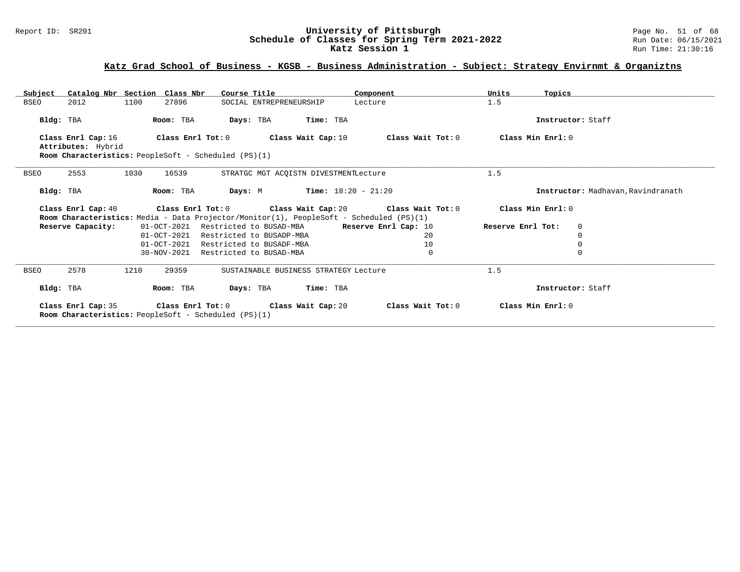## Katz Grad School of Business - KGSB - Business Administration - Subject: Strategy Envirnmt & Organiztns

| Subject | Catalog Nbr | Section | Class Nbr | Course Title | Component | Units | Topics |
|---|---|---|---|---|---|---|---|
| BSEO | 2012 | 1100 | 27896 | SOCIAL ENTREPRENEURSHIP | Lecture | 1.5 | |

**Bldg:** TBA **Room:** TBA **Days:** TBA **Time:** TBA **Instructor:** Staff

**Class Enrl Cap:** 16 **Class Enrl Tot:** 0 **Class Wait Cap:** 10 **Class Wait Tot:** 0 **Class Min Enrl:** 0
**Attributes:** Hybrid
**Room Characteristics:** PeopleSoft - Scheduled (PS)(1)

---

| Subject | Catalog Nbr | Section | Class Nbr | Course Title | Component | Units | Topics |
|---|---|---|---|---|---|---|---|
| BSEO | 2553 | 1030 | 16539 | STRATGC MGT ACQISTN DIVESTMENT | Lecture | 1.5 | |

**Bldg:** TBA **Room:** TBA **Days:** M **Time:** 18:20 - 21:20 **Instructor:** Madhavan,Ravindranath

**Class Enrl Cap:** 40 **Class Enrl Tot:** 0 **Class Wait Cap:** 20 **Class Wait Tot:** 0 **Class Min Enrl:** 0
**Room Characteristics:** Media - Data Projector/Monitor(1), PeopleSoft - Scheduled (PS)(1)

**Reserve Capacity:**

| Date | Restriction | Reserve Enrl Cap | Reserve Enrl Tot |
|---|---|---|---|
| 01-OCT-2021 | Restricted to BUSAD-MBA | 10 | 0 |
| 01-OCT-2021 | Restricted to BUSADP-MBA | 20 | 0 |
| 01-OCT-2021 | Restricted to BUSADF-MBA | 10 | 0 |
| 30-NOV-2021 | Restricted to BUSAD-MBA | 0 | 0 |

---

| Subject | Catalog Nbr | Section | Class Nbr | Course Title | Component | Units | Topics |
|---|---|---|---|---|---|---|---|
| BSEO | 2578 | 1210 | 29359 | SUSTAINABLE BUSINESS STRATEGY | Lecture | 1.5 | |

**Bldg:** TBA **Room:** TBA **Days:** TBA **Time:** TBA **Instructor:** Staff

**Class Enrl Cap:** 35 **Class Enrl Tot:** 0 **Class Wait Cap:** 20 **Class Wait Tot:** 0 **Class Min Enrl:** 0
**Room Characteristics:** PeopleSoft - Scheduled (PS)(1)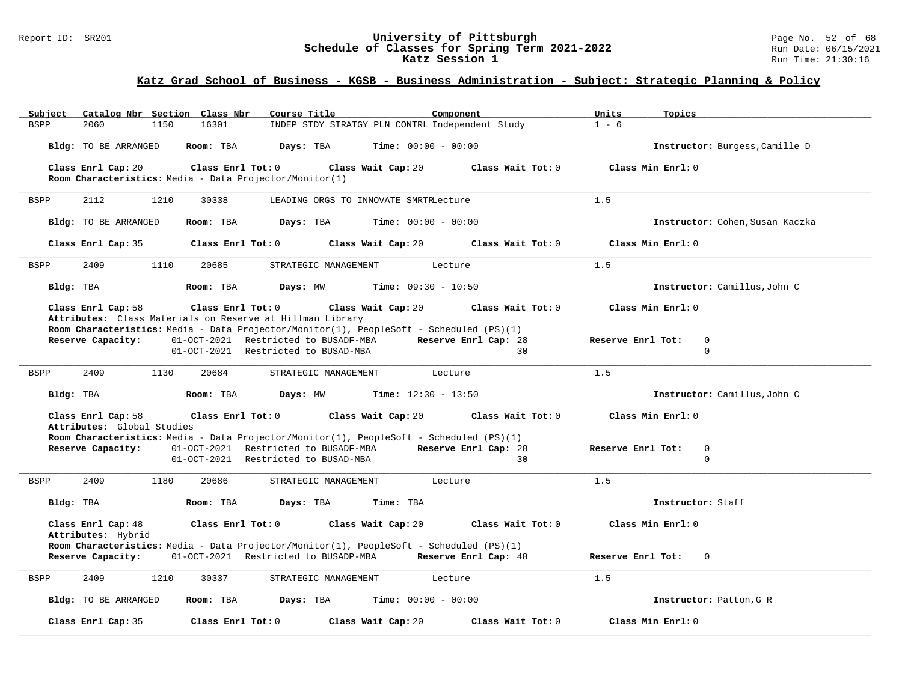## Katz Grad School of Business - KGSB - Business Administration - Subject: Strategic Planning & Policy

| Subject | Catalog Nbr | Section | Class Nbr | Course Title | Component | Units | Topics |
|---|---|---|---|---|---|---|---|
| BSPP | 2060 | 1150 | 16301 | INDEP STDY STRATGY PLN CONTRL | Independent Study | 1 - 6 | |

**Bldg:** TO BE ARRANGED **Room:** TBA **Days:** TBA **Time:** 00:00 - 00:00 **Instructor:** Burgess,Camille D

**Class Enrl Cap:** 20 **Class Enrl Tot:** 0 **Class Wait Cap:** 20 **Class Wait Tot:** 0 **Class Min Enrl:** 0

**Room Characteristics:** Media - Data Projector/Monitor(1)

---

| Subject | Catalog Nbr | Section | Class Nbr | Course Title | Component | Units | Topics |
|---|---|---|---|---|---|---|---|
| BSPP | 2112 | 1210 | 30338 | LEADING ORGS TO INNOVATE SMRT | Lecture | 1.5 | |

**Bldg:** TO BE ARRANGED **Room:** TBA **Days:** TBA **Time:** 00:00 - 00:00 **Instructor:** Cohen,Susan Kaczka

**Class Enrl Cap:** 35 **Class Enrl Tot:** 0 **Class Wait Cap:** 20 **Class Wait Tot:** 0 **Class Min Enrl:** 0

---

| Subject | Catalog Nbr | Section | Class Nbr | Course Title | Component | Units | Topics |
|---|---|---|---|---|---|---|---|
| BSPP | 2409 | 1110 | 20685 | STRATEGIC MANAGEMENT | Lecture | 1.5 | |

**Bldg:** TBA **Room:** TBA **Days:** MW **Time:** 09:30 - 10:50 **Instructor:** Camillus,John C

**Class Enrl Cap:** 58 **Class Enrl Tot:** 0 **Class Wait Cap:** 20 **Class Wait Tot:** 0 **Class Min Enrl:** 0

**Attributes:** Class Materials on Reserve at Hillman Library

**Room Characteristics:** Media - Data Projector/Monitor(1), PeopleSoft - Scheduled (PS)(1)

| Reserve Capacity: | | Reserve Enrl Cap: | Reserve Enrl Tot: |
|---|---|---|---|
| 01-OCT-2021 | Restricted to BUSADF-MBA | 28 | 0 |
| 01-OCT-2021 | Restricted to BUSAD-MBA | 30 | 0 |

---

| Subject | Catalog Nbr | Section | Class Nbr | Course Title | Component | Units | Topics |
|---|---|---|---|---|---|---|---|
| BSPP | 2409 | 1130 | 20684 | STRATEGIC MANAGEMENT | Lecture | 1.5 | |

**Bldg:** TBA **Room:** TBA **Days:** MW **Time:** 12:30 - 13:50 **Instructor:** Camillus,John C

**Class Enrl Cap:** 58 **Class Enrl Tot:** 0 **Class Wait Cap:** 20 **Class Wait Tot:** 0 **Class Min Enrl:** 0

**Attributes:** Global Studies

**Room Characteristics:** Media - Data Projector/Monitor(1), PeopleSoft - Scheduled (PS)(1)

| Reserve Capacity: | | Reserve Enrl Cap: | Reserve Enrl Tot: |
|---|---|---|---|
| 01-OCT-2021 | Restricted to BUSADF-MBA | 28 | 0 |
| 01-OCT-2021 | Restricted to BUSAD-MBA | 30 | 0 |

---

| Subject | Catalog Nbr | Section | Class Nbr | Course Title | Component | Units | Topics |
|---|---|---|---|---|---|---|---|
| BSPP | 2409 | 1180 | 20686 | STRATEGIC MANAGEMENT | Lecture | 1.5 | |

**Bldg:** TBA **Room:** TBA **Days:** TBA **Time:** TBA **Instructor:** Staff

**Class Enrl Cap:** 48 **Class Enrl Tot:** 0 **Class Wait Cap:** 20 **Class Wait Tot:** 0 **Class Min Enrl:** 0

**Attributes:** Hybrid

**Room Characteristics:** Media - Data Projector/Monitor(1), PeopleSoft - Scheduled (PS)(1)

| Reserve Capacity: | | Reserve Enrl Cap: | Reserve Enrl Tot: |
|---|---|---|---|
| 01-OCT-2021 | Restricted to BUSADP-MBA | 48 | 0 |

---

| Subject | Catalog Nbr | Section | Class Nbr | Course Title | Component | Units | Topics |
|---|---|---|---|---|---|---|---|
| BSPP | 2409 | 1210 | 30337 | STRATEGIC MANAGEMENT | Lecture | 1.5 | |

**Bldg:** TO BE ARRANGED **Room:** TBA **Days:** TBA **Time:** 00:00 - 00:00 **Instructor:** Patton,G R

**Class Enrl Cap:** 35 **Class Enrl Tot:** 0 **Class Wait Cap:** 20 **Class Wait Tot:** 0 **Class Min Enrl:** 0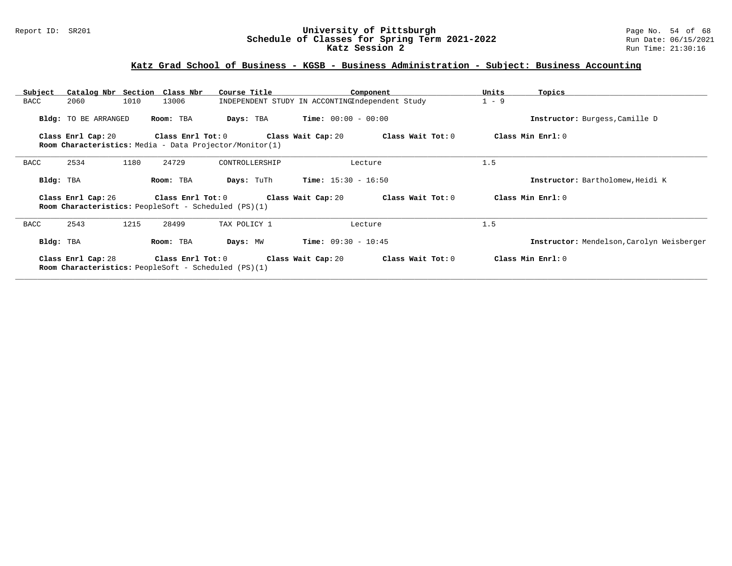## Katz Grad School of Business - KGSB - Business Administration - Subject: Business Accounting

| Subject | Catalog Nbr | Section | Class Nbr | Course Title | Component | Units | Topics |
|---|---|---|---|---|---|---|---|
| BACC | 2060 | 1010 | 13006 | INDEPENDENT STUDY IN ACCONTING | Independent Study | 1 - 9 | |

**Bldg:** TO BE ARRANGED **Room:** TBA **Days:** TBA **Time:** 00:00 - 00:00 **Instructor:** Burgess,Camille D

**Class Enrl Cap:** 20 **Class Enrl Tot:** 0 **Class Wait Cap:** 20 **Class Wait Tot:** 0 **Class Min Enrl:** 0

**Room Characteristics:** Media - Data Projector/Monitor(1)

---

| Subject | Catalog Nbr | Section | Class Nbr | Course Title | Component | Units | Topics |
|---|---|---|---|---|---|---|---|
| BACC | 2534 | 1180 | 24729 | CONTROLLERSHIP | Lecture | 1.5 | |

**Bldg:** TBA **Room:** TBA **Days:** TuTh **Time:** 15:30 - 16:50 **Instructor:** Bartholomew,Heidi K

**Class Enrl Cap:** 26 **Class Enrl Tot:** 0 **Class Wait Cap:** 20 **Class Wait Tot:** 0 **Class Min Enrl:** 0

**Room Characteristics:** PeopleSoft - Scheduled (PS)(1)

---

| Subject | Catalog Nbr | Section | Class Nbr | Course Title | Component | Units | Topics |
|---|---|---|---|---|---|---|---|
| BACC | 2543 | 1215 | 28499 | TAX POLICY 1 | Lecture | 1.5 | |

**Bldg:** TBA **Room:** TBA **Days:** MW **Time:** 09:30 - 10:45 **Instructor:** Mendelson,Carolyn Weisberger

**Class Enrl Cap:** 28 **Class Enrl Tot:** 0 **Class Wait Cap:** 20 **Class Wait Tot:** 0 **Class Min Enrl:** 0

**Room Characteristics:** PeopleSoft - Scheduled (PS)(1)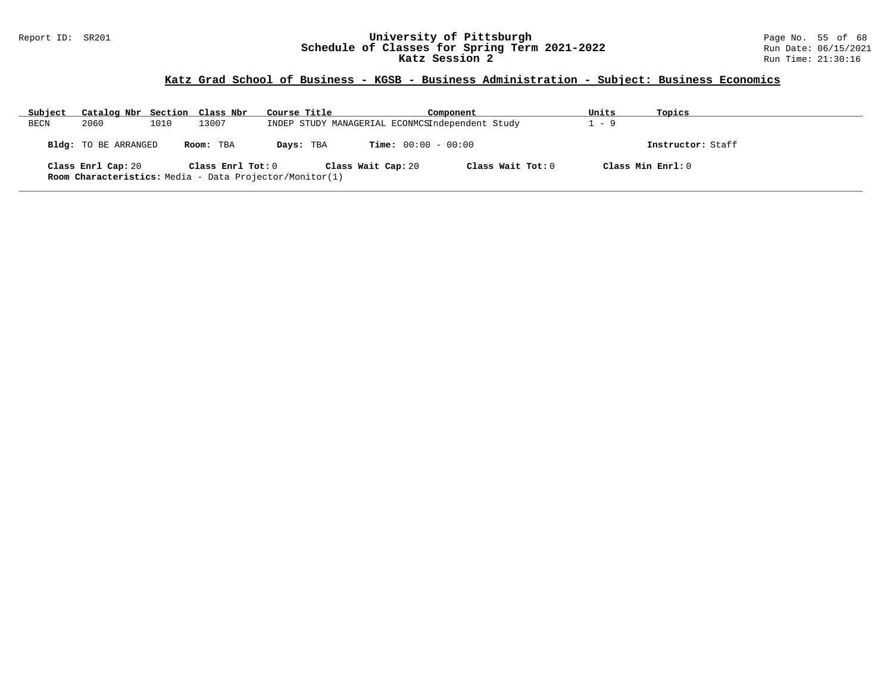## Katz Grad School of Business - KGSB - Business Administration - Subject: Business Economics

| Subject | Catalog Nbr | Section | Class Nbr | Course Title | Component | Units | Topics |
|---|---|---|---|---|---|---|---|
| BECN | 2060 | 1010 | 13007 | INDEP STUDY MANAGERIAL ECONMCS | Independent Study | 1 - 9 | |

**Bldg:** TO BE ARRANGED **Room:** TBA **Days:** TBA **Time:** 00:00 - 00:00 **Instructor:** Staff

**Class Enrl Cap:** 20 **Class Enrl Tot:** 0 **Class Wait Cap:** 20 **Class Wait Tot:** 0 **Class Min Enrl:** 0

**Room Characteristics:** Media - Data Projector/Monitor(1)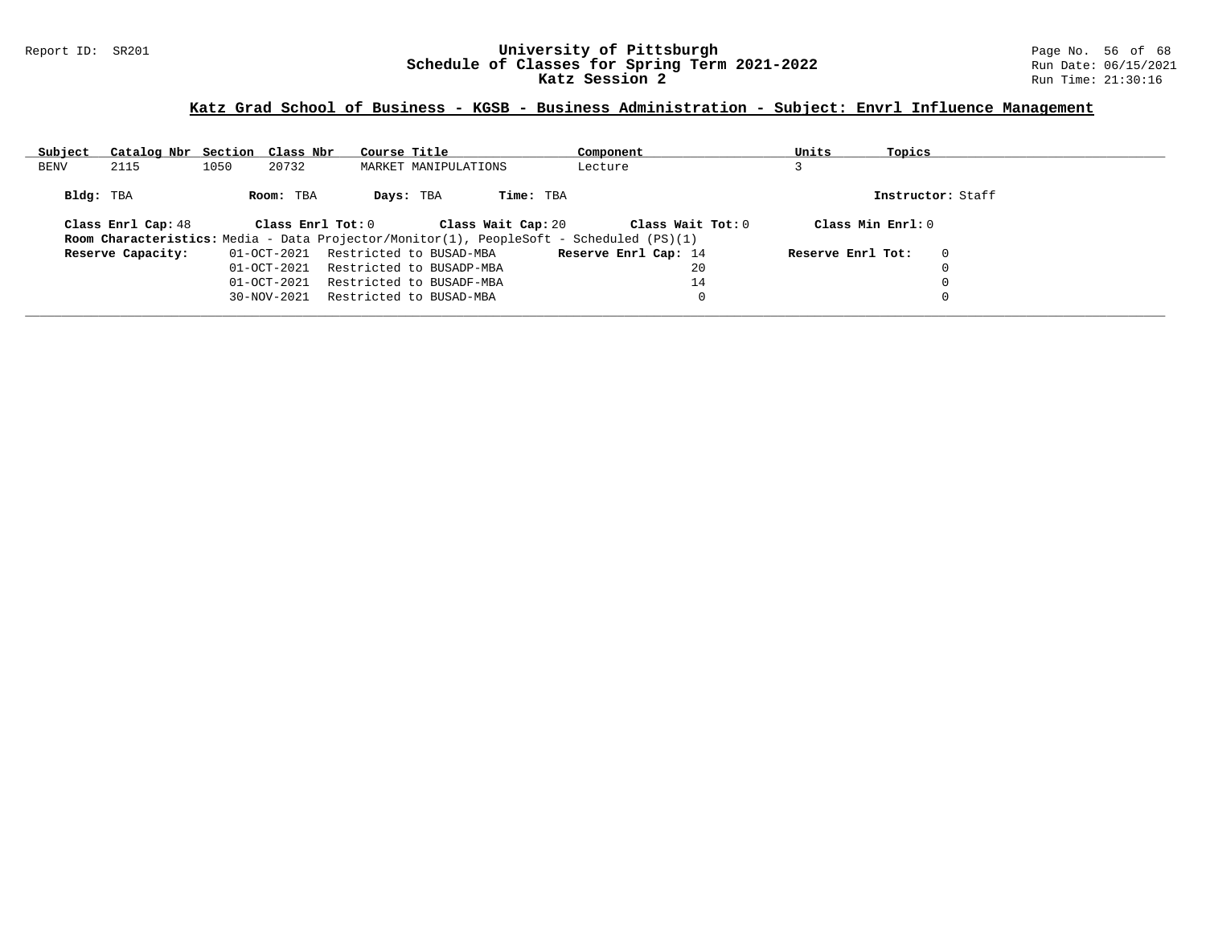## Katz Grad School of Business - KGSB - Business Administration - Subject: Envrl Influence Management

| Subject | Catalog Nbr | Section | Class Nbr | Course Title | Component | Units | Topics |
|---|---|---|---|---|---|---|---|
| BENV | 2115 | 1050 | 20732 | MARKET MANIPULATIONS | Lecture | 3 | |

**Bldg:** TBA **Room:** TBA **Days:** TBA **Time:** TBA **Instructor:** Staff

**Class Enrl Cap:** 48 **Class Enrl Tot:** 0 **Class Wait Cap:** 20 **Class Wait Tot:** 0 **Class Min Enrl:** 0

**Room Characteristics:** Media - Data Projector/Monitor(1), PeopleSoft - Scheduled (PS)(1)

| Reserve Capacity: | | Reserve Enrl Cap: | Reserve Enrl Tot: |
|---|---|---|---|
| 01-OCT-2021 | Restricted to BUSAD-MBA | 14 | 0 |
| 01-OCT-2021 | Restricted to BUSADP-MBA | 20 | 0 |
| 01-OCT-2021 | Restricted to BUSADF-MBA | 14 | 0 |
| 30-NOV-2021 | Restricted to BUSAD-MBA | 0 | 0 |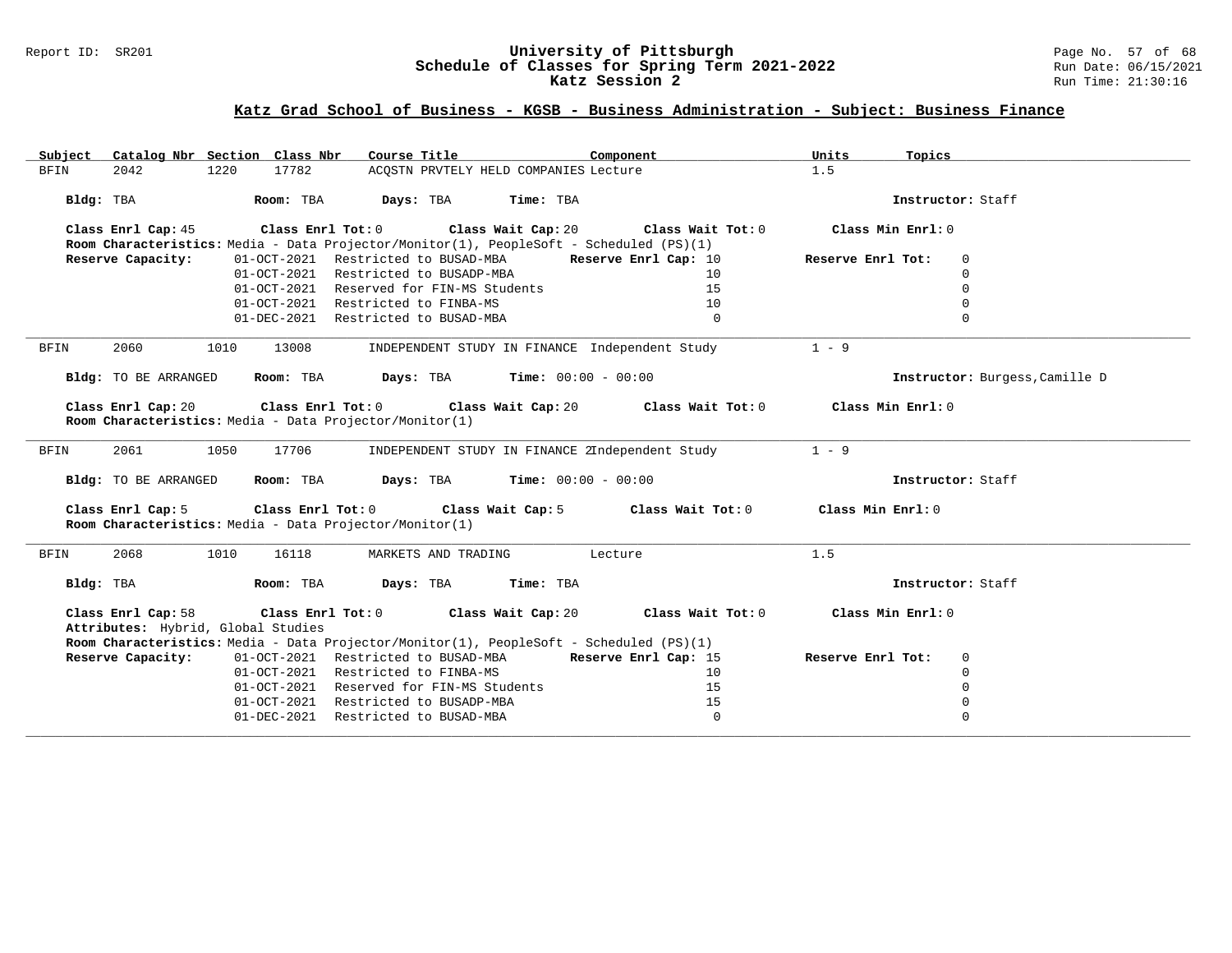## Katz Grad School of Business - KGSB - Business Administration - Subject: Business Finance

| Subject | Catalog Nbr | Section | Class Nbr | Course Title | Component | Units | Topics |
|---|---|---|---|---|---|---|---|
| BFIN | 2042 | 1220 | 17782 | ACQSTN PRVTELY HELD COMPANIES | Lecture | 1.5 | |

**Bldg:** TBA **Room:** TBA **Days:** TBA **Time:** TBA **Instructor:** Staff

**Class Enrl Cap:** 45 **Class Enrl Tot:** 0 **Class Wait Cap:** 20 **Class Wait Tot:** 0 **Class Min Enrl:** 0

**Room Characteristics:** Media - Data Projector/Monitor(1), PeopleSoft - Scheduled (PS)(1)

**Reserve Capacity:**

| Date | Restriction | Reserve Enrl Cap | Reserve Enrl Tot |
|---|---|---|---|
| 01-OCT-2021 | Restricted to BUSAD-MBA | 10 | 0 |
| 01-OCT-2021 | Restricted to BUSADP-MBA | 10 | 0 |
| 01-OCT-2021 | Reserved for FIN-MS Students | 15 | 0 |
| 01-OCT-2021 | Restricted to FINBA-MS | 10 | 0 |
| 01-DEC-2021 | Restricted to BUSAD-MBA | 0 | 0 |

---

| Subject | Catalog Nbr | Section | Class Nbr | Course Title | Component | Units | Topics |
|---|---|---|---|---|---|---|---|
| BFIN | 2060 | 1010 | 13008 | INDEPENDENT STUDY IN FINANCE | Independent Study | 1 - 9 | |

**Bldg:** TO BE ARRANGED **Room:** TBA **Days:** TBA **Time:** 00:00 - 00:00 **Instructor:** Burgess,Camille D

**Class Enrl Cap:** 20 **Class Enrl Tot:** 0 **Class Wait Cap:** 20 **Class Wait Tot:** 0 **Class Min Enrl:** 0

**Room Characteristics:** Media - Data Projector/Monitor(1)

---

| Subject | Catalog Nbr | Section | Class Nbr | Course Title | Component | Units | Topics |
|---|---|---|---|---|---|---|---|
| BFIN | 2061 | 1050 | 17706 | INDEPENDENT STUDY IN FINANCE 2 | Independent Study | 1 - 9 | |

**Bldg:** TO BE ARRANGED **Room:** TBA **Days:** TBA **Time:** 00:00 - 00:00 **Instructor:** Staff

**Class Enrl Cap:** 5 **Class Enrl Tot:** 0 **Class Wait Cap:** 5 **Class Wait Tot:** 0 **Class Min Enrl:** 0

**Room Characteristics:** Media - Data Projector/Monitor(1)

---

| Subject | Catalog Nbr | Section | Class Nbr | Course Title | Component | Units | Topics |
|---|---|---|---|---|---|---|---|
| BFIN | 2068 | 1010 | 16118 | MARKETS AND TRADING | Lecture | 1.5 | |

**Bldg:** TBA **Room:** TBA **Days:** TBA **Time:** TBA **Instructor:** Staff

**Class Enrl Cap:** 58 **Class Enrl Tot:** 0 **Class Wait Cap:** 20 **Class Wait Tot:** 0 **Class Min Enrl:** 0

**Attributes:** Hybrid, Global Studies

**Room Characteristics:** Media - Data Projector/Monitor(1), PeopleSoft - Scheduled (PS)(1)

**Reserve Capacity:**

| Date | Restriction | Reserve Enrl Cap | Reserve Enrl Tot |
|---|---|---|---|
| 01-OCT-2021 | Restricted to BUSAD-MBA | 15 | 0 |
| 01-OCT-2021 | Restricted to FINBA-MS | 10 | 0 |
| 01-OCT-2021 | Reserved for FIN-MS Students | 15 | 0 |
| 01-OCT-2021 | Restricted to BUSADP-MBA | 15 | 0 |
| 01-DEC-2021 | Restricted to BUSAD-MBA | 0 | 0 |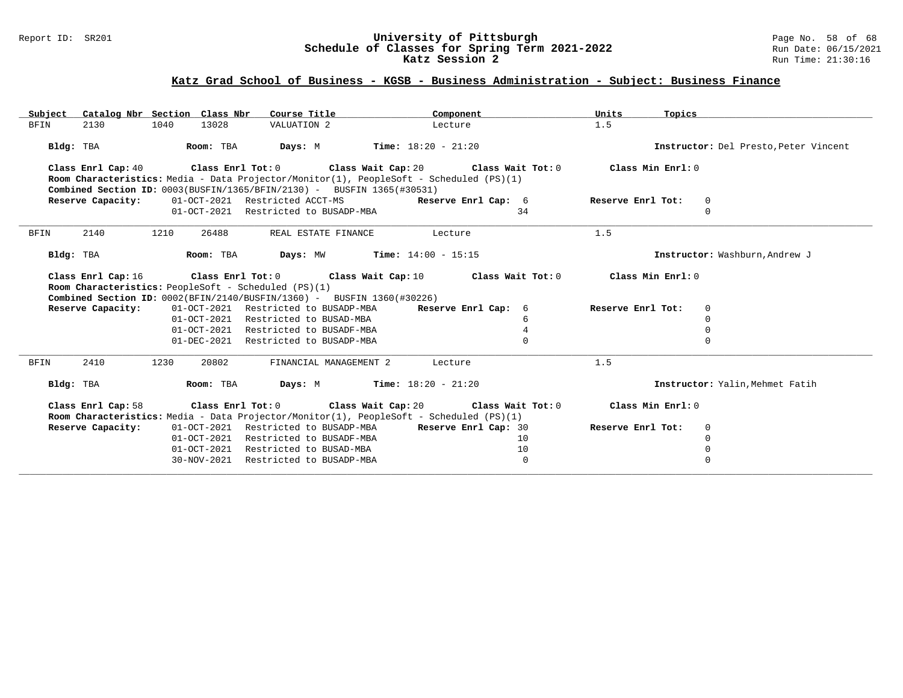## Katz Grad School of Business - KGSB - Business Administration - Subject: Business Finance

| Subject | Catalog Nbr | Section | Class Nbr | Course Title | Component | Units | Topics |
|---|---|---|---|---|---|---|---|
| BFIN | 2130 | 1040 | 13028 | VALUATION 2 | Lecture | 1.5 | |

**Bldg:** TBA **Room:** TBA **Days:** M **Time:** 18:20 - 21:20 **Instructor:** Del Presto,Peter Vincent

**Class Enrl Cap:** 40 **Class Enrl Tot:** 0 **Class Wait Cap:** 20 **Class Wait Tot:** 0 **Class Min Enrl:** 0

**Room Characteristics:** Media - Data Projector/Monitor(1), PeopleSoft - Scheduled (PS)(1)

**Combined Section ID:** 0003(BUSFIN/1365/BFIN/2130) - BUSFIN 1365(#30531)

| Reserve Capacity: | Date | Restriction | Reserve Enrl Cap | Reserve Enrl Tot |
|---|---|---|---|---|
| | 01-OCT-2021 | Restricted ACCT-MS | 6 | 0 |
| | 01-OCT-2021 | Restricted to BUSADP-MBA | 34 | 0 |

---

| Subject | Catalog Nbr | Section | Class Nbr | Course Title | Component | Units | Topics |
|---|---|---|---|---|---|---|---|
| BFIN | 2140 | 1210 | 26488 | REAL ESTATE FINANCE | Lecture | 1.5 | |

**Bldg:** TBA **Room:** TBA **Days:** MW **Time:** 14:00 - 15:15 **Instructor:** Washburn,Andrew J

**Class Enrl Cap:** 16 **Class Enrl Tot:** 0 **Class Wait Cap:** 10 **Class Wait Tot:** 0 **Class Min Enrl:** 0

**Room Characteristics:** PeopleSoft - Scheduled (PS)(1)

**Combined Section ID:** 0002(BFIN/2140/BUSFIN/1360) - BUSFIN 1360(#30226)

| Reserve Capacity: | Date | Restriction | Reserve Enrl Cap | Reserve Enrl Tot |
|---|---|---|---|---|
| | 01-OCT-2021 | Restricted to BUSADP-MBA | 6 | 0 |
| | 01-OCT-2021 | Restricted to BUSAD-MBA | 6 | 0 |
| | 01-OCT-2021 | Restricted to BUSADF-MBA | 4 | 0 |
| | 01-DEC-2021 | Restricted to BUSADP-MBA | 0 | 0 |

---

| Subject | Catalog Nbr | Section | Class Nbr | Course Title | Component | Units | Topics |
|---|---|---|---|---|---|---|---|
| BFIN | 2410 | 1230 | 20802 | FINANCIAL MANAGEMENT 2 | Lecture | 1.5 | |

**Bldg:** TBA **Room:** TBA **Days:** M **Time:** 18:20 - 21:20 **Instructor:** Yalin,Mehmet Fatih

**Class Enrl Cap:** 58 **Class Enrl Tot:** 0 **Class Wait Cap:** 20 **Class Wait Tot:** 0 **Class Min Enrl:** 0

**Room Characteristics:** Media - Data Projector/Monitor(1), PeopleSoft - Scheduled (PS)(1)

| Reserve Capacity: | Date | Restriction | Reserve Enrl Cap | Reserve Enrl Tot |
|---|---|---|---|---|
| | 01-OCT-2021 | Restricted to BUSADP-MBA | 30 | 0 |
| | 01-OCT-2021 | Restricted to BUSADF-MBA | 10 | 0 |
| | 01-OCT-2021 | Restricted to BUSAD-MBA | 10 | 0 |
| | 30-NOV-2021 | Restricted to BUSADP-MBA | 0 | 0 |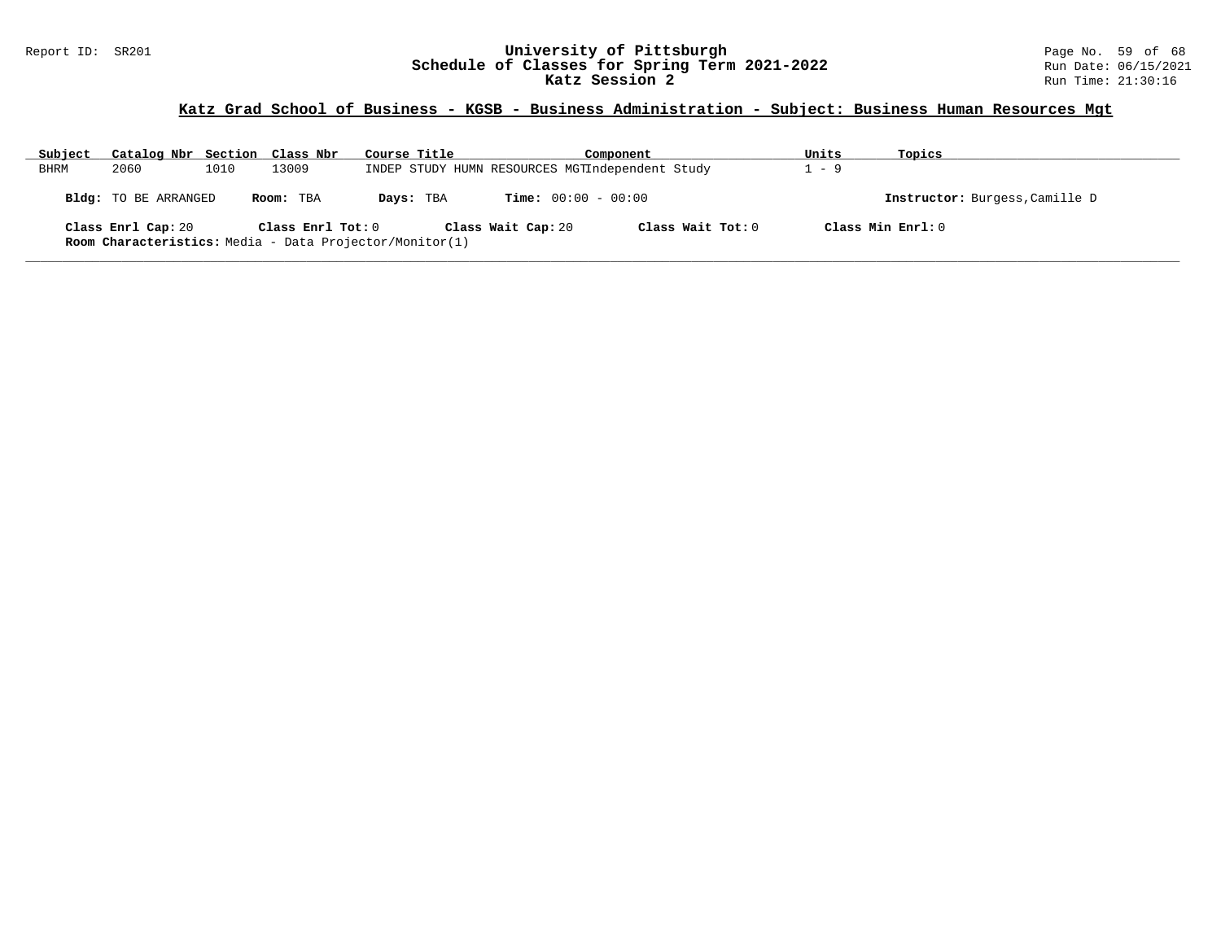## Katz Grad School of Business - KGSB - Business Administration - Subject: Business Human Resources Mgt

| Subject | Catalog Nbr | Section | Class Nbr | Course Title | Component | Units | Topics |
|---|---|---|---|---|---|---|---|
| BHRM | 2060 | 1010 | 13009 | INDEP STUDY HUMN RESOURCES MGT | Independent Study | 1 - 9 | |

**Bldg:** TO BE ARRANGED **Room:** TBA **Days:** TBA **Time:** 00:00 - 00:00 **Instructor:** Burgess,Camille D

**Class Enrl Cap:** 20 **Class Enrl Tot:** 0 **Class Wait Cap:** 20 **Class Wait Tot:** 0 **Class Min Enrl:** 0

**Room Characteristics:** Media - Data Projector/Monitor(1)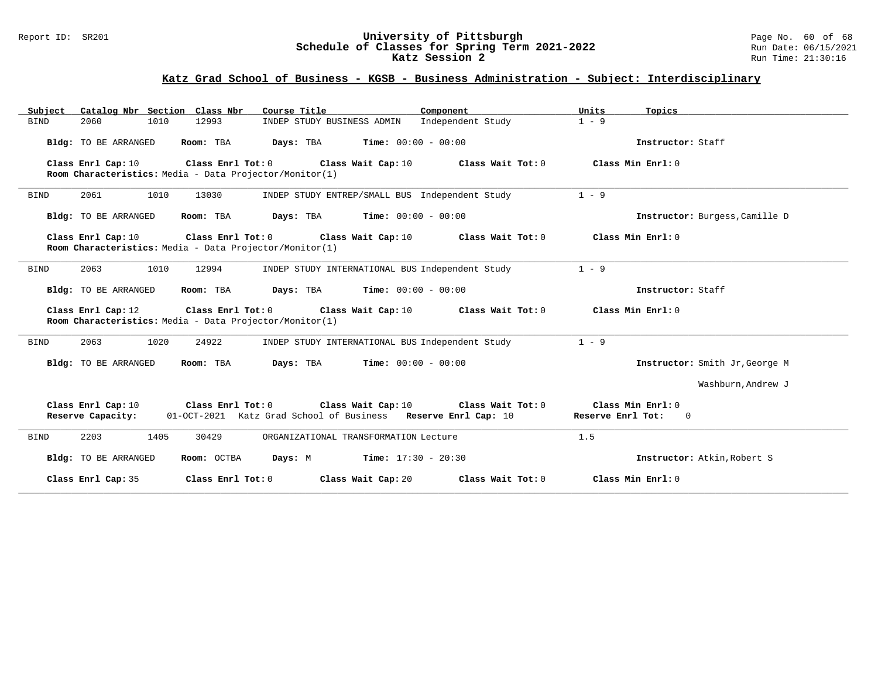## Katz Grad School of Business - KGSB - Business Administration - Subject: Interdisciplinary

| Subject | Catalog Nbr | Section | Class Nbr | Course Title | Component | Units | Topics |
|---|---|---|---|---|---|---|---|
| BIND | 2060 | 1010 | 12993 | INDEP STUDY BUSINESS ADMIN | Independent Study | 1 - 9 | |

**Bldg:** TO BE ARRANGED **Room:** TBA **Days:** TBA **Time:** 00:00 - 00:00 **Instructor:** Staff

**Class Enrl Cap:** 10 **Class Enrl Tot:** 0 **Class Wait Cap:** 10 **Class Wait Tot:** 0 **Class Min Enrl:** 0
**Room Characteristics:** Media - Data Projector/Monitor(1)

---

| Subject | Catalog Nbr | Section | Class Nbr | Course Title | Component | Units | Topics |
|---|---|---|---|---|---|---|---|
| BIND | 2061 | 1010 | 13030 | INDEP STUDY ENTREP/SMALL BUS | Independent Study | 1 - 9 | |

**Bldg:** TO BE ARRANGED **Room:** TBA **Days:** TBA **Time:** 00:00 - 00:00 **Instructor:** Burgess,Camille D

**Class Enrl Cap:** 10 **Class Enrl Tot:** 0 **Class Wait Cap:** 10 **Class Wait Tot:** 0 **Class Min Enrl:** 0
**Room Characteristics:** Media - Data Projector/Monitor(1)

---

| Subject | Catalog Nbr | Section | Class Nbr | Course Title | Component | Units | Topics |
|---|---|---|---|---|---|---|---|
| BIND | 2063 | 1010 | 12994 | INDEP STUDY INTERNATIONAL BUS | Independent Study | 1 - 9 | |

**Bldg:** TO BE ARRANGED **Room:** TBA **Days:** TBA **Time:** 00:00 - 00:00 **Instructor:** Staff

**Class Enrl Cap:** 12 **Class Enrl Tot:** 0 **Class Wait Cap:** 10 **Class Wait Tot:** 0 **Class Min Enrl:** 0
**Room Characteristics:** Media - Data Projector/Monitor(1)

---

| Subject | Catalog Nbr | Section | Class Nbr | Course Title | Component | Units | Topics |
|---|---|---|---|---|---|---|---|
| BIND | 2063 | 1020 | 24922 | INDEP STUDY INTERNATIONAL BUS | Independent Study | 1 - 9 | |

**Bldg:** TO BE ARRANGED **Room:** TBA **Days:** TBA **Time:** 00:00 - 00:00 **Instructor:** Smith Jr,George M
Washburn,Andrew J

**Class Enrl Cap:** 10 **Class Enrl Tot:** 0 **Class Wait Cap:** 10 **Class Wait Tot:** 0 **Class Min Enrl:** 0
**Reserve Capacity:** 01-OCT-2021 Katz Grad School of Business **Reserve Enrl Cap:** 10 **Reserve Enrl Tot:** 0

---

| Subject | Catalog Nbr | Section | Class Nbr | Course Title | Component | Units | Topics |
|---|---|---|---|---|---|---|---|
| BIND | 2203 | 1405 | 30429 | ORGANIZATIONAL TRANSFORMATION | Lecture | 1.5 | |

**Bldg:** TO BE ARRANGED **Room:** OCTBA **Days:** M **Time:** 17:30 - 20:30 **Instructor:** Atkin,Robert S

**Class Enrl Cap:** 35 **Class Enrl Tot:** 0 **Class Wait Cap:** 20 **Class Wait Tot:** 0 **Class Min Enrl:** 0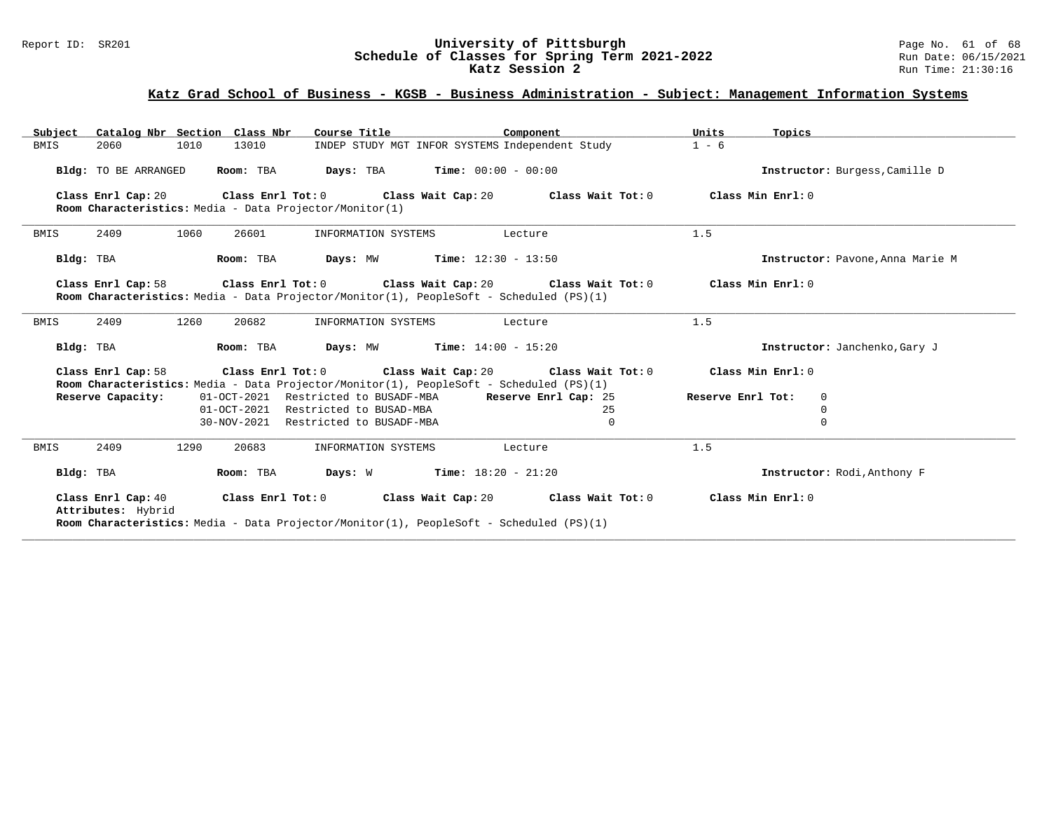## Katz Grad School of Business - KGSB - Business Administration - Subject: Management Information Systems

| Subject | Catalog Nbr | Section | Class Nbr | Course Title | Component | Units | Topics |
|---|---|---|---|---|---|---|---|
| BMIS | 2060 | 1010 | 13010 | INDEP STUDY MGT INFOR SYSTEMS | Independent Study | 1 - 6 | |

**Bldg:** TO BE ARRANGED **Room:** TBA **Days:** TBA **Time:** 00:00 - 00:00 **Instructor:** Burgess,Camille D

**Class Enrl Cap:** 20 **Class Enrl Tot:** 0 **Class Wait Cap:** 20 **Class Wait Tot:** 0 **Class Min Enrl:** 0

**Room Characteristics:** Media - Data Projector/Monitor(1)

---

| Subject | Catalog Nbr | Section | Class Nbr | Course Title | Component | Units | Topics |
|---|---|---|---|---|---|---|---|
| BMIS | 2409 | 1060 | 26601 | INFORMATION SYSTEMS | Lecture | 1.5 | |

**Bldg:** TBA **Room:** TBA **Days:** MW **Time:** 12:30 - 13:50 **Instructor:** Pavone,Anna Marie M

**Class Enrl Cap:** 58 **Class Enrl Tot:** 0 **Class Wait Cap:** 20 **Class Wait Tot:** 0 **Class Min Enrl:** 0

**Room Characteristics:** Media - Data Projector/Monitor(1), PeopleSoft - Scheduled (PS)(1)

---

| Subject | Catalog Nbr | Section | Class Nbr | Course Title | Component | Units | Topics |
|---|---|---|---|---|---|---|---|
| BMIS | 2409 | 1260 | 20682 | INFORMATION SYSTEMS | Lecture | 1.5 | |

**Bldg:** TBA **Room:** TBA **Days:** MW **Time:** 14:00 - 15:20 **Instructor:** Janchenko,Gary J

**Class Enrl Cap:** 58 **Class Enrl Tot:** 0 **Class Wait Cap:** 20 **Class Wait Tot:** 0 **Class Min Enrl:** 0

**Room Characteristics:** Media - Data Projector/Monitor(1), PeopleSoft - Scheduled (PS)(1)

| Reserve Capacity: | Restriction | Reserve Enrl Cap | Reserve Enrl Tot |
|---|---|---|---|
| 01-OCT-2021 | Restricted to BUSADF-MBA | 25 | 0 |
| 01-OCT-2021 | Restricted to BUSAD-MBA | 25 | 0 |
| 30-NOV-2021 | Restricted to BUSADF-MBA | 0 | 0 |

---

| Subject | Catalog Nbr | Section | Class Nbr | Course Title | Component | Units | Topics |
|---|---|---|---|---|---|---|---|
| BMIS | 2409 | 1290 | 20683 | INFORMATION SYSTEMS | Lecture | 1.5 | |

**Bldg:** TBA **Room:** TBA **Days:** W **Time:** 18:20 - 21:20 **Instructor:** Rodi,Anthony F

**Class Enrl Cap:** 40 **Class Enrl Tot:** 0 **Class Wait Cap:** 20 **Class Wait Tot:** 0 **Class Min Enrl:** 0

**Attributes:** Hybrid

**Room Characteristics:** Media - Data Projector/Monitor(1), PeopleSoft - Scheduled (PS)(1)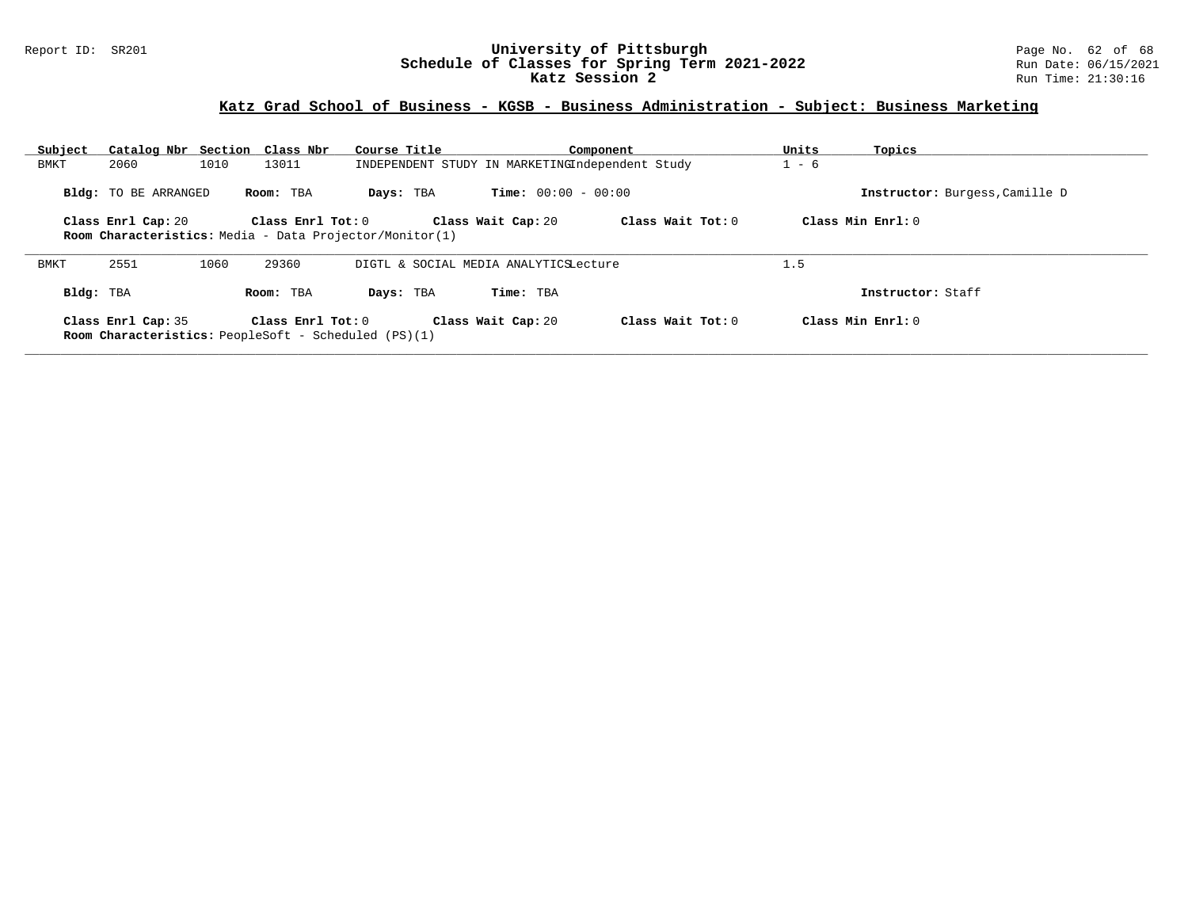## Katz Grad School of Business - KGSB - Business Administration - Subject: Business Marketing

| Subject | Catalog Nbr | Section | Class Nbr | Course Title | Component | Units | Topics |
|---|---|---|---|---|---|---|---|
| BMKT | 2060 | 1010 | 13011 | INDEPENDENT STUDY IN MARKETING | Independent Study | 1 - 6 | |

**Bldg:** TO BE ARRANGED **Room:** TBA **Days:** TBA **Time:** 00:00 - 00:00 **Instructor:** Burgess,Camille D

**Class Enrl Cap:** 20 **Class Enrl Tot:** 0 **Class Wait Cap:** 20 **Class Wait Tot:** 0 **Class Min Enrl:** 0

**Room Characteristics:** Media - Data Projector/Monitor(1)

---

| Subject | Catalog Nbr | Section | Class Nbr | Course Title | Component | Units | Topics |
|---|---|---|---|---|---|---|---|
| BMKT | 2551 | 1060 | 29360 | DIGTL & SOCIAL MEDIA ANALYTICS | Lecture | 1.5 | |

**Bldg:** TBA **Room:** TBA **Days:** TBA **Time:** TBA **Instructor:** Staff

**Class Enrl Cap:** 35 **Class Enrl Tot:** 0 **Class Wait Cap:** 20 **Class Wait Tot:** 0 **Class Min Enrl:** 0

**Room Characteristics:** PeopleSoft - Scheduled (PS)(1)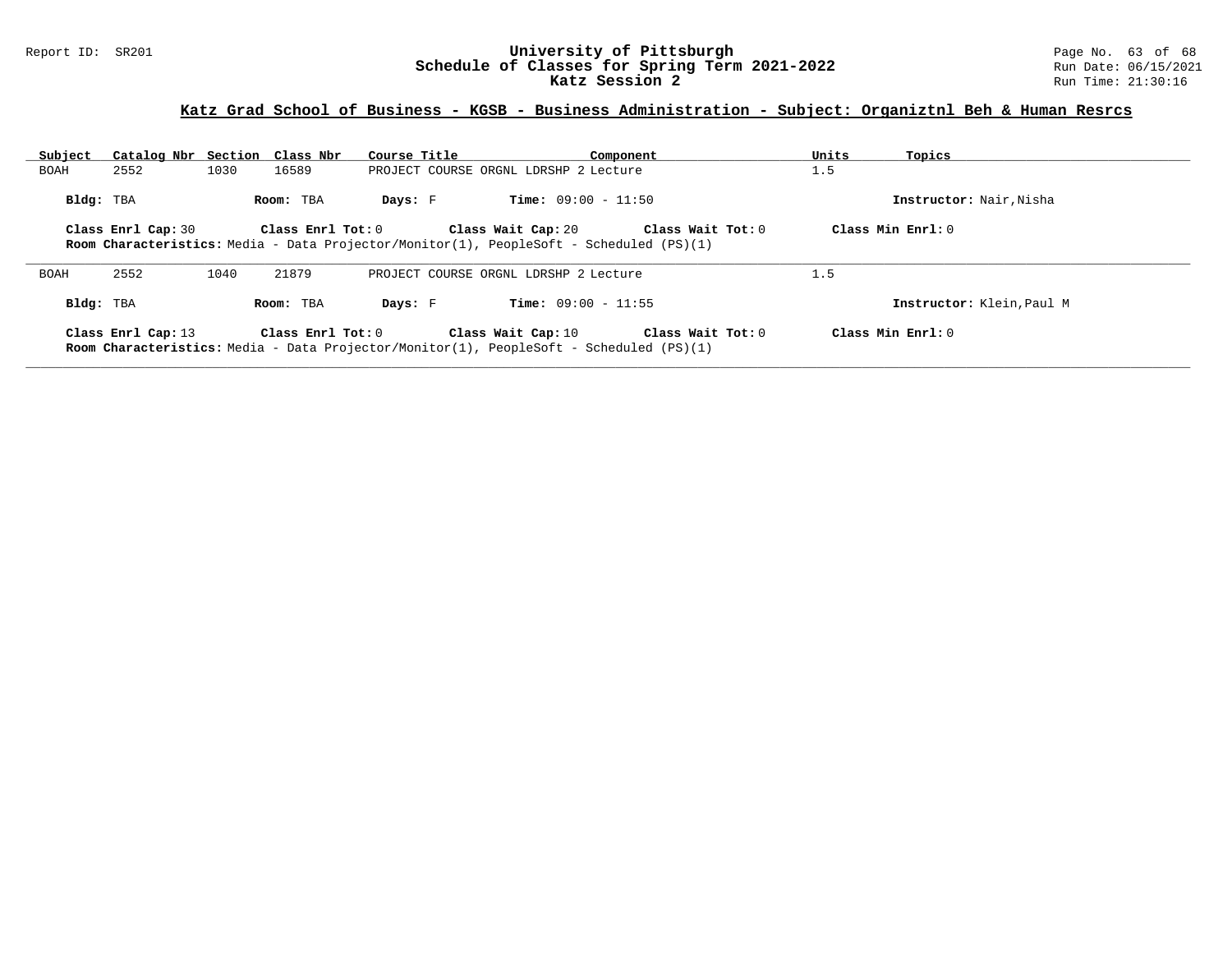## Katz Grad School of Business - KGSB - Business Administration - Subject: Organiztnl Beh & Human Resrcs

| Subject | Catalog Nbr | Section | Class Nbr | Course Title | Component | Units | Topics |
|---|---|---|---|---|---|---|---|
| BOAH | 2552 | 1030 | 16589 | PROJECT COURSE ORGNL LDRSHP 2 | Lecture | 1.5 | |

**Bldg:** TBA **Room:** TBA **Days:** F **Time:** 09:00 - 11:50 **Instructor:** Nair,Nisha

**Class Enrl Cap:** 30 **Class Enrl Tot:** 0 **Class Wait Cap:** 20 **Class Wait Tot:** 0 **Class Min Enrl:** 0

**Room Characteristics:** Media - Data Projector/Monitor(1), PeopleSoft - Scheduled (PS)(1)

---

| Subject | Catalog Nbr | Section | Class Nbr | Course Title | Component | Units | Topics |
|---|---|---|---|---|---|---|---|
| BOAH | 2552 | 1040 | 21879 | PROJECT COURSE ORGNL LDRSHP 2 | Lecture | 1.5 | |

**Bldg:** TBA **Room:** TBA **Days:** F **Time:** 09:00 - 11:55 **Instructor:** Klein,Paul M

**Class Enrl Cap:** 13 **Class Enrl Tot:** 0 **Class Wait Cap:** 10 **Class Wait Tot:** 0 **Class Min Enrl:** 0

**Room Characteristics:** Media - Data Projector/Monitor(1), PeopleSoft - Scheduled (PS)(1)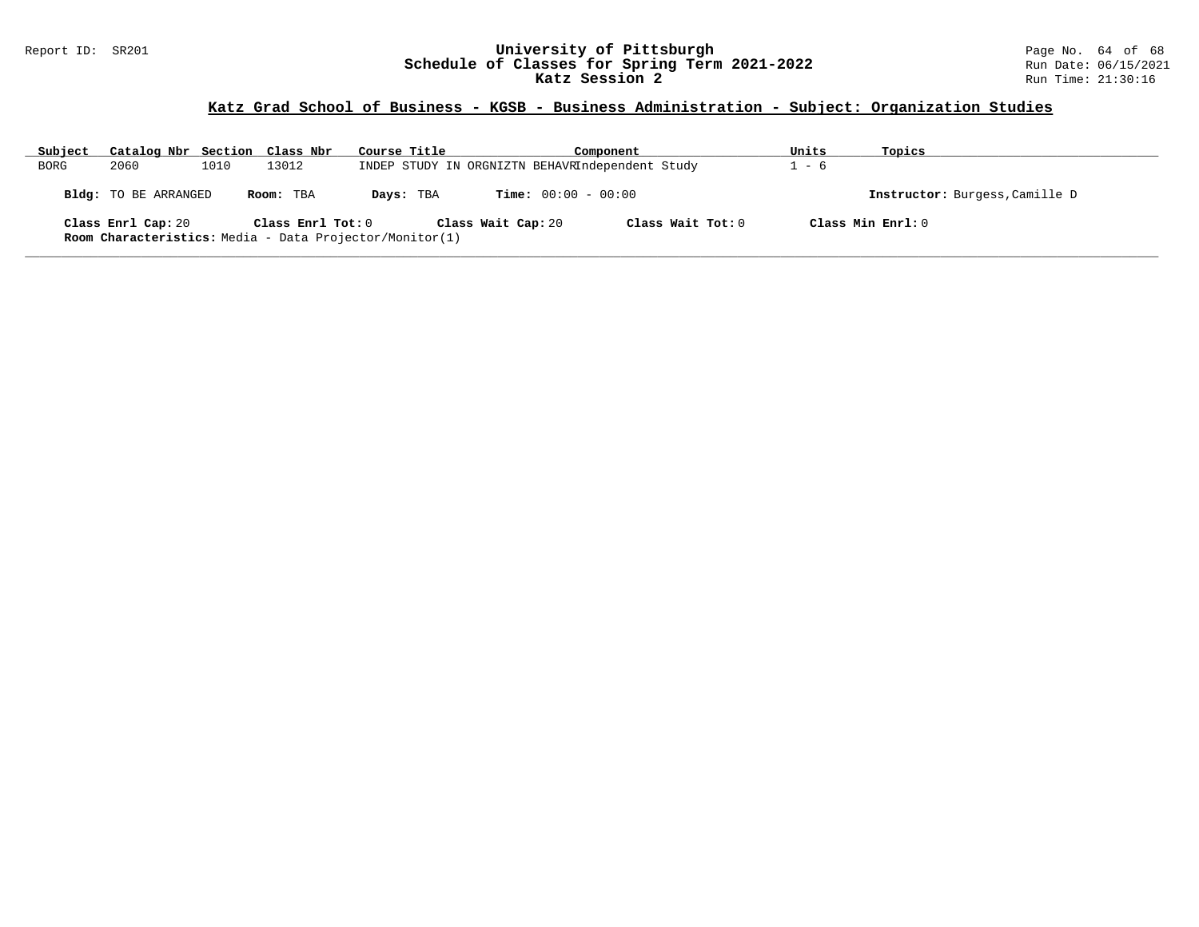## Katz Grad School of Business - KGSB - Business Administration - Subject: Organization Studies

| Subject | Catalog Nbr | Section | Class Nbr | Course Title | Component | Units | Topics |
|---|---|---|---|---|---|---|---|
| BORG | 2060 | 1010 | 13012 | INDEP STUDY IN ORGNIZTN BEHAVR | Independent Study | 1 - 6 | |

**Bldg:** TO BE ARRANGED **Room:** TBA **Days:** TBA **Time:** 00:00 - 00:00 **Instructor:** Burgess,Camille D

**Class Enrl Cap:** 20 **Class Enrl Tot:** 0 **Class Wait Cap:** 20 **Class Wait Tot:** 0 **Class Min Enrl:** 0

**Room Characteristics:** Media - Data Projector/Monitor(1)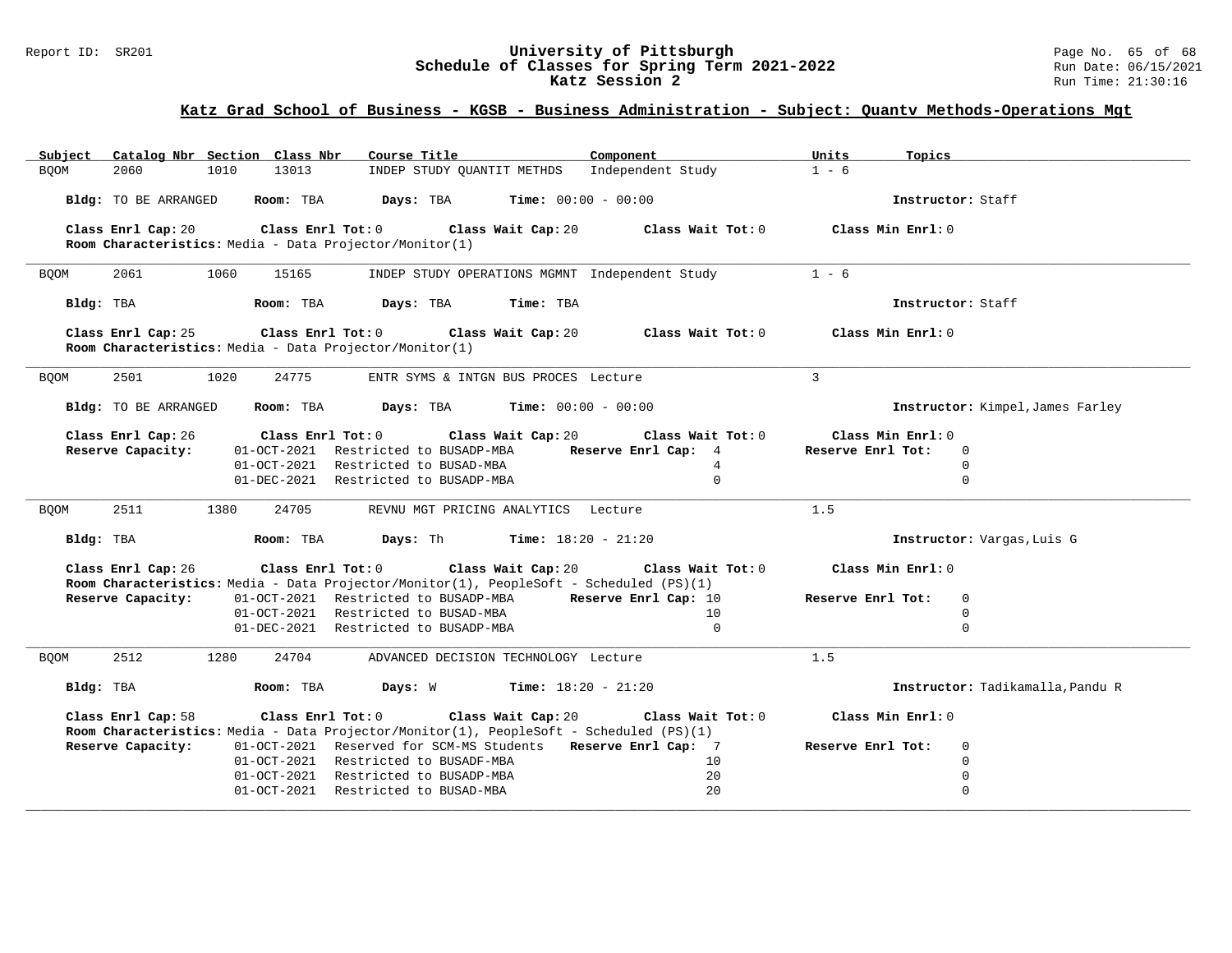# University of Pittsburgh
## Schedule of Classes for Spring Term 2021-2022
## Katz Session 2

### Katz Grad School of Business - KGSB - Business Administration - Subject: Quantv Methods-Operations Mgt

| Subject | Catalog Nbr | Section | Class Nbr | Course Title | Component | Units | Topics |
|---|---|---|---|---|---|---|---|
| BQOM | 2060 | 1010 | 13013 | INDEP STUDY QUANTIT METHDS | Independent Study | 1 - 6 | |

**Bldg:** TO BE ARRANGED **Room:** TBA **Days:** TBA **Time:** 00:00 - 00:00 **Instructor:** Staff

**Class Enrl Cap:** 20 **Class Enrl Tot:** 0 **Class Wait Cap:** 20 **Class Wait Tot:** 0 **Class Min Enrl:** 0

**Room Characteristics:** Media - Data Projector/Monitor(1)

---

| Subject | Catalog Nbr | Section | Class Nbr | Course Title | Component | Units | Topics |
|---|---|---|---|---|---|---|---|
| BQOM | 2061 | 1060 | 15165 | INDEP STUDY OPERATIONS MGMNT | Independent Study | 1 - 6 | |

**Bldg:** TBA **Room:** TBA **Days:** TBA **Time:** TBA **Instructor:** Staff

**Class Enrl Cap:** 25 **Class Enrl Tot:** 0 **Class Wait Cap:** 20 **Class Wait Tot:** 0 **Class Min Enrl:** 0

**Room Characteristics:** Media - Data Projector/Monitor(1)

---

| Subject | Catalog Nbr | Section | Class Nbr | Course Title | Component | Units | Topics |
|---|---|---|---|---|---|---|---|
| BQOM | 2501 | 1020 | 24775 | ENTR SYMS & INTGN BUS PROCES | Lecture | 3 | |

**Bldg:** TO BE ARRANGED **Room:** TBA **Days:** TBA **Time:** 00:00 - 00:00 **Instructor:** Kimpel,James Farley

**Class Enrl Cap:** 26 **Class Enrl Tot:** 0 **Class Wait Cap:** 20 **Class Wait Tot:** 0 **Class Min Enrl:** 0

| Reserve Capacity: | | Reserve Enrl Cap | Reserve Enrl Tot |
|---|---|---|---|
| 01-OCT-2021 | Restricted to BUSADP-MBA | 4 | 0 |
| 01-OCT-2021 | Restricted to BUSAD-MBA | 4 | 0 |
| 01-DEC-2021 | Restricted to BUSADP-MBA | 0 | 0 |

---

| Subject | Catalog Nbr | Section | Class Nbr | Course Title | Component | Units | Topics |
|---|---|---|---|---|---|---|---|
| BQOM | 2511 | 1380 | 24705 | REVNU MGT PRICING ANALYTICS | Lecture | 1.5 | |

**Bldg:** TBA **Room:** TBA **Days:** Th **Time:** 18:20 - 21:20 **Instructor:** Vargas,Luis G

**Class Enrl Cap:** 26 **Class Enrl Tot:** 0 **Class Wait Cap:** 20 **Class Wait Tot:** 0 **Class Min Enrl:** 0

**Room Characteristics:** Media - Data Projector/Monitor(1), PeopleSoft - Scheduled (PS)(1)

| Reserve Capacity: | | Reserve Enrl Cap | Reserve Enrl Tot |
|---|---|---|---|
| 01-OCT-2021 | Restricted to BUSADP-MBA | 10 | 0 |
| 01-OCT-2021 | Restricted to BUSAD-MBA | 10 | 0 |
| 01-DEC-2021 | Restricted to BUSADP-MBA | 0 | 0 |

---

| Subject | Catalog Nbr | Section | Class Nbr | Course Title | Component | Units | Topics |
|---|---|---|---|---|---|---|---|
| BQOM | 2512 | 1280 | 24704 | ADVANCED DECISION TECHNOLOGY | Lecture | 1.5 | |

**Bldg:** TBA **Room:** TBA **Days:** W **Time:** 18:20 - 21:20 **Instructor:** Tadikamalla,Pandu R

**Class Enrl Cap:** 58 **Class Enrl Tot:** 0 **Class Wait Cap:** 20 **Class Wait Tot:** 0 **Class Min Enrl:** 0

**Room Characteristics:** Media - Data Projector/Monitor(1), PeopleSoft - Scheduled (PS)(1)

| Reserve Capacity: | | Reserve Enrl Cap | Reserve Enrl Tot |
|---|---|---|---|
| 01-OCT-2021 | Reserved for SCM-MS Students | 7 | 0 |
| 01-OCT-2021 | Restricted to BUSADF-MBA | 10 | 0 |
| 01-OCT-2021 | Restricted to BUSADP-MBA | 20 | 0 |
| 01-OCT-2021 | Restricted to BUSAD-MBA | 20 | 0 |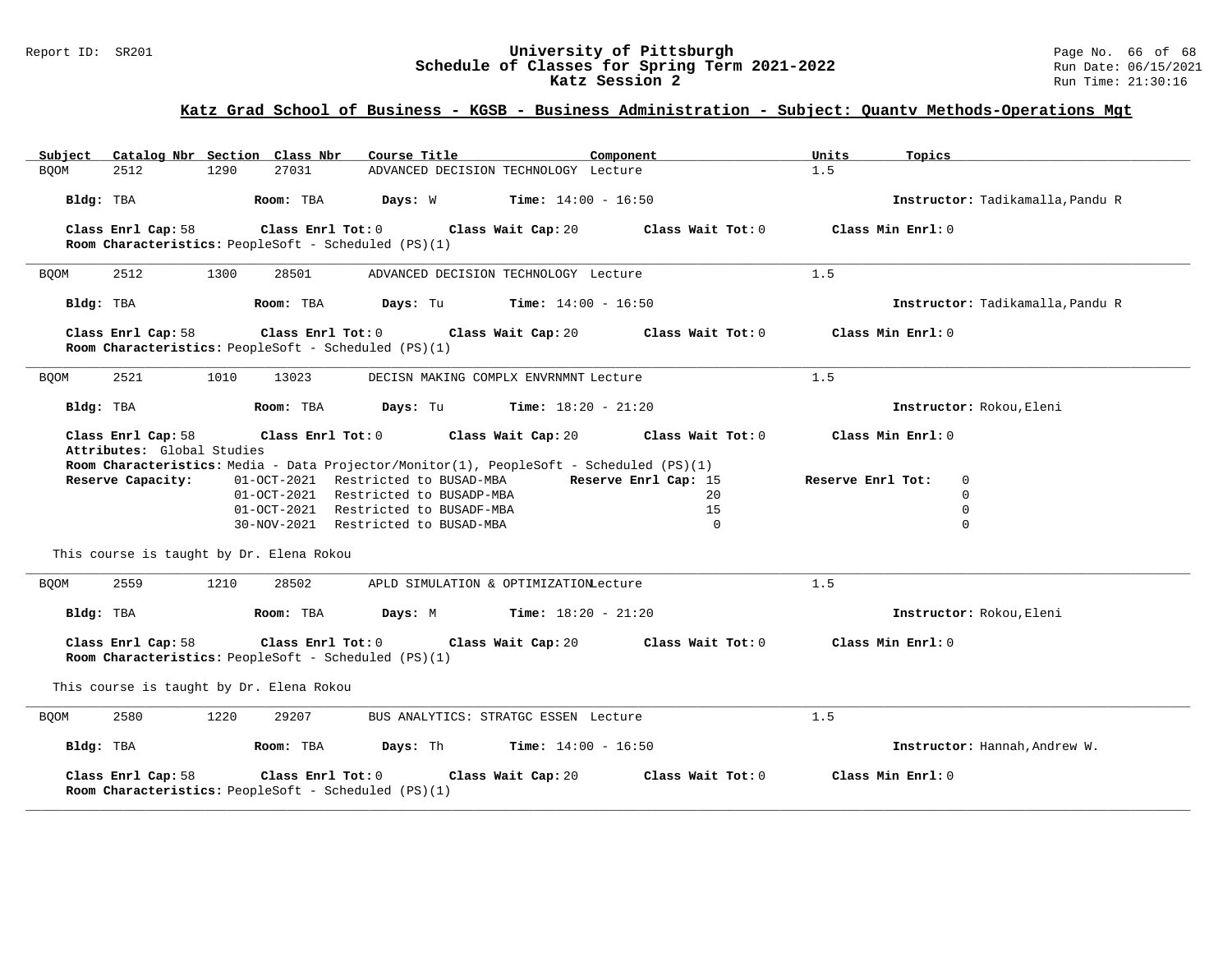## Katz Grad School of Business - KGSB - Business Administration - Subject: Quantv Methods-Operations Mgt

| Subject | Catalog Nbr | Section | Class Nbr | Course Title | Component | Units | Topics |
|---|---|---|---|---|---|---|---|
| BQOM | 2512 | 1290 | 27031 | ADVANCED DECISION TECHNOLOGY | Lecture | 1.5 | |

**Bldg:** TBA **Room:** TBA **Days:** W **Time:** 14:00 - 16:50 **Instructor:** Tadikamalla,Pandu R

**Class Enrl Cap:** 58 **Class Enrl Tot:** 0 **Class Wait Cap:** 20 **Class Wait Tot:** 0 **Class Min Enrl:** 0
**Room Characteristics:** PeopleSoft - Scheduled (PS)(1)

---

| Subject | Catalog Nbr | Section | Class Nbr | Course Title | Component | Units | Topics |
|---|---|---|---|---|---|---|---|
| BQOM | 2512 | 1300 | 28501 | ADVANCED DECISION TECHNOLOGY | Lecture | 1.5 | |

**Bldg:** TBA **Room:** TBA **Days:** Tu **Time:** 14:00 - 16:50 **Instructor:** Tadikamalla,Pandu R

**Class Enrl Cap:** 58 **Class Enrl Tot:** 0 **Class Wait Cap:** 20 **Class Wait Tot:** 0 **Class Min Enrl:** 0
**Room Characteristics:** PeopleSoft - Scheduled (PS)(1)

---

| Subject | Catalog Nbr | Section | Class Nbr | Course Title | Component | Units | Topics |
|---|---|---|---|---|---|---|---|
| BQOM | 2521 | 1010 | 13023 | DECISN MAKING COMPLX ENVRNMNT | Lecture | 1.5 | |

**Bldg:** TBA **Room:** TBA **Days:** Tu **Time:** 18:20 - 21:20 **Instructor:** Rokou,Eleni

**Class Enrl Cap:** 58 **Class Enrl Tot:** 0 **Class Wait Cap:** 20 **Class Wait Tot:** 0 **Class Min Enrl:** 0
**Attributes:** Global Studies
**Room Characteristics:** Media - Data Projector/Monitor(1), PeopleSoft - Scheduled (PS)(1)

| Reserve Capacity: | | Reserve Enrl Cap | Reserve Enrl Tot |
|---|---|---|---|
| 01-OCT-2021 | Restricted to BUSAD-MBA | 15 | 0 |
| 01-OCT-2021 | Restricted to BUSADP-MBA | 20 | 0 |
| 01-OCT-2021 | Restricted to BUSADF-MBA | 15 | 0 |
| 30-NOV-2021 | Restricted to BUSAD-MBA | 0 | 0 |

This course is taught by Dr. Elena Rokou

---

| Subject | Catalog Nbr | Section | Class Nbr | Course Title | Component | Units | Topics |
|---|---|---|---|---|---|---|---|
| BQOM | 2559 | 1210 | 28502 | APLD SIMULATION & OPTIMIZATION | Lecture | 1.5 | |

**Bldg:** TBA **Room:** TBA **Days:** M **Time:** 18:20 - 21:20 **Instructor:** Rokou,Eleni

**Class Enrl Cap:** 58 **Class Enrl Tot:** 0 **Class Wait Cap:** 20 **Class Wait Tot:** 0 **Class Min Enrl:** 0
**Room Characteristics:** PeopleSoft - Scheduled (PS)(1)

This course is taught by Dr. Elena Rokou

---

| Subject | Catalog Nbr | Section | Class Nbr | Course Title | Component | Units | Topics |
|---|---|---|---|---|---|---|---|
| BQOM | 2580 | 1220 | 29207 | BUS ANALYTICS: STRATGC ESSEN | Lecture | 1.5 | |

**Bldg:** TBA **Room:** TBA **Days:** Th **Time:** 14:00 - 16:50 **Instructor:** Hannah,Andrew W.

**Class Enrl Cap:** 58 **Class Enrl Tot:** 0 **Class Wait Cap:** 20 **Class Wait Tot:** 0 **Class Min Enrl:** 0
**Room Characteristics:** PeopleSoft - Scheduled (PS)(1)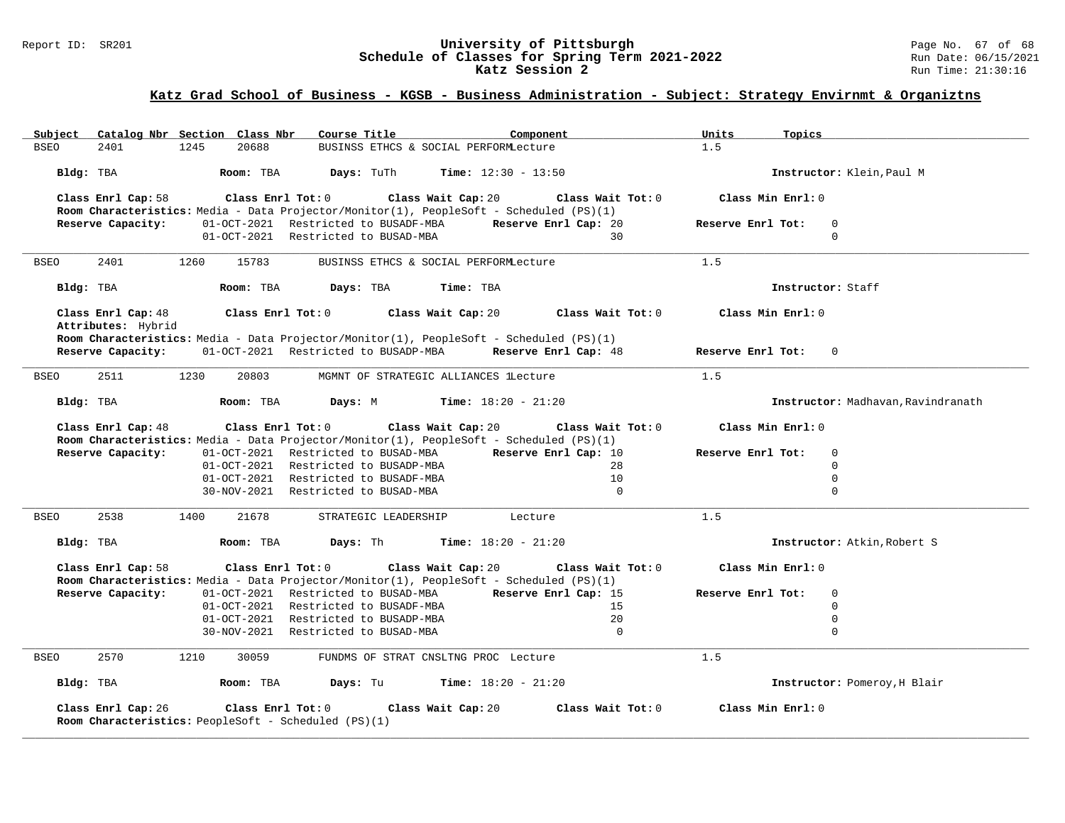## Katz Grad School of Business - KGSB - Business Administration - Subject: Strategy Envirnmt & Organiztns

| Subject | Catalog Nbr | Section | Class Nbr | Course Title | Component | Units | Topics |
|---|---|---|---|---|---|---|---|
| BSEO | 2401 | 1245 | 20688 | BUSINSS ETHCS & SOCIAL PERFORM | Lecture | 1.5 | |

**Bldg:** TBA **Room:** TBA **Days:** TuTh **Time:** 12:30 - 13:50 **Instructor:** Klein,Paul M

**Class Enrl Cap:** 58 **Class Enrl Tot:** 0 **Class Wait Cap:** 20 **Class Wait Tot:** 0 **Class Min Enrl:** 0

**Room Characteristics:** Media - Data Projector/Monitor(1), PeopleSoft - Scheduled (PS)(1)

| Reserve Capacity: | Restriction | Reserve Enrl Cap | Reserve Enrl Tot |
|---|---|---|---|
| 01-OCT-2021 | Restricted to BUSADF-MBA | 20 | 0 |
| 01-OCT-2021 | Restricted to BUSAD-MBA | 30 | 0 |

---

| Subject | Catalog Nbr | Section | Class Nbr | Course Title | Component | Units | Topics |
|---|---|---|---|---|---|---|---|
| BSEO | 2401 | 1260 | 15783 | BUSINSS ETHCS & SOCIAL PERFORM | Lecture | 1.5 | |

**Bldg:** TBA **Room:** TBA **Days:** TBA **Time:** TBA **Instructor:** Staff

**Class Enrl Cap:** 48 **Class Enrl Tot:** 0 **Class Wait Cap:** 20 **Class Wait Tot:** 0 **Class Min Enrl:** 0

**Attributes:** Hybrid

**Room Characteristics:** Media - Data Projector/Monitor(1), PeopleSoft - Scheduled (PS)(1)

| Reserve Capacity: | Restriction | Reserve Enrl Cap | Reserve Enrl Tot |
|---|---|---|---|
| 01-OCT-2021 | Restricted to BUSADP-MBA | 48 | 0 |

---

| Subject | Catalog Nbr | Section | Class Nbr | Course Title | Component | Units | Topics |
|---|---|---|---|---|---|---|---|
| BSEO | 2511 | 1230 | 20803 | MGMNT OF STRATEGIC ALLIANCES 1 | Lecture | 1.5 | |

**Bldg:** TBA **Room:** TBA **Days:** M **Time:** 18:20 - 21:20 **Instructor:** Madhavan,Ravindranath

**Class Enrl Cap:** 48 **Class Enrl Tot:** 0 **Class Wait Cap:** 20 **Class Wait Tot:** 0 **Class Min Enrl:** 0

**Room Characteristics:** Media - Data Projector/Monitor(1), PeopleSoft - Scheduled (PS)(1)

| Reserve Capacity: | Restriction | Reserve Enrl Cap | Reserve Enrl Tot |
|---|---|---|---|
| 01-OCT-2021 | Restricted to BUSAD-MBA | 10 | 0 |
| 01-OCT-2021 | Restricted to BUSADP-MBA | 28 | 0 |
| 01-OCT-2021 | Restricted to BUSADF-MBA | 10 | 0 |
| 30-NOV-2021 | Restricted to BUSAD-MBA | 0 | 0 |

---

| Subject | Catalog Nbr | Section | Class Nbr | Course Title | Component | Units | Topics |
|---|---|---|---|---|---|---|---|
| BSEO | 2538 | 1400 | 21678 | STRATEGIC LEADERSHIP | Lecture | 1.5 | |

**Bldg:** TBA **Room:** TBA **Days:** Th **Time:** 18:20 - 21:20 **Instructor:** Atkin,Robert S

**Class Enrl Cap:** 58 **Class Enrl Tot:** 0 **Class Wait Cap:** 20 **Class Wait Tot:** 0 **Class Min Enrl:** 0

**Room Characteristics:** Media - Data Projector/Monitor(1), PeopleSoft - Scheduled (PS)(1)

| Reserve Capacity: | Restriction | Reserve Enrl Cap | Reserve Enrl Tot |
|---|---|---|---|
| 01-OCT-2021 | Restricted to BUSAD-MBA | 15 | 0 |
| 01-OCT-2021 | Restricted to BUSADF-MBA | 15 | 0 |
| 01-OCT-2021 | Restricted to BUSADP-MBA | 20 | 0 |
| 30-NOV-2021 | Restricted to BUSAD-MBA | 0 | 0 |

---

| Subject | Catalog Nbr | Section | Class Nbr | Course Title | Component | Units | Topics |
|---|---|---|---|---|---|---|---|
| BSEO | 2570 | 1210 | 30059 | FUNDMS OF STRAT CNSLTNG PROC | Lecture | 1.5 | |

**Bldg:** TBA **Room:** TBA **Days:** Tu **Time:** 18:20 - 21:20 **Instructor:** Pomeroy,H Blair

**Class Enrl Cap:** 26 **Class Enrl Tot:** 0 **Class Wait Cap:** 20 **Class Wait Tot:** 0 **Class Min Enrl:** 0

**Room Characteristics:** PeopleSoft - Scheduled (PS)(1)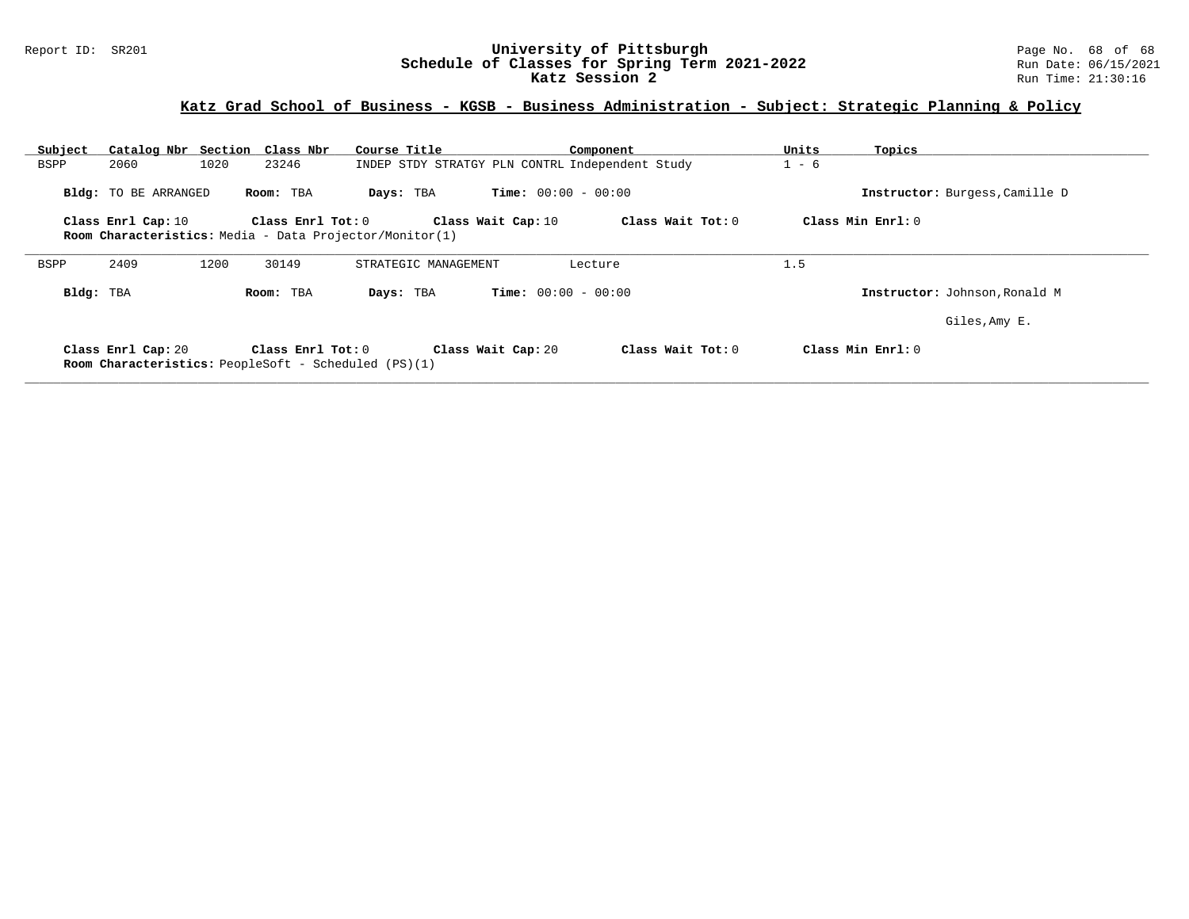**Katz Grad School of Business - KGSB - Business Administration - Subject: Strategic Planning & Policy**

| Subject | Catalog Nbr | Section | Class Nbr | Course Title | Component | Units | Topics |
|---|---|---|---|---|---|---|---|
| BSPP | 2060 | 1020 | 23246 | INDEP STDY STRATGY PLN CONTRL | Independent Study | 1 - 6 | |

**Bldg:** TO BE ARRANGED **Room:** TBA **Days:** TBA **Time:** 00:00 - 00:00 **Instructor:** Burgess,Camille D

**Class Enrl Cap:** 10 **Class Enrl Tot:** 0 **Class Wait Cap:** 10 **Class Wait Tot:** 0 **Class Min Enrl:** 0

**Room Characteristics:** Media - Data Projector/Monitor(1)

| Subject | Catalog Nbr | Section | Class Nbr | Course Title | Component | Units | Topics |
|---|---|---|---|---|---|---|---|
| BSPP | 2409 | 1200 | 30149 | STRATEGIC MANAGEMENT | Lecture | 1.5 | |

**Bldg:** TBA **Room:** TBA **Days:** TBA **Time:** 00:00 - 00:00 **Instructor:** Johnson,Ronald M

Giles,Amy E.

**Class Enrl Cap:** 20 **Class Enrl Tot:** 0 **Class Wait Cap:** 20 **Class Wait Tot:** 0 **Class Min Enrl:** 0

**Room Characteristics:** PeopleSoft - Scheduled (PS)(1)